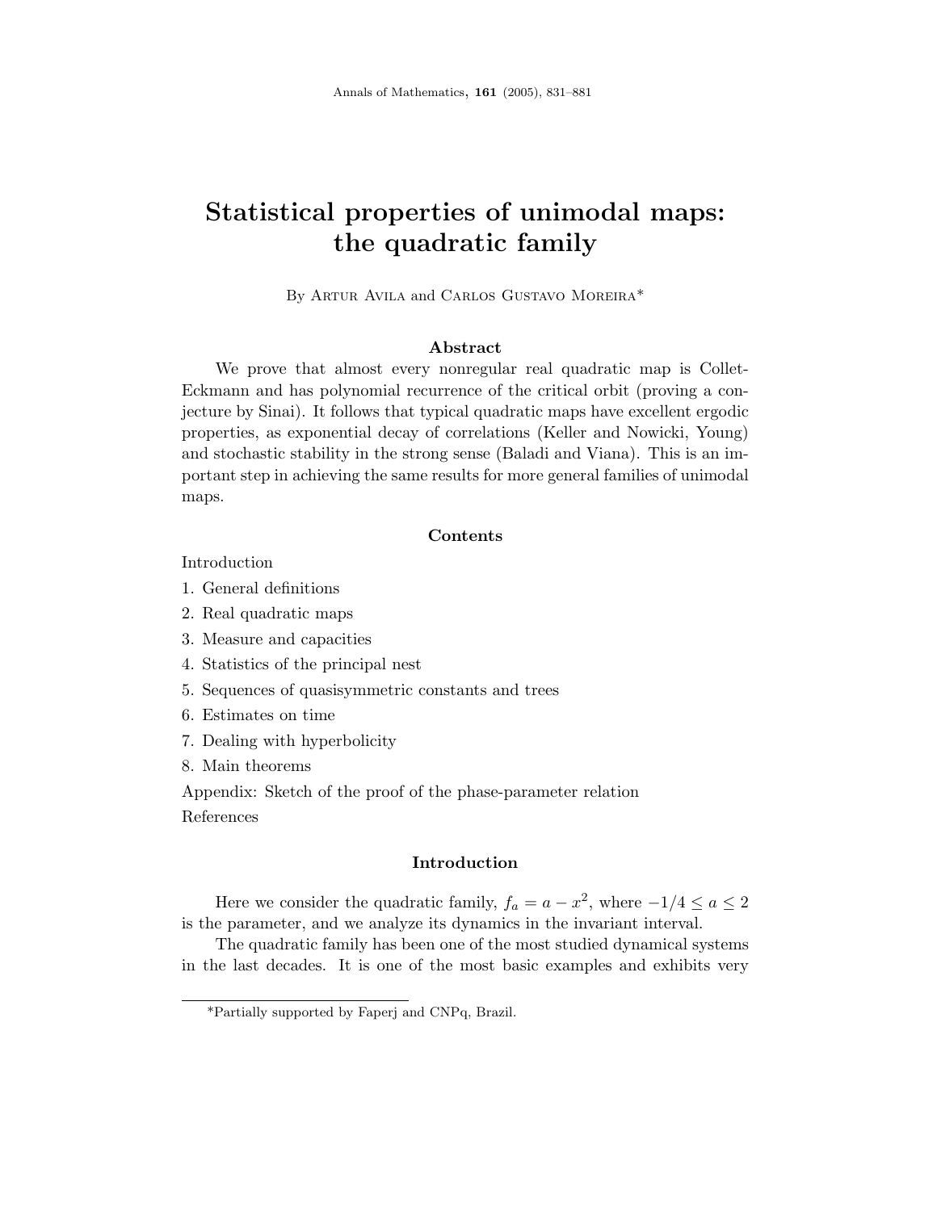# Statistical properties of unimodal maps: the quadratic family

By Artur Avila and Carlos Gustavo Moreira*

## Abstract

We prove that almost every nonregular real quadratic map is Collet-Eckmann and has polynomial recurrence of the critical orbit (proving a conjecture by Sinai). It follows that typical quadratic maps have excellent ergodic properties, as exponential decay of correlations (Keller and Nowicki, Young) and stochastic stability in the strong sense (Baladi and Viana). This is an important step in achieving the same results for more general families of unimodal maps.

## Contents

Introduction

1. General definitions
2. Real quadratic maps
3. Measure and capacities
4. Statistics of the principal nest
5. Sequences of quasisymmetric constants and trees
6. Estimates on time
7. Dealing with hyperbolicity
8. Main theorems

Appendix: Sketch of the proof of the phase-parameter relation

References

## Introduction

Here we consider the quadratic family, $f_a = a - x^2$, where $-1/4 \leq a \leq 2$ is the parameter, and we analyze its dynamics in the invariant interval.

The quadratic family has been one of the most studied dynamical systems in the last decades. It is one of the most basic examples and exhibits very

*Partially supported by Faperj and CNPq, Brazil.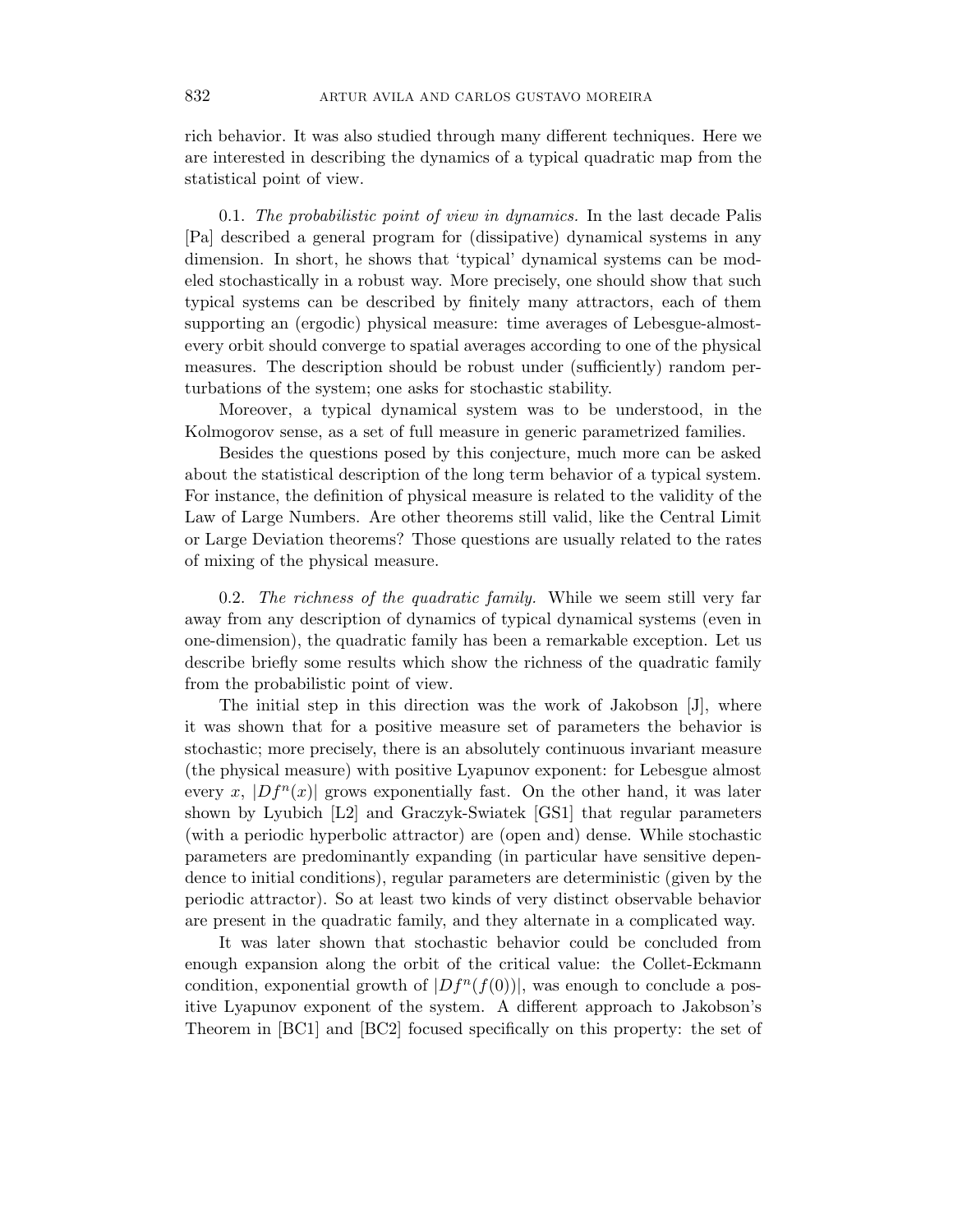rich behavior. It was also studied through many different techniques. Here we are interested in describing the dynamics of a typical quadratic map from the statistical point of view.

0.1. *The probabilistic point of view in dynamics.* In the last decade Palis [Pa] described a general program for (dissipative) dynamical systems in any dimension. In short, he shows that 'typical' dynamical systems can be modeled stochastically in a robust way. More precisely, one should show that such typical systems can be described by finitely many attractors, each of them supporting an (ergodic) physical measure: time averages of Lebesgue-almost-every orbit should converge to spatial averages according to one of the physical measures. The description should be robust under (sufficiently) random perturbations of the system; one asks for stochastic stability.

Moreover, a typical dynamical system was to be understood, in the Kolmogorov sense, as a set of full measure in generic parametrized families.

Besides the questions posed by this conjecture, much more can be asked about the statistical description of the long term behavior of a typical system. For instance, the definition of physical measure is related to the validity of the Law of Large Numbers. Are other theorems still valid, like the Central Limit or Large Deviation theorems? Those questions are usually related to the rates of mixing of the physical measure.

0.2. *The richness of the quadratic family.* While we seem still very far away from any description of dynamics of typical dynamical systems (even in one-dimension), the quadratic family has been a remarkable exception. Let us describe briefly some results which show the richness of the quadratic family from the probabilistic point of view.

The initial step in this direction was the work of Jakobson [J], where it was shown that for a positive measure set of parameters the behavior is stochastic; more precisely, there is an absolutely continuous invariant measure (the physical measure) with positive Lyapunov exponent: for Lebesgue almost every $x$, $|Df^n(x)|$ grows exponentially fast. On the other hand, it was later shown by Lyubich [L2] and Graczyk-Swiatek [GS1] that regular parameters (with a periodic hyperbolic attractor) are (open and) dense. While stochastic parameters are predominantly expanding (in particular have sensitive dependence to initial conditions), regular parameters are deterministic (given by the periodic attractor). So at least two kinds of very distinct observable behavior are present in the quadratic family, and they alternate in a complicated way.

It was later shown that stochastic behavior could be concluded from enough expansion along the orbit of the critical value: the Collet-Eckmann condition, exponential growth of $|Df^n(f(0))|$, was enough to conclude a positive Lyapunov exponent of the system. A different approach to Jakobson's Theorem in [BC1] and [BC2] focused specifically on this property: the set of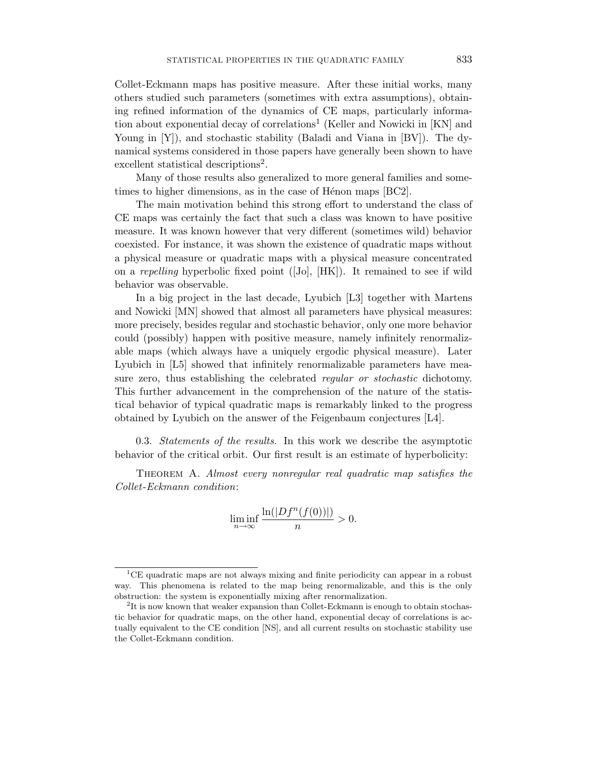Collet-Eckmann maps has positive measure. After these initial works, many others studied such parameters (sometimes with extra assumptions), obtaining refined information of the dynamics of CE maps, particularly information about exponential decay of correlations[1] (Keller and Nowicki in [KN] and Young in [Y]), and stochastic stability (Baladi and Viana in [BV]). The dynamical systems considered in those papers have generally been shown to have excellent statistical descriptions[2].

Many of those results also generalized to more general families and sometimes to higher dimensions, as in the case of Hénon maps [BC2].

The main motivation behind this strong effort to understand the class of CE maps was certainly the fact that such a class was known to have positive measure. It was known however that very different (sometimes wild) behavior coexisted. For instance, it was shown the existence of quadratic maps without a physical measure or quadratic maps with a physical measure concentrated on a *repelling* hyperbolic fixed point ([Jo], [HK]). It remained to see if wild behavior was observable.

In a big project in the last decade, Lyubich [L3] together with Martens and Nowicki [MN] showed that almost all parameters have physical measures: more precisely, besides regular and stochastic behavior, only one more behavior could (possibly) happen with positive measure, namely infinitely renormalizable maps (which always have a uniquely ergodic physical measure). Later Lyubich in [L5] showed that infinitely renormalizable parameters have measure zero, thus establishing the celebrated *regular or stochastic* dichotomy. This further advancement in the comprehension of the nature of the statistical behavior of typical quadratic maps is remarkably linked to the progress obtained by Lyubich on the answer of the Feigenbaum conjectures [L4].

0.3. *Statements of the results.* In this work we describe the asymptotic behavior of the critical orbit. Our first result is an estimate of hyperbolicity:

Theorem A. *Almost every nonregular real quadratic map satisfies the Collet-Eckmann condition*:

$$\liminf_{n\to\infty} \frac{\ln(|Df^n(f(0))|)}{n} > 0.$$

---

[1] CE quadratic maps are not always mixing and finite periodicity can appear in a robust way. This phenomena is related to the map being renormalizable, and this is the only obstruction: the system is exponentially mixing after renormalization.

[2] It is now known that weaker expansion than Collet-Eckmann is enough to obtain stochastic behavior for quadratic maps, on the other hand, exponential decay of correlations is actually equivalent to the CE condition [NS], and all current results on stochastic stability use the Collet-Eckmann condition.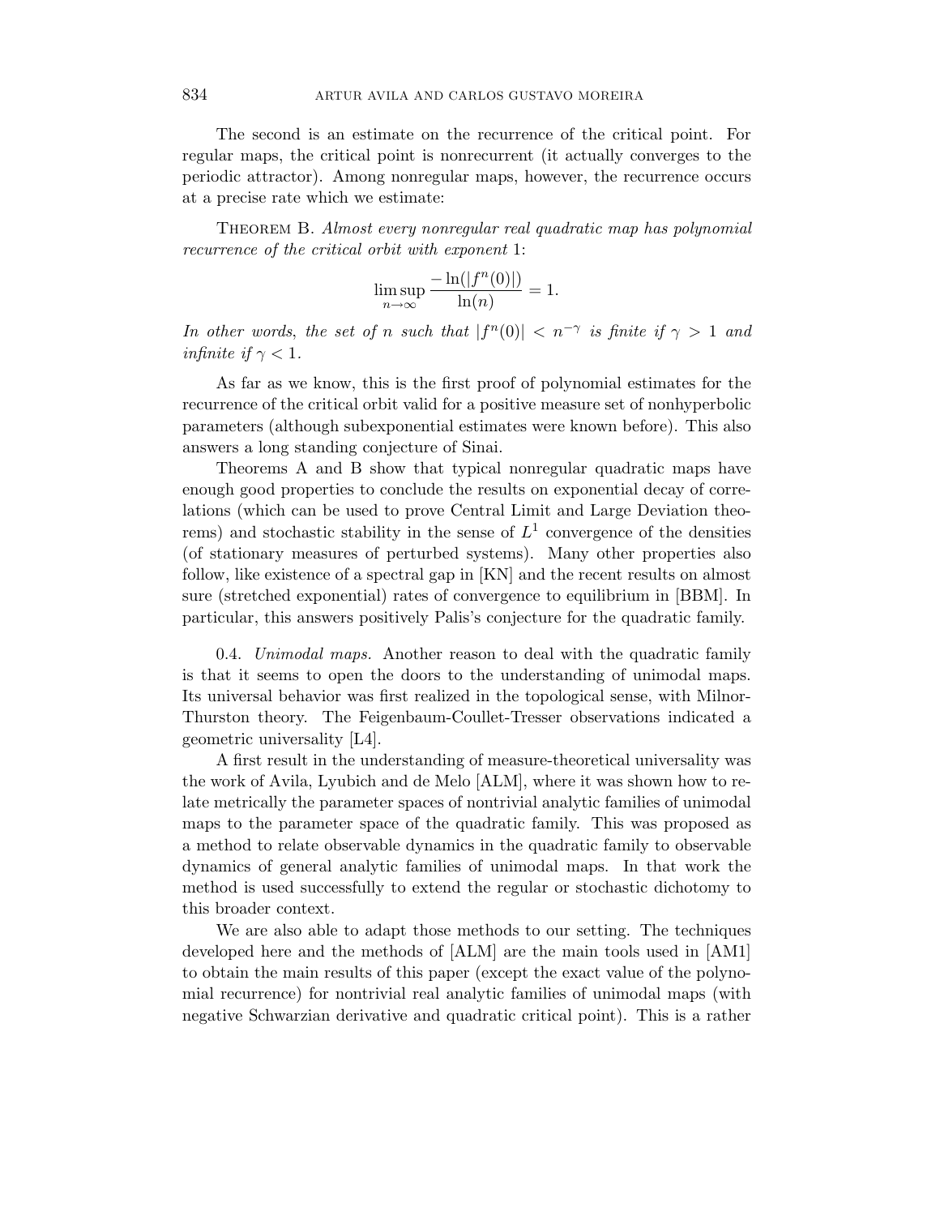The second is an estimate on the recurrence of the critical point. For regular maps, the critical point is nonrecurrent (it actually converges to the periodic attractor). Among nonregular maps, however, the recurrence occurs at a precise rate which we estimate:

Theorem B. *Almost every nonregular real quadratic map has polynomial recurrence of the critical orbit with exponent* 1:

$$\limsup_{n\to\infty} \frac{-\ln(|f^n(0)|)}{\ln(n)} = 1.$$

*In other words, the set of $n$ such that $|f^n(0)| < n^{-\gamma}$ is finite if $\gamma > 1$ and infinite if $\gamma < 1$.*

As far as we know, this is the first proof of polynomial estimates for the recurrence of the critical orbit valid for a positive measure set of nonhyperbolic parameters (although subexponential estimates were known before). This also answers a long standing conjecture of Sinai.

Theorems A and B show that typical nonregular quadratic maps have enough good properties to conclude the results on exponential decay of correlations (which can be used to prove Central Limit and Large Deviation theorems) and stochastic stability in the sense of $L^1$ convergence of the densities (of stationary measures of perturbed systems). Many other properties also follow, like existence of a spectral gap in [KN] and the recent results on almost sure (stretched exponential) rates of convergence to equilibrium in [BBM]. In particular, this answers positively Palis's conjecture for the quadratic family.

0.4. *Unimodal maps.* Another reason to deal with the quadratic family is that it seems to open the doors to the understanding of unimodal maps. Its universal behavior was first realized in the topological sense, with Milnor-Thurston theory. The Feigenbaum-Coullet-Tresser observations indicated a geometric universality [L4].

A first result in the understanding of measure-theoretical universality was the work of Avila, Lyubich and de Melo [ALM], where it was shown how to relate metrically the parameter spaces of nontrivial analytic families of unimodal maps to the parameter space of the quadratic family. This was proposed as a method to relate observable dynamics in the quadratic family to observable dynamics of general analytic families of unimodal maps. In that work the method is used successfully to extend the regular or stochastic dichotomy to this broader context.

We are also able to adapt those methods to our setting. The techniques developed here and the methods of [ALM] are the main tools used in [AM1] to obtain the main results of this paper (except the exact value of the polynomial recurrence) for nontrivial real analytic families of unimodal maps (with negative Schwarzian derivative and quadratic critical point). This is a rather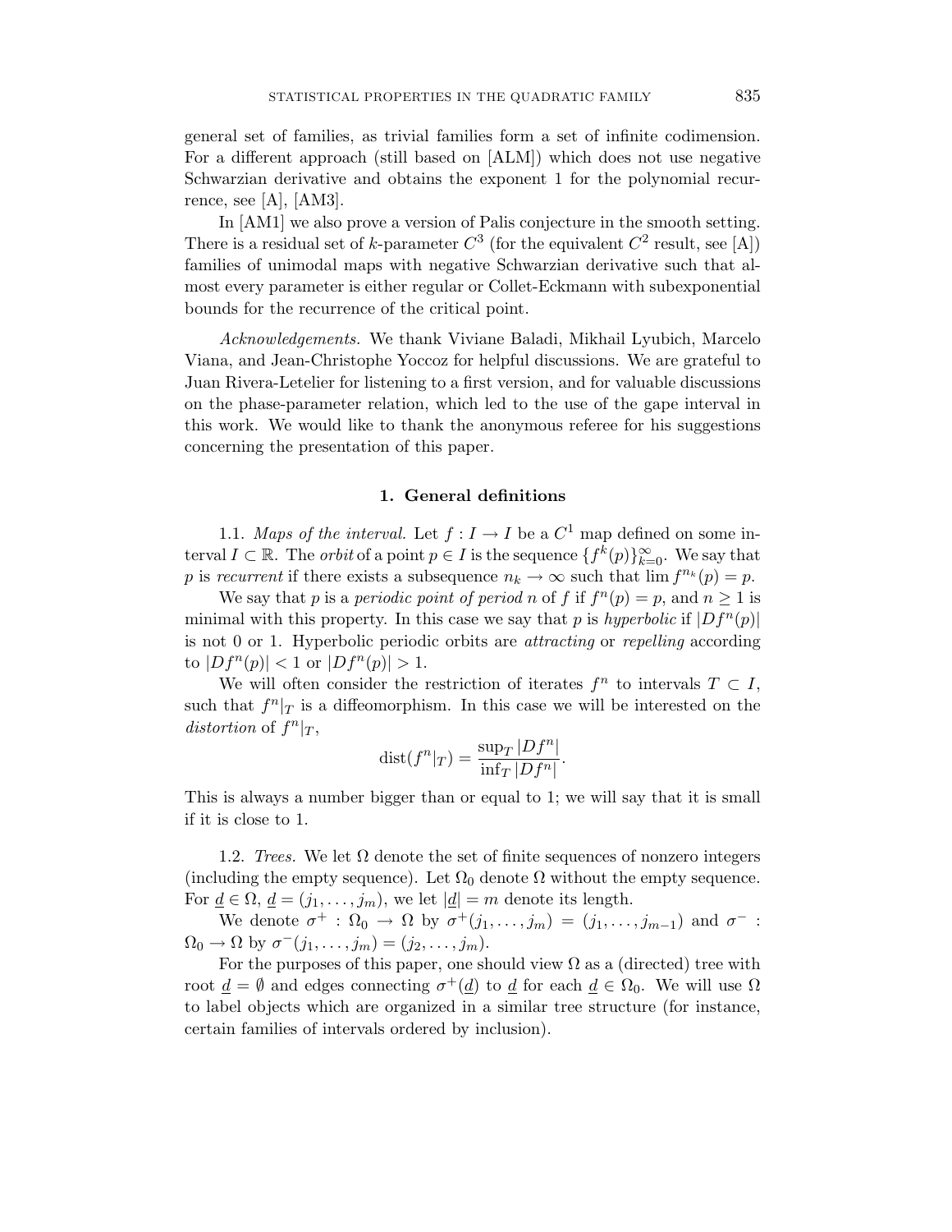general set of families, as trivial families form a set of infinite codimension. For a different approach (still based on [ALM]) which does not use negative Schwarzian derivative and obtains the exponent 1 for the polynomial recurrence, see [A], [AM3].

In [AM1] we also prove a version of Palis conjecture in the smooth setting. There is a residual set of $k$-parameter $C^3$ (for the equivalent $C^2$ result, see [A]) families of unimodal maps with negative Schwarzian derivative such that almost every parameter is either regular or Collet-Eckmann with subexponential bounds for the recurrence of the critical point.

*Acknowledgements.* We thank Viviane Baladi, Mikhail Lyubich, Marcelo Viana, and Jean-Christophe Yoccoz for helpful discussions. We are grateful to Juan Rivera-Letelier for listening to a first version, and for valuable discussions on the phase-parameter relation, which led to the use of the gape interval in this work. We would like to thank the anonymous referee for his suggestions concerning the presentation of this paper.

## 1. General definitions

1.1. *Maps of the interval.* Let $f : I \to I$ be a $C^1$ map defined on some interval $I \subset \mathbb{R}$. The *orbit* of a point $p \in I$ is the sequence $\{f^k(p)\}_{k=0}^{\infty}$. We say that $p$ is *recurrent* if there exists a subsequence $n_k \to \infty$ such that $\lim f^{n_k}(p) = p$.

We say that $p$ is a *periodic point of period* $n$ of $f$ if $f^n(p) = p$, and $n \geq 1$ is minimal with this property. In this case we say that $p$ is *hyperbolic* if $|Df^n(p)|$ is not 0 or 1. Hyperbolic periodic orbits are *attracting* or *repelling* according to $|Df^n(p)| < 1$ or $|Df^n(p)| > 1$.

We will often consider the restriction of iterates $f^n$ to intervals $T \subset I$, such that $f^n|_T$ is a diffeomorphism. In this case we will be interested on the *distortion* of $f^n|_T$,

$$\mathrm{dist}(f^n|_T) = \frac{\sup_T |Df^n|}{\inf_T |Df^n|}.$$

This is always a number bigger than or equal to 1; we will say that it is small if it is close to 1.

1.2. *Trees.* We let $\Omega$ denote the set of finite sequences of nonzero integers (including the empty sequence). Let $\Omega_0$ denote $\Omega$ without the empty sequence. For $\underline{d} \in \Omega$, $\underline{d} = (j_1, \ldots, j_m)$, we let $|\underline{d}| = m$ denote its length.

We denote $\sigma^+ : \Omega_0 \to \Omega$ by $\sigma^+(j_1, \ldots, j_m) = (j_1, \ldots, j_{m-1})$ and $\sigma^- : \Omega_0 \to \Omega$ by $\sigma^-(j_1, \ldots, j_m) = (j_2, \ldots, j_m)$.

For the purposes of this paper, one should view $\Omega$ as a (directed) tree with root $\underline{d} = \emptyset$ and edges connecting $\sigma^+(\underline{d})$ to $\underline{d}$ for each $\underline{d} \in \Omega_0$. We will use $\Omega$ to label objects which are organized in a similar tree structure (for instance, certain families of intervals ordered by inclusion).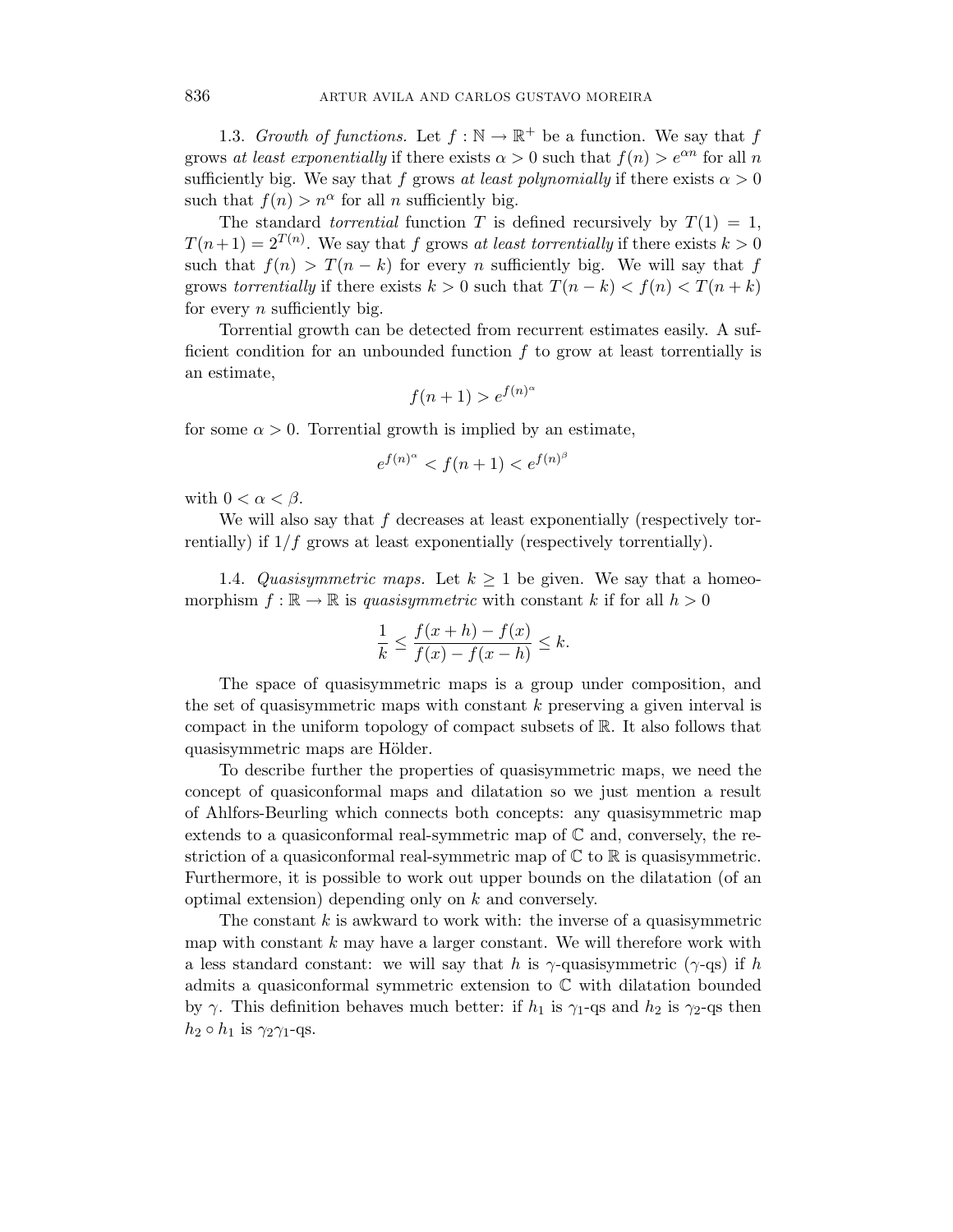1.3. *Growth of functions.* Let $f : \mathbb{N} \to \mathbb{R}^+$ be a function. We say that $f$ grows *at least exponentially* if there exists $\alpha > 0$ such that $f(n) > e^{\alpha n}$ for all $n$ sufficiently big. We say that $f$ grows *at least polynomially* if there exists $\alpha > 0$ such that $f(n) > n^\alpha$ for all $n$ sufficiently big.

The standard *torrential* function $T$ is defined recursively by $T(1) = 1$, $T(n+1) = 2^{T(n)}$. We say that $f$ grows *at least torrentially* if there exists $k > 0$ such that $f(n) > T(n-k)$ for every $n$ sufficiently big. We will say that $f$ grows *torrentially* if there exists $k > 0$ such that $T(n-k) < f(n) < T(n+k)$ for every $n$ sufficiently big.

Torrential growth can be detected from recurrent estimates easily. A sufficient condition for an unbounded function $f$ to grow at least torrentially is an estimate,

$$f(n+1) > e^{f(n)^\alpha}$$

for some $\alpha > 0$. Torrential growth is implied by an estimate,

$$e^{f(n)^\alpha} < f(n+1) < e^{f(n)^\beta}$$

with $0 < \alpha < \beta$.

We will also say that $f$ decreases at least exponentially (respectively torrentially) if $1/f$ grows at least exponentially (respectively torrentially).

1.4. *Quasisymmetric maps.* Let $k \geq 1$ be given. We say that a homeomorphism $f : \mathbb{R} \to \mathbb{R}$ is *quasisymmetric* with constant $k$ if for all $h > 0$

$$\frac{1}{k} \leq \frac{f(x+h) - f(x)}{f(x) - f(x-h)} \leq k.$$

The space of quasisymmetric maps is a group under composition, and the set of quasisymmetric maps with constant $k$ preserving a given interval is compact in the uniform topology of compact subsets of $\mathbb{R}$. It also follows that quasisymmetric maps are Hölder.

To describe further the properties of quasisymmetric maps, we need the concept of quasiconformal maps and dilatation so we just mention a result of Ahlfors-Beurling which connects both concepts: any quasisymmetric map extends to a quasiconformal real-symmetric map of $\mathbb{C}$ and, conversely, the restriction of a quasiconformal real-symmetric map of $\mathbb{C}$ to $\mathbb{R}$ is quasisymmetric. Furthermore, it is possible to work out upper bounds on the dilatation (of an optimal extension) depending only on $k$ and conversely.

The constant $k$ is awkward to work with: the inverse of a quasisymmetric map with constant $k$ may have a larger constant. We will therefore work with a less standard constant: we will say that $h$ is $\gamma$-quasisymmetric ($\gamma$-qs) if $h$ admits a quasiconformal symmetric extension to $\mathbb{C}$ with dilatation bounded by $\gamma$. This definition behaves much better: if $h_1$ is $\gamma_1$-qs and $h_2$ is $\gamma_2$-qs then $h_2 \circ h_1$ is $\gamma_2\gamma_1$-qs.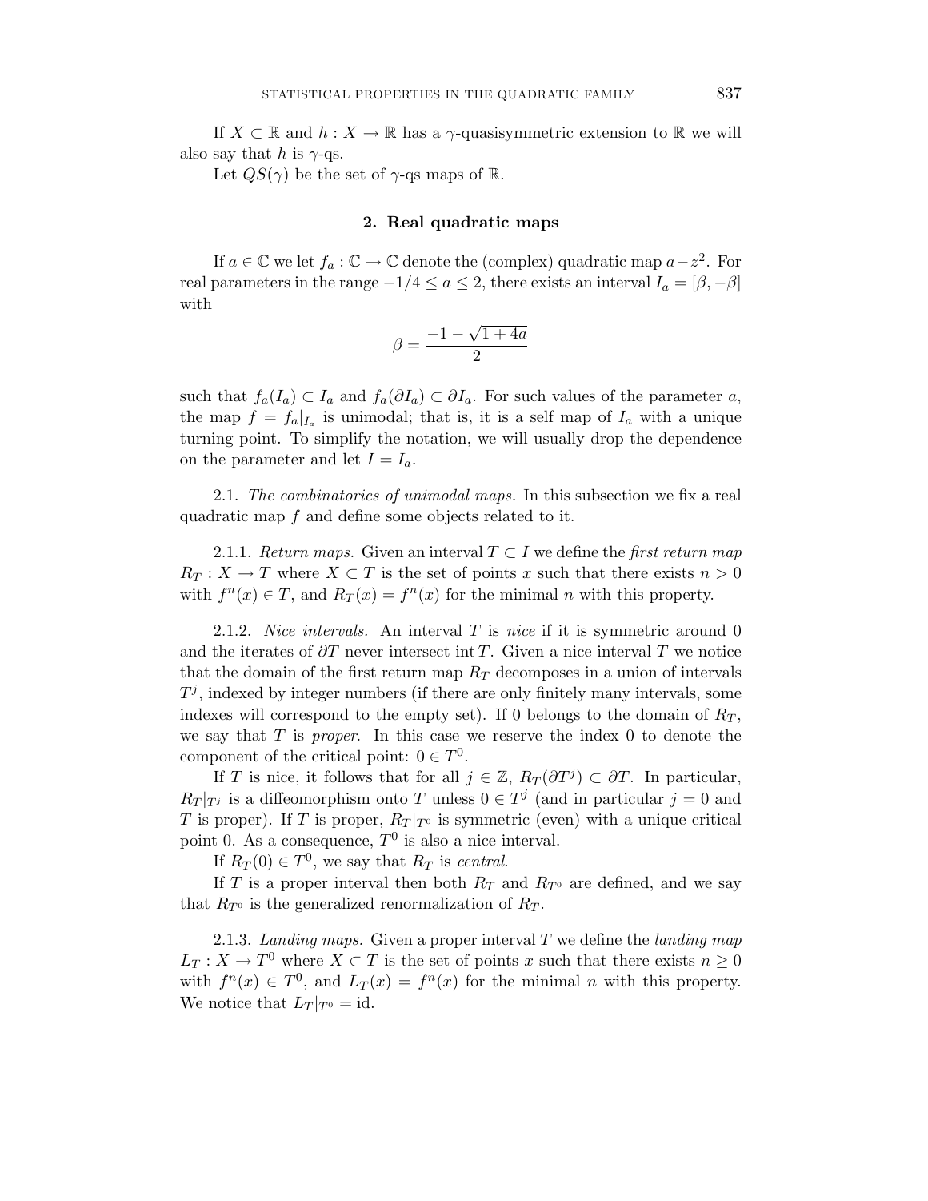If $X \subset \mathbb{R}$ and $h : X \to \mathbb{R}$ has a $\gamma$-quasisymmetric extension to $\mathbb{R}$ we will also say that $h$ is $\gamma$-qs.

Let $QS(\gamma)$ be the set of $\gamma$-qs maps of $\mathbb{R}$.

## 2. Real quadratic maps

If $a \in \mathbb{C}$ we let $f_a : \mathbb{C} \to \mathbb{C}$ denote the (complex) quadratic map $a - z^2$. For real parameters in the range $-1/4 \leq a \leq 2$, there exists an interval $I_a = [\beta, -\beta]$ with

$$\beta = \frac{-1 - \sqrt{1+4a}}{2}$$

such that $f_a(I_a) \subset I_a$ and $f_a(\partial I_a) \subset \partial I_a$. For such values of the parameter $a$, the map $f = f_a|_{I_a}$ is unimodal; that is, it is a self map of $I_a$ with a unique turning point. To simplify the notation, we will usually drop the dependence on the parameter and let $I = I_a$.

2.1. *The combinatorics of unimodal maps.* In this subsection we fix a real quadratic map $f$ and define some objects related to it.

2.1.1. *Return maps.* Given an interval $T \subset I$ we define the *first return map* $R_T : X \to T$ where $X \subset T$ is the set of points $x$ such that there exists $n > 0$ with $f^n(x) \in T$, and $R_T(x) = f^n(x)$ for the minimal $n$ with this property.

2.1.2. *Nice intervals.* An interval $T$ is *nice* if it is symmetric around 0 and the iterates of $\partial T$ never intersect $\operatorname{int} T$. Given a nice interval $T$ we notice that the domain of the first return map $R_T$ decomposes in a union of intervals $T^j$, indexed by integer numbers (if there are only finitely many intervals, some indexes will correspond to the empty set). If 0 belongs to the domain of $R_T$, we say that $T$ is *proper*. In this case we reserve the index 0 to denote the component of the critical point: $0 \in T^0$.

If $T$ is nice, it follows that for all $j \in \mathbb{Z}$, $R_T(\partial T^j) \subset \partial T$. In particular, $R_T|_{T^j}$ is a diffeomorphism onto $T$ unless $0 \in T^j$ (and in particular $j = 0$ and $T$ is proper). If $T$ is proper, $R_T|_{T^0}$ is symmetric (even) with a unique critical point 0. As a consequence, $T^0$ is also a nice interval.

If $R_T(0) \in T^0$, we say that $R_T$ is *central*.

If $T$ is a proper interval then both $R_T$ and $R_{T^0}$ are defined, and we say that $R_{T^0}$ is the generalized renormalization of $R_T$.

2.1.3. *Landing maps.* Given a proper interval $T$ we define the *landing map* $L_T : X \to T^0$ where $X \subset T$ is the set of points $x$ such that there exists $n \geq 0$ with $f^n(x) \in T^0$, and $L_T(x) = f^n(x)$ for the minimal $n$ with this property. We notice that $L_T|_{T^0} = \mathrm{id}$.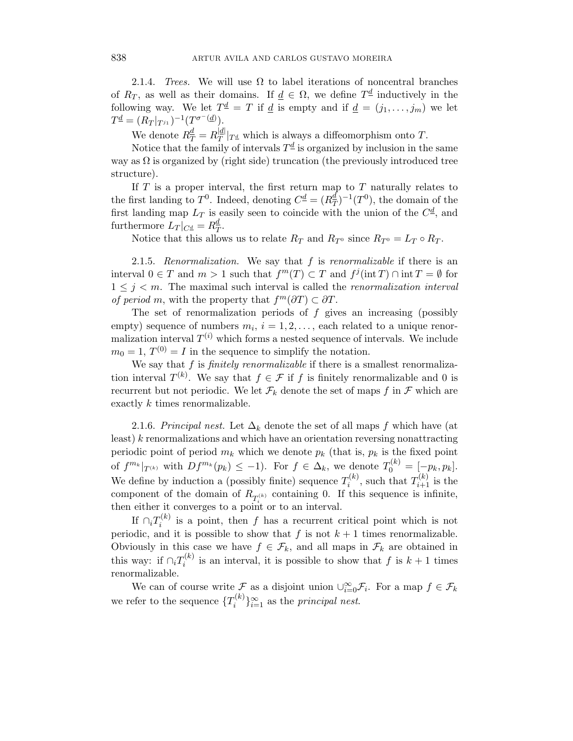2.1.4. *Trees.* We will use $\Omega$ to label iterations of noncentral branches of $R_T$, as well as their domains. If $\underline{d} \in \Omega$, we define $T^{\underline{d}}$ inductively in the following way. We let $T^{\underline{d}} = T$ if $\underline{d}$ is empty and if $\underline{d} = (j_1, \ldots, j_m)$ we let $T^{\underline{d}} = (R_T|_{T^{j_1}})^{-1}(T^{\sigma^-(\underline{d})})$.

We denote $R_T^{\underline{d}} = R_T^{|\underline{d}|}|_{T^{\underline{d}}}$ which is always a diffeomorphism onto $T$.

Notice that the family of intervals $T^{\underline{d}}$ is organized by inclusion in the same way as $\Omega$ is organized by (right side) truncation (the previously introduced tree structure).

If $T$ is a proper interval, the first return map to $T$ naturally relates to the first landing to $T^0$. Indeed, denoting $C^{\underline{d}} = (R_T^{\underline{d}})^{-1}(T^0)$, the domain of the first landing map $L_T$ is easily seen to coincide with the union of the $C^{\underline{d}}$, and furthermore $L_T|_{C^{\underline{d}}} = R_T^{\underline{d}}$.

Notice that this allows us to relate $R_T$ and $R_{T^0}$ since $R_{T^0} = L_T \circ R_T$.

2.1.5. *Renormalization.* We say that $f$ is *renormalizable* if there is an interval $0 \in T$ and $m > 1$ such that $f^m(T) \subset T$ and $f^j(\operatorname{int} T) \cap \operatorname{int} T = \emptyset$ for $1 \leq j < m$. The maximal such interval is called the *renormalization interval of period* $m$, with the property that $f^m(\partial T) \subset \partial T$.

The set of renormalization periods of $f$ gives an increasing (possibly empty) sequence of numbers $m_i$, $i = 1, 2, \ldots$, each related to a unique renormalization interval $T^{(i)}$ which forms a nested sequence of intervals. We include $m_0 = 1$, $T^{(0)} = I$ in the sequence to simplify the notation.

We say that $f$ is *finitely renormalizable* if there is a smallest renormalization interval $T^{(k)}$. We say that $f \in \mathcal{F}$ if $f$ is finitely renormalizable and 0 is recurrent but not periodic. We let $\mathcal{F}_k$ denote the set of maps $f$ in $\mathcal{F}$ which are exactly $k$ times renormalizable.

2.1.6. *Principal nest.* Let $\Delta_k$ denote the set of all maps $f$ which have (at least) $k$ renormalizations and which have an orientation reversing nonattracting periodic point of period $m_k$ which we denote $p_k$ (that is, $p_k$ is the fixed point of $f^{m_k}|_{T^{(k)}}$ with $Df^{m_k}(p_k) \leq -1$). For $f \in \Delta_k$, we denote $T_0^{(k)} = [-p_k, p_k]$. We define by induction a (possibly finite) sequence $T_i^{(k)}$, such that $T_{i+1}^{(k)}$ is the component of the domain of $R_{T_i^{(k)}}$ containing 0. If this sequence is infinite, then either it converges to a point or to an interval.

If $\cap_i T_i^{(k)}$ is a point, then $f$ has a recurrent critical point which is not periodic, and it is possible to show that $f$ is not $k+1$ times renormalizable. Obviously in this case we have $f \in \mathcal{F}_k$, and all maps in $\mathcal{F}_k$ are obtained in this way: if $\cap_i T_i^{(k)}$ is an interval, it is possible to show that $f$ is $k+1$ times renormalizable.

We can of course write $\mathcal{F}$ as a disjoint union $\cup_{i=0}^{\infty} \mathcal{F}_i$. For a map $f \in \mathcal{F}_k$ we refer to the sequence $\{T_i^{(k)}\}_{i=1}^{\infty}$ as the *principal nest*.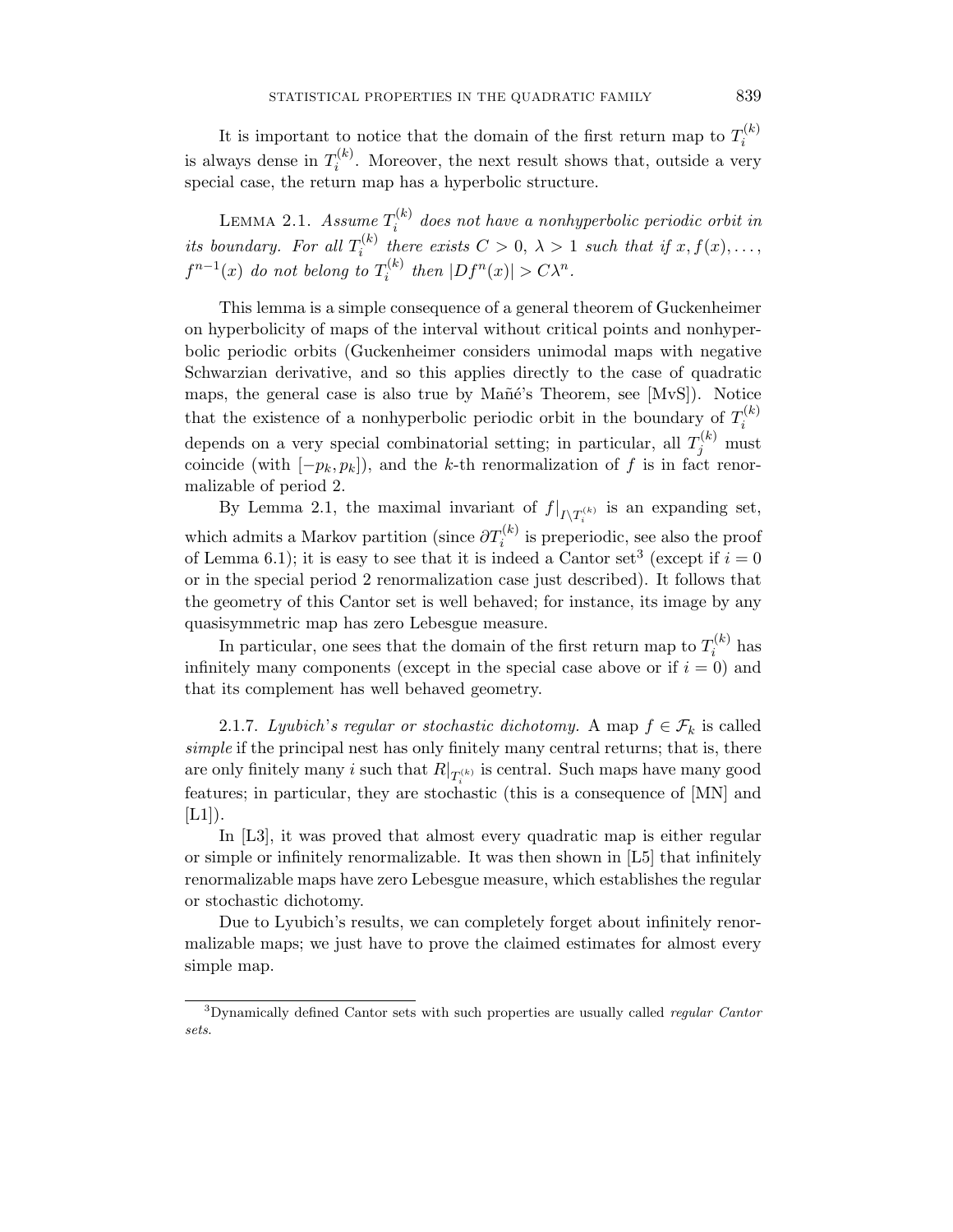It is important to notice that the domain of the first return map to $T_i^{(k)}$ is always dense in $T_i^{(k)}$. Moreover, the next result shows that, outside a very special case, the return map has a hyperbolic structure.

Lemma 2.1. *Assume $T_i^{(k)}$ does not have a nonhyperbolic periodic orbit in its boundary. For all $T_i^{(k)}$ there exists $C > 0$, $\lambda > 1$ such that if $x, f(x), \ldots, f^{n-1}(x)$ do not belong to $T_i^{(k)}$ then $|Df^n(x)| > C\lambda^n$.*

This lemma is a simple consequence of a general theorem of Guckenheimer on hyperbolicity of maps of the interval without critical points and nonhyperbolic periodic orbits (Guckenheimer considers unimodal maps with negative Schwarzian derivative, and so this applies directly to the case of quadratic maps, the general case is also true by Mañé's Theorem, see [MvS]). Notice that the existence of a nonhyperbolic periodic orbit in the boundary of $T_i^{(k)}$ depends on a very special combinatorial setting; in particular, all $T_j^{(k)}$ must coincide (with $[-p_k, p_k]$), and the $k$-th renormalization of $f$ is in fact renormalizable of period 2.

By Lemma 2.1, the maximal invariant of $f|_{I \setminus T_i^{(k)}}$ is an expanding set, which admits a Markov partition (since $\partial T_i^{(k)}$ is preperiodic, see also the proof of Lemma 6.1); it is easy to see that it is indeed a Cantor set[3] (except if $i = 0$ or in the special period 2 renormalization case just described). It follows that the geometry of this Cantor set is well behaved; for instance, its image by any quasisymmetric map has zero Lebesgue measure.

In particular, one sees that the domain of the first return map to $T_i^{(k)}$ has infinitely many components (except in the special case above or if $i = 0$) and that its complement has well behaved geometry.

2.1.7. *Lyubich's regular or stochastic dichotomy.* A map $f \in \mathcal{F}_k$ is called *simple* if the principal nest has only finitely many central returns; that is, there are only finitely many $i$ such that $R|_{T_i^{(k)}}$ is central. Such maps have many good features; in particular, they are stochastic (this is a consequence of [MN] and [L1]).

In [L3], it was proved that almost every quadratic map is either regular or simple or infinitely renormalizable. It was then shown in [L5] that infinitely renormalizable maps have zero Lebesgue measure, which establishes the regular or stochastic dichotomy.

Due to Lyubich's results, we can completely forget about infinitely renormalizable maps; we just have to prove the claimed estimates for almost every simple map.

[3] Dynamically defined Cantor sets with such properties are usually called *regular Cantor sets*.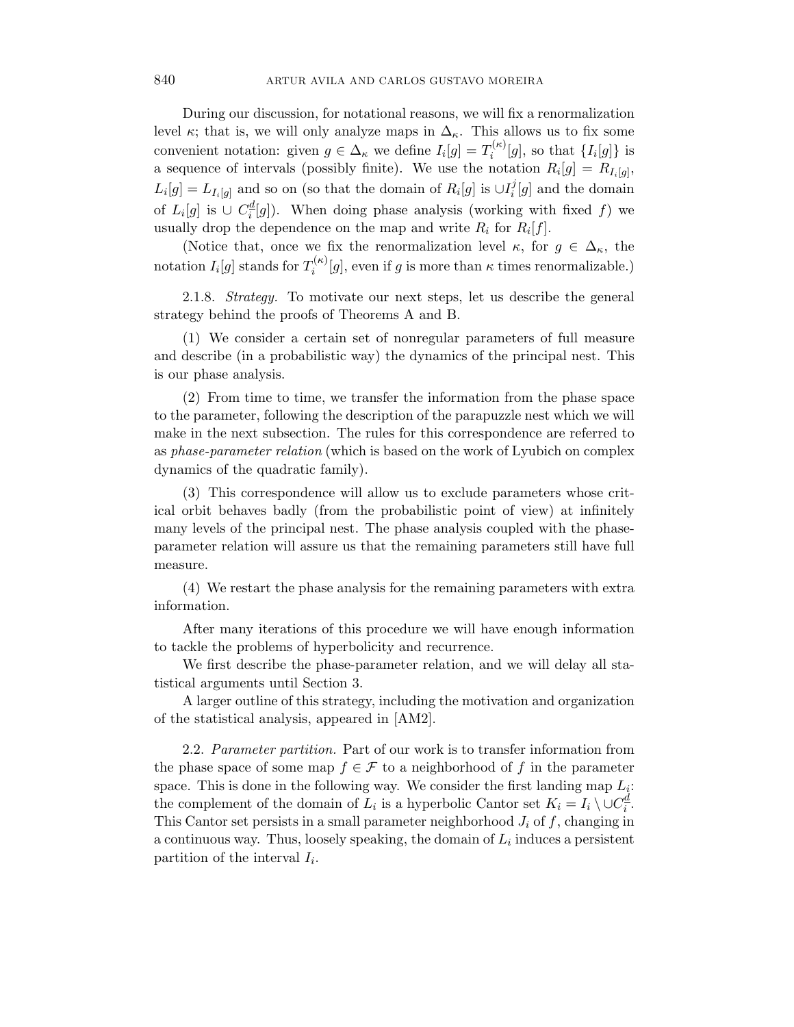During our discussion, for notational reasons, we will fix a renormalization level $\kappa$; that is, we will only analyze maps in $\Delta_\kappa$. This allows us to fix some convenient notation: given $g \in \Delta_\kappa$ we define $I_i[g] = T_i^{(\kappa)}[g]$, so that $\{I_i[g]\}$ is a sequence of intervals (possibly finite). We use the notation $R_i[g] = R_{I_i[g]}$, $L_i[g] = L_{I_i[g]}$ and so on (so that the domain of $R_i[g]$ is $\cup I_i^j[g]$ and the domain of $L_i[g]$ is $\cup C_i^{\underline{d}}[g]$). When doing phase analysis (working with fixed $f$) we usually drop the dependence on the map and write $R_i$ for $R_i[f]$.

(Notice that, once we fix the renormalization level $\kappa$, for $g \in \Delta_\kappa$, the notation $I_i[g]$ stands for $T_i^{(\kappa)}[g]$, even if $g$ is more than $\kappa$ times renormalizable.)

2.1.8. *Strategy.* To motivate our next steps, let us describe the general strategy behind the proofs of Theorems A and B.

(1) We consider a certain set of nonregular parameters of full measure and describe (in a probabilistic way) the dynamics of the principal nest. This is our phase analysis.

(2) From time to time, we transfer the information from the phase space to the parameter, following the description of the parapuzzle nest which we will make in the next subsection. The rules for this correspondence are referred to as *phase-parameter relation* (which is based on the work of Lyubich on complex dynamics of the quadratic family).

(3) This correspondence will allow us to exclude parameters whose critical orbit behaves badly (from the probabilistic point of view) at infinitely many levels of the principal nest. The phase analysis coupled with the phase-parameter relation will assure us that the remaining parameters still have full measure.

(4) We restart the phase analysis for the remaining parameters with extra information.

After many iterations of this procedure we will have enough information to tackle the problems of hyperbolicity and recurrence.

We first describe the phase-parameter relation, and we will delay all statistical arguments until Section 3.

A larger outline of this strategy, including the motivation and organization of the statistical analysis, appeared in [AM2].

2.2. *Parameter partition.* Part of our work is to transfer information from the phase space of some map $f \in \mathcal{F}$ to a neighborhood of $f$ in the parameter space. This is done in the following way. We consider the first landing map $L_i$: the complement of the domain of $L_i$ is a hyperbolic Cantor set $K_i = I_i \setminus \cup C_i^{\underline{d}}$. This Cantor set persists in a small parameter neighborhood $J_i$ of $f$, changing in a continuous way. Thus, loosely speaking, the domain of $L_i$ induces a persistent partition of the interval $I_i$.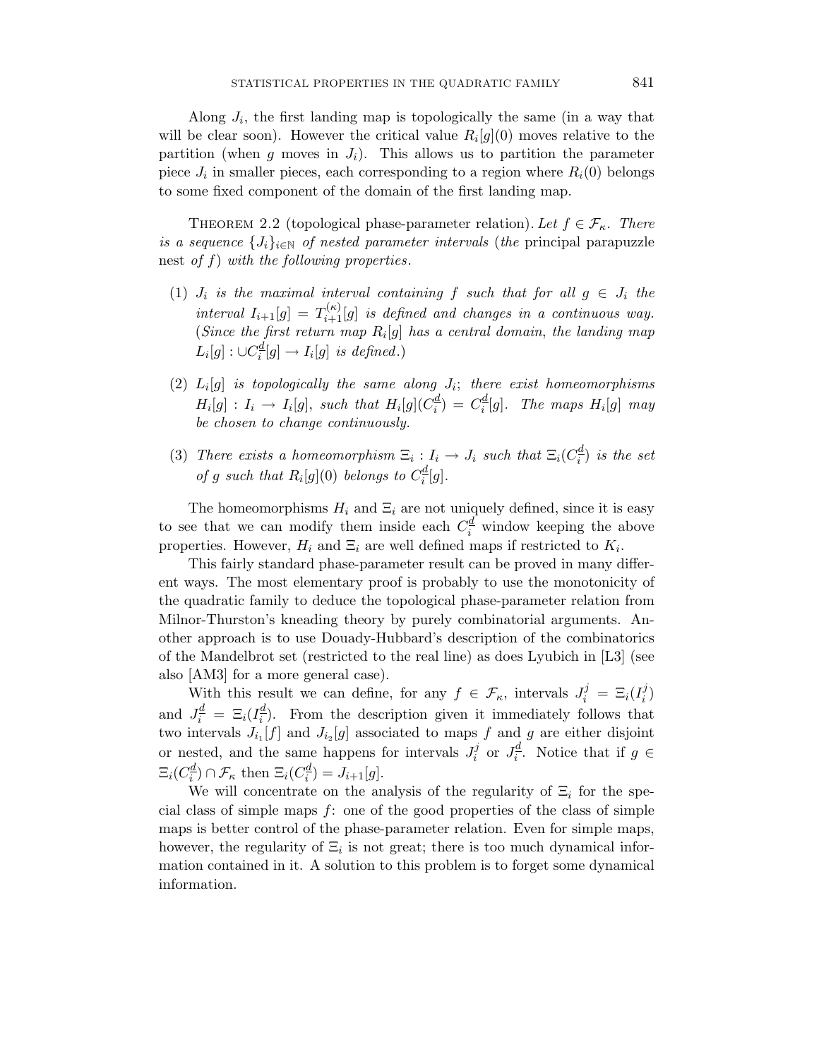Along $J_i$, the first landing map is topologically the same (in a way that will be clear soon). However the critical value $R_i[g](0)$ moves relative to the partition (when $g$ moves in $J_i$). This allows us to partition the parameter piece $J_i$ in smaller pieces, each corresponding to a region where $R_i(0)$ belongs to some fixed component of the domain of the first landing map.

Theorem 2.2 (topological phase-parameter relation). *Let $f \in \mathcal{F}_\kappa$. There is a sequence $\{J_i\}_{i \in \mathbb{N}}$ of nested parameter intervals* (*the* principal parapuzzle nest *of $f$*) *with the following properties.*

(1) *$J_i$ is the maximal interval containing $f$ such that for all $g \in J_i$ the interval $I_{i+1}[g] = T_{i+1}^{(\kappa)}[g]$ is defined and changes in a continuous way.* (*Since the first return map $R_i[g]$ has a central domain, the landing map $L_i[g] : \cup C_i^{\underline{d}}[g] \to I_i[g]$ is defined.*)

(2) *$L_i[g]$ is topologically the same along $J_i$; there exist homeomorphisms $H_i[g] : I_i \to I_i[g]$, such that $H_i[g](C_i^{\underline{d}}) = C_i^{\underline{d}}[g]$. The maps $H_i[g]$ may be chosen to change continuously.*

(3) *There exists a homeomorphism $\Xi_i : I_i \to J_i$ such that $\Xi_i(C_i^{\underline{d}})$ is the set of $g$ such that $R_i[g](0)$ belongs to $C_i^{\underline{d}}[g]$.*

The homeomorphisms $H_i$ and $\Xi_i$ are not uniquely defined, since it is easy to see that we can modify them inside each $C_i^{\underline{d}}$ window keeping the above properties. However, $H_i$ and $\Xi_i$ are well defined maps if restricted to $K_i$.

This fairly standard phase-parameter result can be proved in many different ways. The most elementary proof is probably to use the monotonicity of the quadratic family to deduce the topological phase-parameter relation from Milnor-Thurston's kneading theory by purely combinatorial arguments. Another approach is to use Douady-Hubbard's description of the combinatorics of the Mandelbrot set (restricted to the real line) as does Lyubich in [L3] (see also [AM3] for a more general case).

With this result we can define, for any $f \in \mathcal{F}_\kappa$, intervals $J_i^j = \Xi_i(I_i^j)$ and $J_i^{\underline{d}} = \Xi_i(I_i^{\underline{d}})$. From the description given it immediately follows that two intervals $J_{i_1}[f]$ and $J_{i_2}[g]$ associated to maps $f$ and $g$ are either disjoint or nested, and the same happens for intervals $J_i^j$ or $J_i^{\underline{d}}$. Notice that if $g \in \Xi_i(C_i^{\underline{d}}) \cap \mathcal{F}_\kappa$ then $\Xi_i(C_i^{\underline{d}}) = J_{i+1}[g]$.

We will concentrate on the analysis of the regularity of $\Xi_i$ for the special class of simple maps $f$: one of the good properties of the class of simple maps is better control of the phase-parameter relation. Even for simple maps, however, the regularity of $\Xi_i$ is not great; there is too much dynamical information contained in it. A solution to this problem is to forget some dynamical information.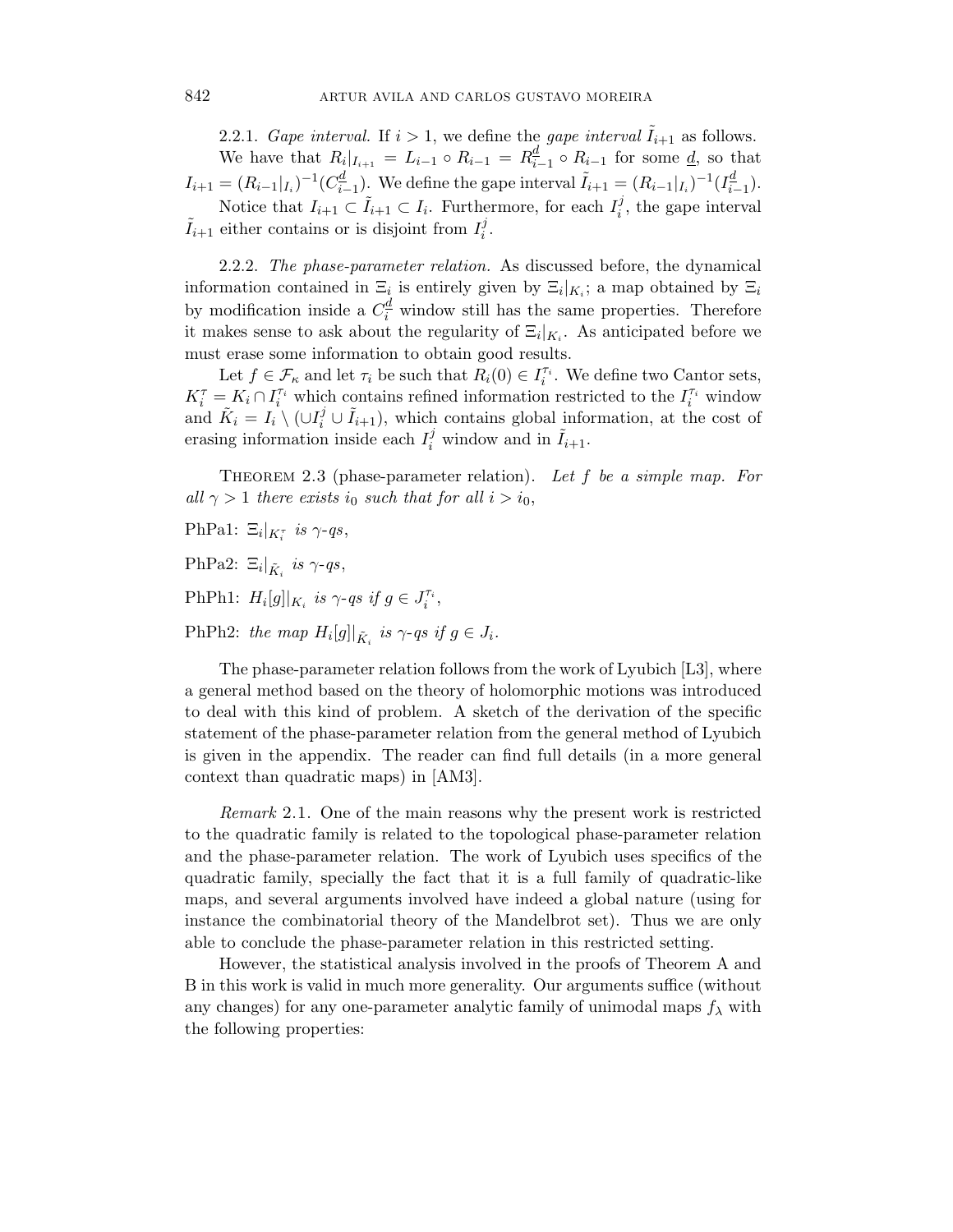2.2.1. *Gape interval.* If $i > 1$, we define the *gape interval* $\tilde{I}_{i+1}$ as follows.

We have that $R_i|_{I_{i+1}} = L_{i-1} \circ R_{i-1} = R_{i-1}^{\underline{d}} \circ R_{i-1}$ for some $\underline{d}$, so that $I_{i+1} = (R_{i-1}|_{I_i})^{-1}(C_{i-1}^{\underline{d}})$. We define the gape interval $\tilde{I}_{i+1} = (R_{i-1}|_{I_i})^{-1}(I_{i-1}^{\underline{d}})$.

Notice that $I_{i+1} \subset \tilde{I}_{i+1} \subset I_i$. Furthermore, for each $I_i^j$, the gape interval $\tilde{I}_{i+1}$ either contains or is disjoint from $I_i^j$.

2.2.2. *The phase-parameter relation.* As discussed before, the dynamical information contained in $\Xi_i$ is entirely given by $\Xi_i|_{K_i}$; a map obtained by $\Xi_i$ by modification inside a $C_i^{\underline{d}}$ window still has the same properties. Therefore it makes sense to ask about the regularity of $\Xi_i|_{K_i}$. As anticipated before we must erase some information to obtain good results.

Let $f \in \mathcal{F}_\kappa$ and let $\tau_i$ be such that $R_i(0) \in I_i^{\tau_i}$. We define two Cantor sets, $K_i^\tau = K_i \cap I_i^{\tau_i}$ which contains refined information restricted to the $I_i^{\tau_i}$ window and $\tilde{K}_i = I_i \setminus (\cup I_i^j \cup \tilde{I}_{i+1})$, which contains global information, at the cost of erasing information inside each $I_i^j$ window and in $\tilde{I}_{i+1}$.

Theorem 2.3 (phase-parameter relation). *Let $f$ be a simple map. For all $\gamma > 1$ there exists $i_0$ such that for all $i > i_0$,*

PhPa1: $\Xi_i|_{K_i^\tau}$ *is $\gamma$-qs,*

PhPa2: $\Xi_i|_{\tilde{K}_i}$ *is $\gamma$-qs,*

PhPh1: $H_i[g]|_{K_i}$ *is $\gamma$-qs if $g \in J_i^{\tau_i}$,*

PhPh2: *the map $H_i[g]|_{\tilde{K}_i}$ is $\gamma$-qs if $g \in J_i$.*

The phase-parameter relation follows from the work of Lyubich [L3], where a general method based on the theory of holomorphic motions was introduced to deal with this kind of problem. A sketch of the derivation of the specific statement of the phase-parameter relation from the general method of Lyubich is given in the appendix. The reader can find full details (in a more general context than quadratic maps) in [AM3].

*Remark* 2.1. One of the main reasons why the present work is restricted to the quadratic family is related to the topological phase-parameter relation and the phase-parameter relation. The work of Lyubich uses specifics of the quadratic family, specially the fact that it is a full family of quadratic-like maps, and several arguments involved have indeed a global nature (using for instance the combinatorial theory of the Mandelbrot set). Thus we are only able to conclude the phase-parameter relation in this restricted setting.

However, the statistical analysis involved in the proofs of Theorem A and B in this work is valid in much more generality. Our arguments suffice (without any changes) for any one-parameter analytic family of unimodal maps $f_\lambda$ with the following properties: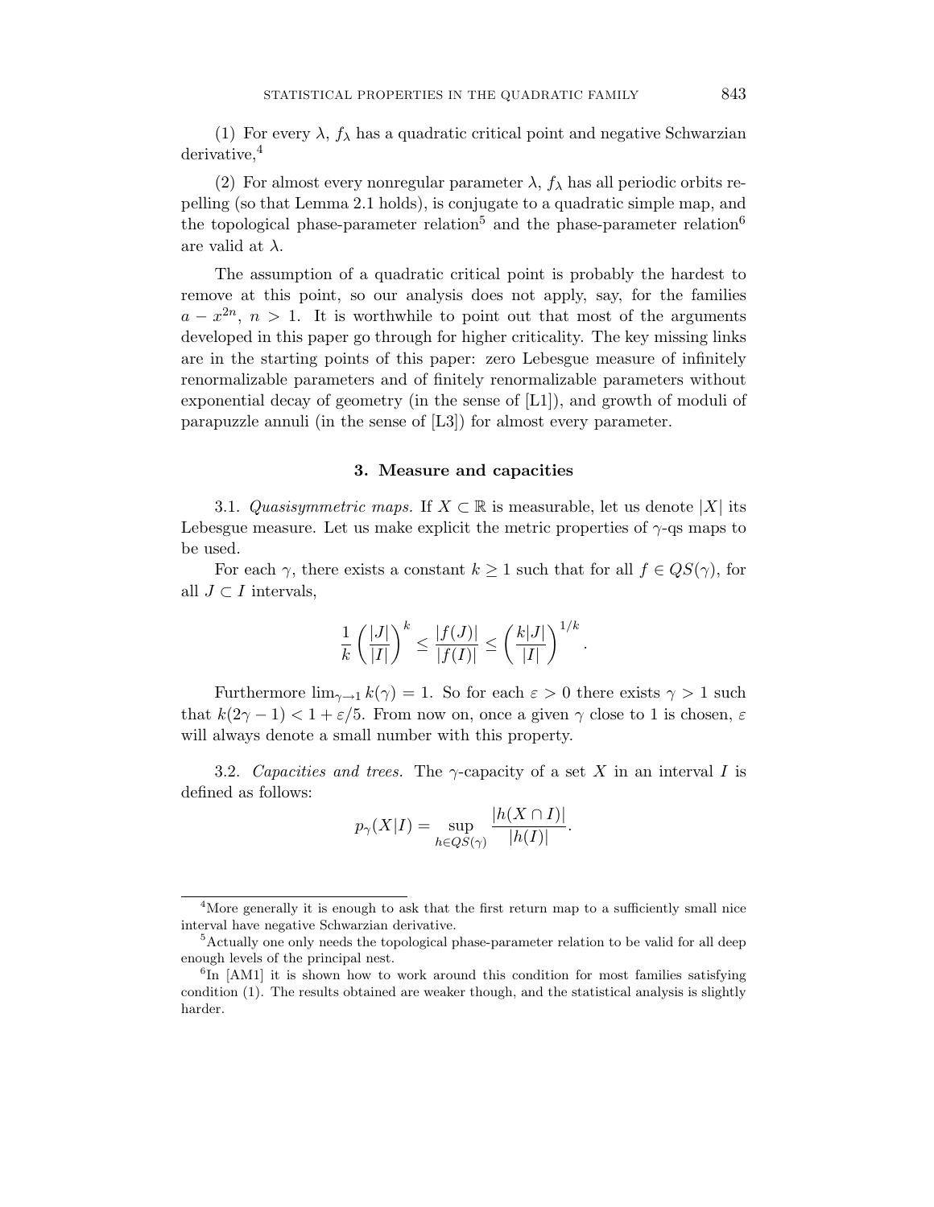(1) For every $\lambda$, $f_\lambda$ has a quadratic critical point and negative Schwarzian derivative,[4]

(2) For almost every nonregular parameter $\lambda$, $f_\lambda$ has all periodic orbits repelling (so that Lemma 2.1 holds), is conjugate to a quadratic simple map, and the topological phase-parameter relation[5] and the phase-parameter relation[6] are valid at $\lambda$.

The assumption of a quadratic critical point is probably the hardest to remove at this point, so our analysis does not apply, say, for the families $a - x^{2n}$, $n > 1$. It is worthwhile to point out that most of the arguments developed in this paper go through for higher criticality. The key missing links are in the starting points of this paper: zero Lebesgue measure of infinitely renormalizable parameters and of finitely renormalizable parameters without exponential decay of geometry (in the sense of [L1]), and growth of moduli of parapuzzle annuli (in the sense of [L3]) for almost every parameter.

## 3. Measure and capacities

3.1. *Quasisymmetric maps.* If $X \subset \mathbb{R}$ is measurable, let us denote $|X|$ its Lebesgue measure. Let us make explicit the metric properties of $\gamma$-qs maps to be used.

For each $\gamma$, there exists a constant $k \geq 1$ such that for all $f \in QS(\gamma)$, for all $J \subset I$ intervals,

$$\frac{1}{k}\left(\frac{|J|}{|I|}\right)^k \leq \frac{|f(J)|}{|f(I)|} \leq \left(\frac{k|J|}{|I|}\right)^{1/k}.$$

Furthermore $\lim_{\gamma \to 1} k(\gamma) = 1$. So for each $\varepsilon > 0$ there exists $\gamma > 1$ such that $k(2\gamma - 1) < 1 + \varepsilon/5$. From now on, once a given $\gamma$ close to 1 is chosen, $\varepsilon$ will always denote a small number with this property.

3.2. *Capacities and trees.* The $\gamma$-capacity of a set $X$ in an interval $I$ is defined as follows:

$$p_\gamma(X|I) = \sup_{h \in QS(\gamma)} \frac{|h(X \cap I)|}{|h(I)|}.$$

---

[4] More generally it is enough to ask that the first return map to a sufficiently small nice interval have negative Schwarzian derivative.

[5] Actually one only needs the topological phase-parameter relation to be valid for all deep enough levels of the principal nest.

[6] In [AM1] it is shown how to work around this condition for most families satisfying condition (1). The results obtained are weaker though, and the statistical analysis is slightly harder.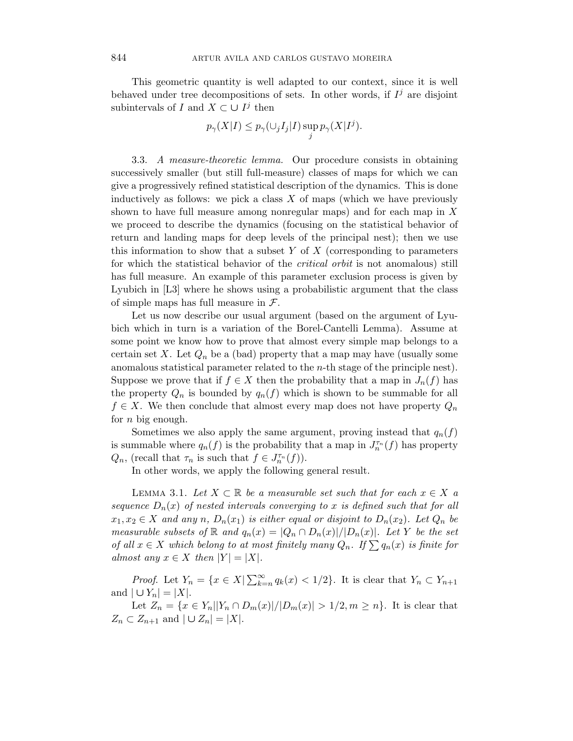This geometric quantity is well adapted to our context, since it is well behaved under tree decompositions of sets. In other words, if $I^j$ are disjoint subintervals of $I$ and $X \subset \cup I^j$ then

$$p_\gamma(X|I) \leq p_\gamma(\cup_j I_j|I) \sup_j p_\gamma(X|I^j).$$

3.3. *A measure-theoretic lemma.* Our procedure consists in obtaining successively smaller (but still full-measure) classes of maps for which we can give a progressively refined statistical description of the dynamics. This is done inductively as follows: we pick a class $X$ of maps (which we have previously shown to have full measure among nonregular maps) and for each map in $X$ we proceed to describe the dynamics (focusing on the statistical behavior of return and landing maps for deep levels of the principal nest); then we use this information to show that a subset $Y$ of $X$ (corresponding to parameters for which the statistical behavior of the *critical orbit* is not anomalous) still has full measure. An example of this parameter exclusion process is given by Lyubich in [L3] where he shows using a probabilistic argument that the class of simple maps has full measure in $\mathcal{F}$.

Let us now describe our usual argument (based on the argument of Lyubich which in turn is a variation of the Borel-Cantelli Lemma). Assume at some point we know how to prove that almost every simple map belongs to a certain set $X$. Let $Q_n$ be a (bad) property that a map may have (usually some anomalous statistical parameter related to the $n$-th stage of the principle nest). Suppose we prove that if $f \in X$ then the probability that a map in $J_n(f)$ has the property $Q_n$ is bounded by $q_n(f)$ which is shown to be summable for all $f \in X$. We then conclude that almost every map does not have property $Q_n$ for $n$ big enough.

Sometimes we also apply the same argument, proving instead that $q_n(f)$ is summable where $q_n(f)$ is the probability that a map in $J_n^{\tau_n}(f)$ has property $Q_n$, (recall that $\tau_n$ is such that $f \in J_n^{\tau_n}(f)$).

In other words, we apply the following general result.

Lemma 3.1. *Let $X \subset \mathbb{R}$ be a measurable set such that for each $x \in X$ a sequence $D_n(x)$ of nested intervals converging to $x$ is defined such that for all $x_1, x_2 \in X$ and any $n$, $D_n(x_1)$ is either equal or disjoint to $D_n(x_2)$. Let $Q_n$ be measurable subsets of $\mathbb{R}$ and $q_n(x) = |Q_n \cap D_n(x)|/|D_n(x)|$. Let $Y$ be the set of all $x \in X$ which belong to at most finitely many $Q_n$. If $\sum q_n(x)$ is finite for almost any $x \in X$ then $|Y| = |X|$.*

*Proof.* Let $Y_n = \{x \in X | \sum_{k=n}^{\infty} q_k(x) < 1/2\}$. It is clear that $Y_n \subset Y_{n+1}$ and $|\cup Y_n| = |X|$.

Let $Z_n = \{x \in Y_n | |Y_n \cap D_m(x)|/|D_m(x)| > 1/2, m \geq n\}$. It is clear that $Z_n \subset Z_{n+1}$ and $|\cup Z_n| = |X|$.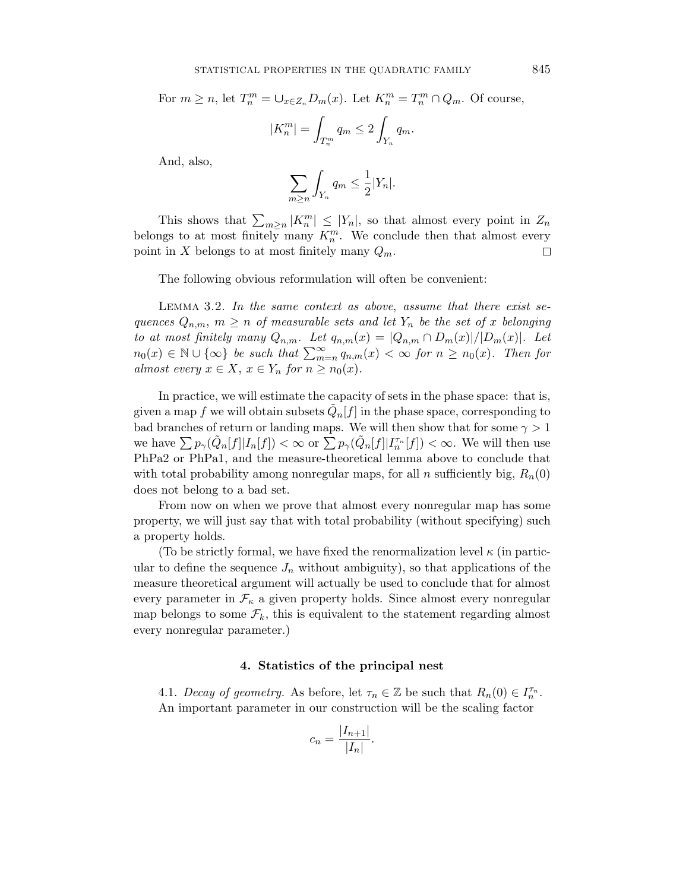For $m \geq n$, let $T_n^m = \cup_{x \in Z_n} D_m(x)$. Let $K_n^m = T_n^m \cap Q_m$. Of course,

$$|K_n^m| = \int_{T_n^m} q_m \leq 2 \int_{Y_n} q_m.$$

And, also,

$$\sum_{m \geq n} \int_{Y_n} q_m \leq \frac{1}{2} |Y_n|.$$

This shows that $\sum_{m \geq n} |K_n^m| \leq |Y_n|$, so that almost every point in $Z_n$ belongs to at most finitely many $K_n^m$. We conclude then that almost every point in $X$ belongs to at most finitely many $Q_m$. $\square$

The following obvious reformulation will often be convenient:

Lemma 3.2. *In the same context as above, assume that there exist sequences $Q_{n,m}$, $m \geq n$ of measurable sets and let $Y_n$ be the set of $x$ belonging to at most finitely many $Q_{n,m}$. Let $q_{n,m}(x) = |Q_{n,m} \cap D_m(x)|/|D_m(x)|$. Let $n_0(x) \in \mathbb{N} \cup \{\infty\}$ be such that $\sum_{m=n}^{\infty} q_{n,m}(x) < \infty$ for $n \geq n_0(x)$. Then for almost every $x \in X$, $x \in Y_n$ for $n \geq n_0(x)$.*

In practice, we will estimate the capacity of sets in the phase space: that is, given a map $f$ we will obtain subsets $\tilde{Q}_n[f]$ in the phase space, corresponding to bad branches of return or landing maps. We will then show that for some $\gamma > 1$ we have $\sum p_\gamma(\tilde{Q}_n[f] | I_n[f]) < \infty$ or $\sum p_\gamma(\tilde{Q}_n[f] | I_n^{\tau_n}[f]) < \infty$. We will then use PhPa2 or PhPa1, and the measure-theoretical lemma above to conclude that with total probability among nonregular maps, for all $n$ sufficiently big, $R_n(0)$ does not belong to a bad set.

From now on when we prove that almost every nonregular map has some property, we will just say that with total probability (without specifying) such a property holds.

(To be strictly formal, we have fixed the renormalization level $\kappa$ (in particular to define the sequence $J_n$ without ambiguity), so that applications of the measure theoretical argument will actually be used to conclude that for almost every parameter in $\mathcal{F}_\kappa$ a given property holds. Since almost every nonregular map belongs to some $\mathcal{F}_k$, this is equivalent to the statement regarding almost every nonregular parameter.)

## 4. Statistics of the principal nest

4.1. *Decay of geometry.* As before, let $\tau_n \in \mathbb{Z}$ be such that $R_n(0) \in I_n^{\tau_n}$. An important parameter in our construction will be the scaling factor

$$c_n = \frac{|I_{n+1}|}{|I_n|}.$$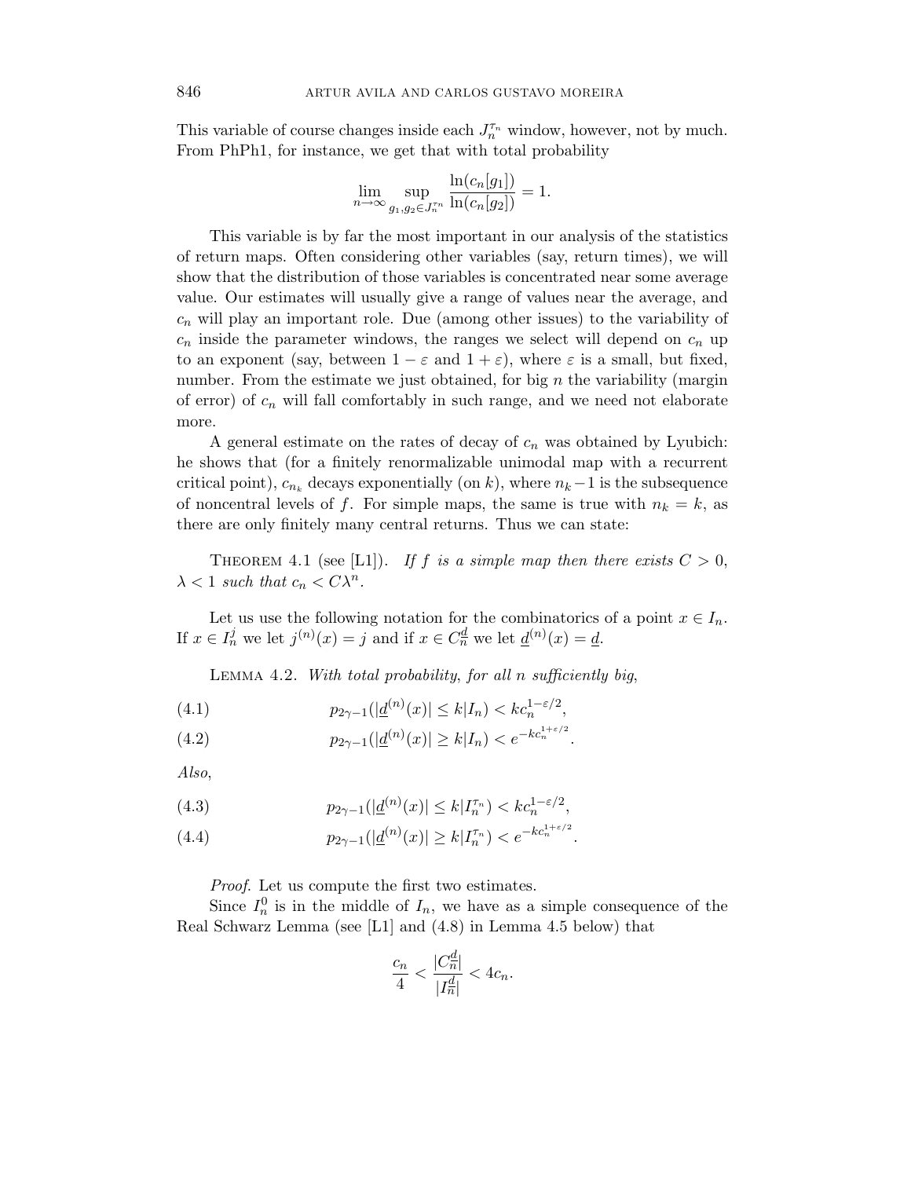This variable of course changes inside each $J_n^{\tau_n}$ window, however, not by much. From PhPh1, for instance, we get that with total probability

$$\lim_{n\to\infty} \sup_{g_1,g_2\in J_n^{\tau_n}} \frac{\ln(c_n[g_1])}{\ln(c_n[g_2])} = 1.$$

This variable is by far the most important in our analysis of the statistics of return maps. Often considering other variables (say, return times), we will show that the distribution of those variables is concentrated near some average value. Our estimates will usually give a range of values near the average, and $c_n$ will play an important role. Due (among other issues) to the variability of $c_n$ inside the parameter windows, the ranges we select will depend on $c_n$ up to an exponent (say, between $1-\varepsilon$ and $1+\varepsilon$), where $\varepsilon$ is a small, but fixed, number. From the estimate we just obtained, for big $n$ the variability (margin of error) of $c_n$ will fall comfortably in such range, and we need not elaborate more.

A general estimate on the rates of decay of $c_n$ was obtained by Lyubich: he shows that (for a finitely renormalizable unimodal map with a recurrent critical point), $c_{n_k}$ decays exponentially (on $k$), where $n_k - 1$ is the subsequence of noncentral levels of $f$. For simple maps, the same is true with $n_k = k$, as there are only finitely many central returns. Thus we can state:

THEOREM 4.1 (see [L1]). *If $f$ is a simple map then there exists $C > 0$, $\lambda < 1$ such that $c_n < C\lambda^n$.*

Let us use the following notation for the combinatorics of a point $x \in I_n$. If $x \in I_n^j$ we let $j^{(n)}(x) = j$ and if $x \in C_n^{\underline{d}}$ we let $\underline{d}^{(n)}(x) = \underline{d}$.

LEMMA 4.2. *With total probability, for all $n$ sufficiently big,*

$$p_{2\gamma-1}(|\underline{d}^{(n)}(x)| \leq k | I_n) < k c_n^{1-\varepsilon/2}, \tag{4.1}$$

$$p_{2\gamma-1}(|\underline{d}^{(n)}(x)| \geq k | I_n) < e^{-k c_n^{1+\varepsilon/2}}. \tag{4.2}$$

*Also,*

$$p_{2\gamma-1}(|\underline{d}^{(n)}(x)| \leq k | I_n^{\tau_n}) < k c_n^{1-\varepsilon/2}, \tag{4.3}$$

$$p_{2\gamma-1}(|\underline{d}^{(n)}(x)| \geq k | I_n^{\tau_n}) < e^{-k c_n^{1+\varepsilon/2}}. \tag{4.4}$$

*Proof.* Let us compute the first two estimates.

Since $I_n^0$ is in the middle of $I_n$, we have as a simple consequence of the Real Schwarz Lemma (see [L1] and (4.8) in Lemma 4.5 below) that

$$\frac{c_n}{4} < \frac{|C_n^{\underline{d}}|}{|I_n^{\underline{d}}|} < 4c_n.$$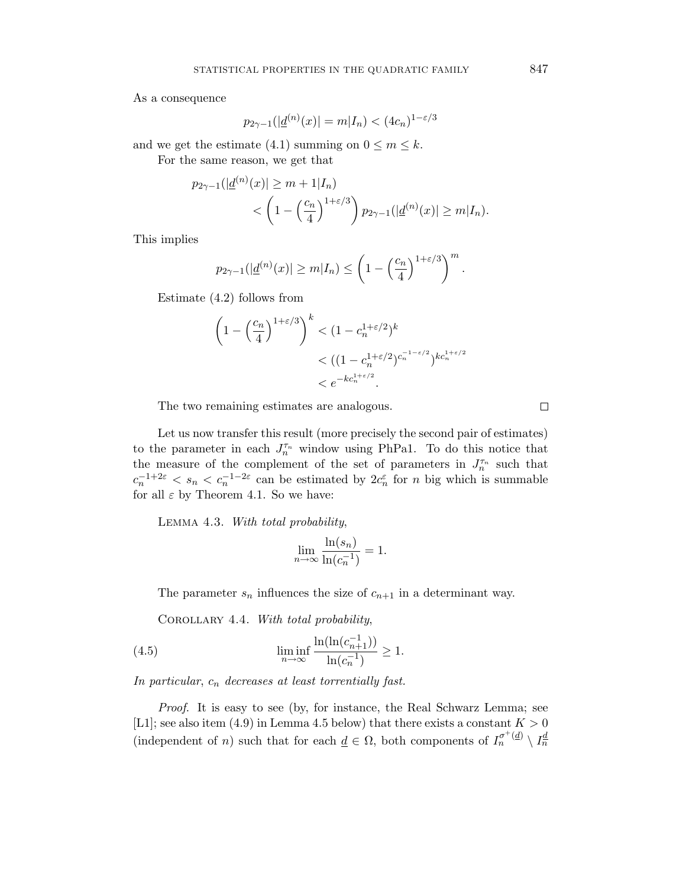As a consequence

$$p_{2\gamma-1}(|\underline{d}^{(n)}(x)| = m|I_n) < (4c_n)^{1-\varepsilon/3}$$

and we get the estimate (4.1) summing on $0 \leq m \leq k$.

For the same reason, we get that

$$\begin{aligned} p_{2\gamma-1}(|\underline{d}^{(n)}(x)| &\geq m+1|I_n) \\ &< \left(1 - \left(\frac{c_n}{4}\right)^{1+\varepsilon/3}\right) p_{2\gamma-1}(|\underline{d}^{(n)}(x)| \geq m|I_n). \end{aligned}$$

This implies

$$p_{2\gamma-1}(|\underline{d}^{(n)}(x)| \geq m|I_n) \leq \left(1 - \left(\frac{c_n}{4}\right)^{1+\varepsilon/3}\right)^m.$$

Estimate (4.2) follows from

$$\begin{aligned} \left(1 - \left(\frac{c_n}{4}\right)^{1+\varepsilon/3}\right)^k &< (1 - c_n^{1+\varepsilon/2})^k \\ &< ((1 - c_n^{1+\varepsilon/2})^{c_n^{-1-\varepsilon/2}})^{kc_n^{1+\varepsilon/2}} \\ &< e^{-kc_n^{1+\varepsilon/2}}. \end{aligned}$$

The two remaining estimates are analogous. $\square$

Let us now transfer this result (more precisely the second pair of estimates) to the parameter in each $J_n^{\tau_n}$ window using PhPa1. To do this notice that the measure of the complement of the set of parameters in $J_n^{\tau_n}$ such that $c_n^{-1+2\varepsilon} < s_n < c_n^{-1-2\varepsilon}$ can be estimated by $2c_n^{\varepsilon}$ for $n$ big which is summable for all $\varepsilon$ by Theorem 4.1. So we have:

Lemma 4.3. *With total probability*,

$$\lim_{n\to\infty} \frac{\ln(s_n)}{\ln(c_n^{-1})} = 1.$$

The parameter $s_n$ influences the size of $c_{n+1}$ in a determinant way.

Corollary 4.4. *With total probability*,

$$\liminf_{n\to\infty} \frac{\ln(\ln(c_{n+1}^{-1}))}{\ln(c_n^{-1})} \geq 1. \tag{4.5}$$

*In particular*, $c_n$ *decreases at least torrentially fast.*

*Proof.* It is easy to see (by, for instance, the Real Schwarz Lemma; see [L1]; see also item (4.9) in Lemma 4.5 below) that there exists a constant $K > 0$ (independent of $n$) such that for each $\underline{d} \in \Omega$, both components of $I_n^{\sigma^+(\underline{d})} \setminus I_n^{\underline{d}}$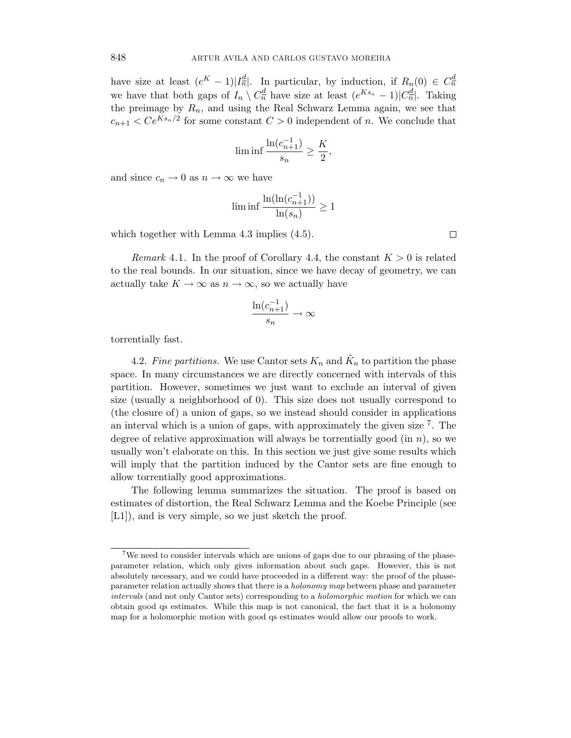have size at least $(e^K - 1)|I_n^d|$. In particular, by induction, if $R_n(0) \in C_n^d$ we have that both gaps of $I_n \setminus C_n^d$ have size at least $(e^{Ks_n} - 1)|C_n^d|$. Taking the preimage by $R_n$, and using the Real Schwarz Lemma again, we see that $c_{n+1} < Ce^{Ks_n/2}$ for some constant $C > 0$ independent of $n$. We conclude that

$$\liminf \frac{\ln(c_{n+1}^{-1})}{s_n} \geq \frac{K}{2},$$

and since $c_n \to 0$ as $n \to \infty$ we have

$$\liminf \frac{\ln(\ln(c_{n+1}^{-1}))}{\ln(s_n)} \geq 1$$

which together with Lemma 4.3 implies (4.5). $\square$

*Remark* 4.1. In the proof of Corollary 4.4, the constant $K > 0$ is related to the real bounds. In our situation, since we have decay of geometry, we can actually take $K \to \infty$ as $n \to \infty$, so we actually have

$$\frac{\ln(c_{n+1}^{-1})}{s_n} \to \infty$$

torrentially fast.

4.2. *Fine partitions.* We use Cantor sets $K_n$ and $\tilde{K}_n$ to partition the phase space. In many circumstances we are directly concerned with intervals of this partition. However, sometimes we just want to exclude an interval of given size (usually a neighborhood of 0). This size does not usually correspond to (the closure of) a union of gaps, so we instead should consider in applications an interval which is a union of gaps, with approximately the given size [7]. The degree of relative approximation will always be torrentially good (in $n$), so we usually won't elaborate on this. In this section we just give some results which will imply that the partition induced by the Cantor sets are fine enough to allow torrentially good approximations.

The following lemma summarizes the situation. The proof is based on estimates of distortion, the Real Schwarz Lemma and the Koebe Principle (see [L1]), and is very simple, so we just sketch the proof.

[7] We need to consider intervals which are unions of gaps due to our phrasing of the phase-parameter relation, which only gives information about such gaps. However, this is not absolutely necessary, and we could have proceeded in a different way: the proof of the phase-parameter relation actually shows that there is a *holonomy map* between phase and parameter *intervals* (and not only Cantor sets) corresponding to a *holomorphic motion* for which we can obtain good qs estimates. While this map is not canonical, the fact that it is a holonomy map for a holomorphic motion with good qs estimates would allow our proofs to work.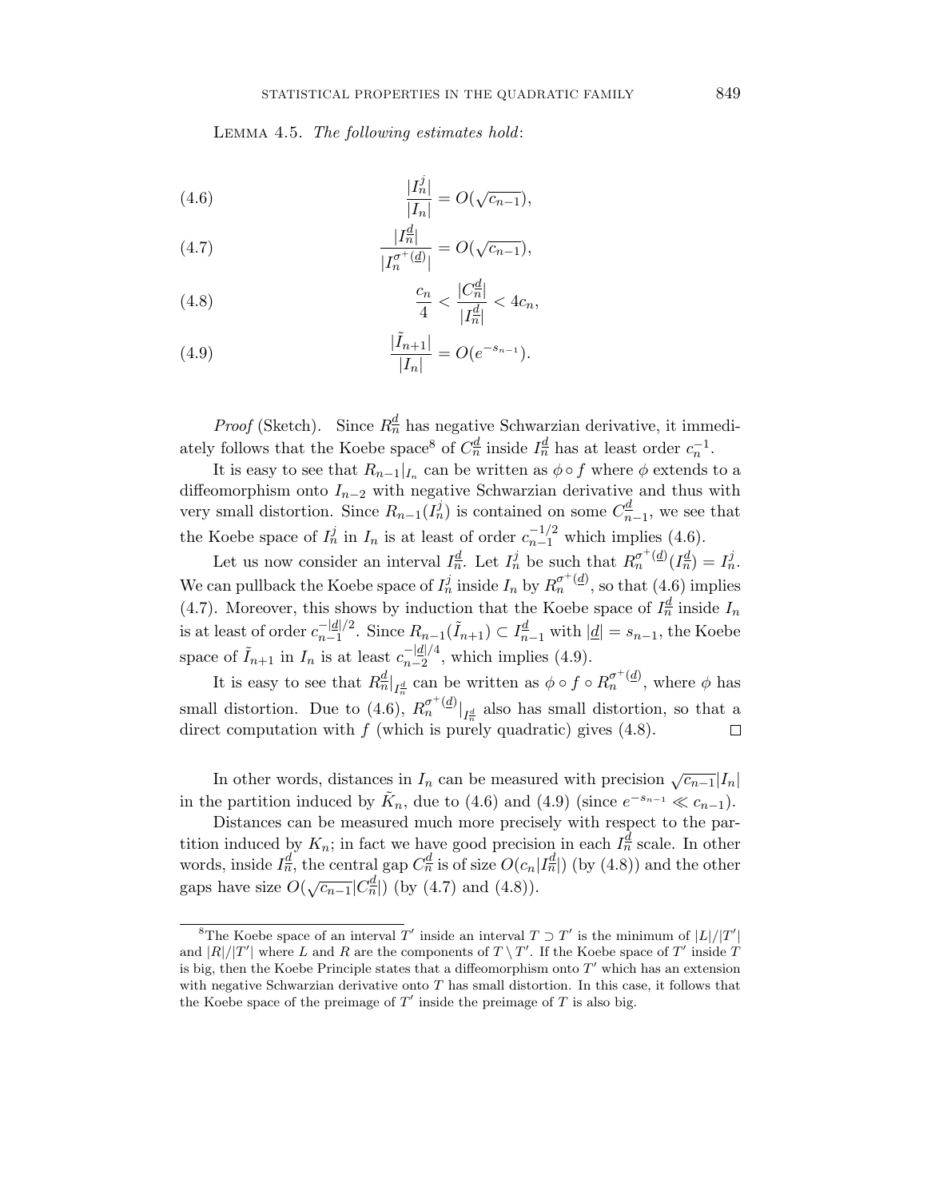Lemma 4.5. *The following estimates hold*:

$$\frac{|I_n^j|}{|I_n|} = O(\sqrt{c_{n-1}}), \tag{4.6}$$

$$\frac{|I_n^{\underline{d}}|}{|I_n^{\sigma^+(\underline{d})}|} = O(\sqrt{c_{n-1}}), \tag{4.7}$$

$$\frac{c_n}{4} < \frac{|C_n^{\underline{d}}|}{|I_n^{\underline{d}}|} < 4c_n, \tag{4.8}$$

$$\frac{|\tilde{I}_{n+1}|}{|I_n|} = O(e^{-s_{n-1}}). \tag{4.9}$$

*Proof* (Sketch). Since $R_n^{\underline{d}}$ has negative Schwarzian derivative, it immediately follows that the Koebe space[8] of $C_n^{\underline{d}}$ inside $I_n^{\underline{d}}$ has at least order $c_n^{-1}$.

It is easy to see that $R_{n-1}|_{I_n}$ can be written as $\phi \circ f$ where $\phi$ extends to a diffeomorphism onto $I_{n-2}$ with negative Schwarzian derivative and thus with very small distortion. Since $R_{n-1}(I_n^j)$ is contained on some $C_{n-1}^{\underline{d}}$, we see that the Koebe space of $I_n^j$ in $I_n$ is at least of order $c_{n-1}^{-1/2}$ which implies (4.6).

Let us now consider an interval $I_n^{\underline{d}}$. Let $I_n^j$ be such that $R_n^{\sigma^+(\underline{d})}(I_n^{\underline{d}}) = I_n^j$. We can pullback the Koebe space of $I_n^j$ inside $I_n$ by $R_n^{\sigma^+(\underline{d})}$, so that (4.6) implies (4.7). Moreover, this shows by induction that the Koebe space of $I_n^{\underline{d}}$ inside $I_n$ is at least of order $c_{n-1}^{-|\underline{d}|/2}$. Since $R_{n-1}(\tilde{I}_{n+1}) \subset I_{n-1}^{\underline{d}}$ with $|\underline{d}| = s_{n-1}$, the Koebe space of $\tilde{I}_{n+1}$ in $I_n$ is at least $c_{n-2}^{-|\underline{d}|/4}$, which implies (4.9).

It is easy to see that $R_n^{\underline{d}}|_{I_n^{\underline{d}}}$ can be written as $\phi \circ f \circ R_n^{\sigma^+(\underline{d})}$, where $\phi$ has small distortion. Due to (4.6), $R_n^{\sigma^+(\underline{d})}|_{I_n^{\underline{d}}}$ also has small distortion, so that a direct computation with $f$ (which is purely quadratic) gives (4.8). $\square$

In other words, distances in $I_n$ can be measured with precision $\sqrt{c_{n-1}}|I_n|$ in the partition induced by $\tilde{K}_n$, due to (4.6) and (4.9) (since $e^{-s_{n-1}} \ll c_{n-1}$).

Distances can be measured much more precisely with respect to the partition induced by $K_n$; in fact we have good precision in each $I_n^{\underline{d}}$ scale. In other words, inside $I_n^{\underline{d}}$, the central gap $C_n^{\underline{d}}$ is of size $O(c_n|I_n^{\underline{d}}|)$ (by (4.8)) and the other gaps have size $O(\sqrt{c_{n-1}}|C_n^{\underline{d}}|)$ (by (4.7) and (4.8)).

---

[8] The Koebe space of an interval $T'$ inside an interval $T \supset T'$ is the minimum of $|L|/|T'|$ and $|R|/|T'|$ where $L$ and $R$ are the components of $T \setminus T'$. If the Koebe space of $T'$ inside $T$ is big, then the Koebe Principle states that a diffeomorphism onto $T'$ which has an extension with negative Schwarzian derivative onto $T$ has small distortion. In this case, it follows that the Koebe space of the preimage of $T'$ inside the preimage of $T$ is also big.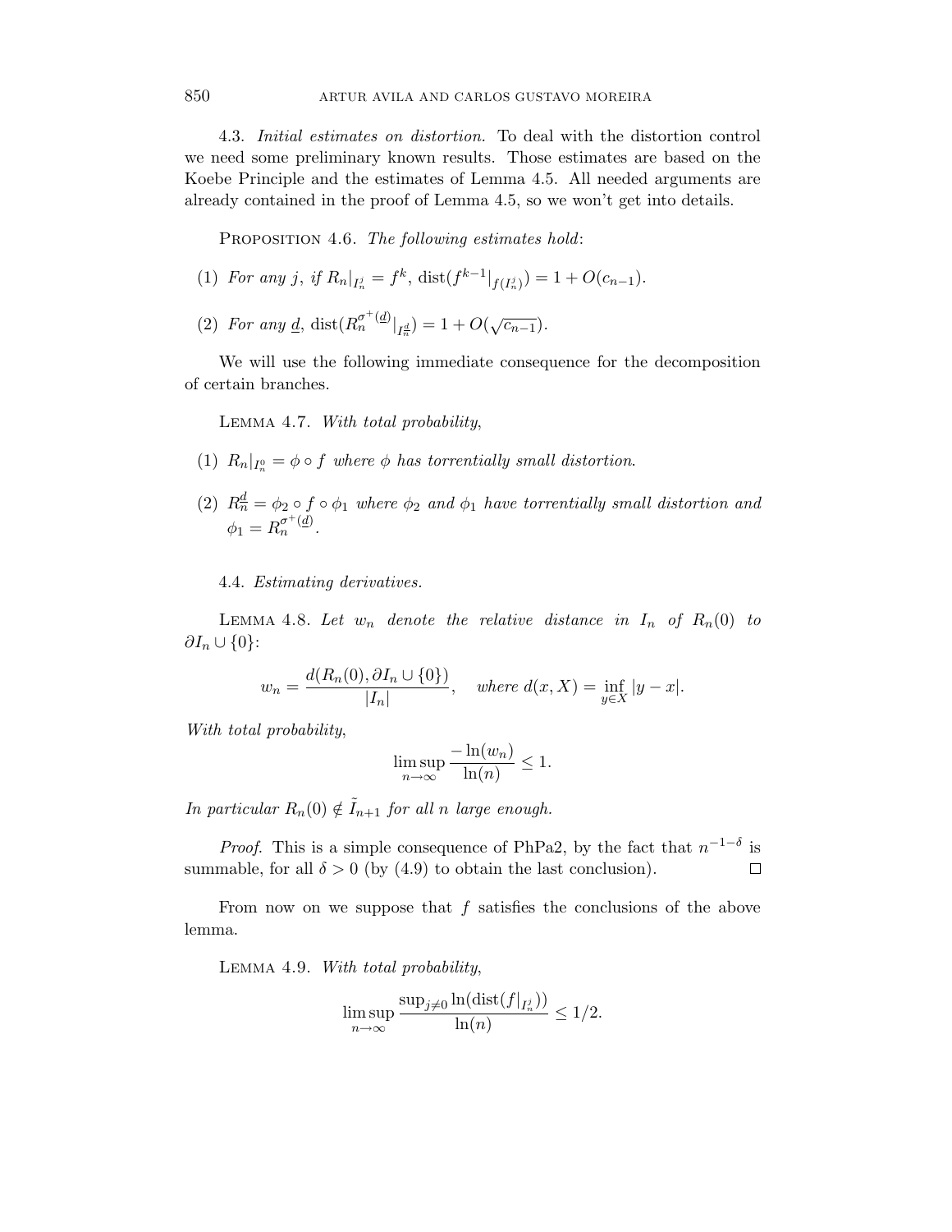4.3. *Initial estimates on distortion.* To deal with the distortion control we need some preliminary known results. Those estimates are based on the Koebe Principle and the estimates of Lemma 4.5. All needed arguments are already contained in the proof of Lemma 4.5, so we won't get into details.

PROPOSITION 4.6. *The following estimates hold*:

(1) *For any* $j$, *if* $R_n|_{I^j_n} = f^k$, $\operatorname{dist}(f^{k-1}|_{f(I^j_n)}) = 1 + O(c_{n-1})$.

(2) *For any* $\underline{d}$, $\operatorname{dist}(R_n^{\sigma^+(\underline{d})}|_{I^{\underline{d}}_n}) = 1 + O(\sqrt{c_{n-1}})$.

We will use the following immediate consequence for the decomposition of certain branches.

LEMMA 4.7. *With total probability*,

(1) $R_n|_{I^0_n} = \phi \circ f$ *where* $\phi$ *has torrentially small distortion*.

(2) $R_n^{\underline{d}} = \phi_2 \circ f \circ \phi_1$ *where* $\phi_2$ *and* $\phi_1$ *have torrentially small distortion and* $\phi_1 = R_n^{\sigma^+(\underline{d})}$.

4.4. *Estimating derivatives.*

LEMMA 4.8. *Let* $w_n$ *denote the relative distance in* $I_n$ *of* $R_n(0)$ *to* $\partial I_n \cup \{0\}$:

$$w_n = \frac{d(R_n(0), \partial I_n \cup \{0\})}{|I_n|}, \quad \text{where } d(x, X) = \inf_{y \in X} |y - x|.$$

*With total probability*,

$$\limsup_{n \to \infty} \frac{-\ln(w_n)}{\ln(n)} \leq 1.$$

*In particular* $R_n(0) \notin \tilde{I}_{n+1}$ *for all* $n$ *large enough.*

*Proof.* This is a simple consequence of PhPa2, by the fact that $n^{-1-\delta}$ is summable, for all $\delta > 0$ (by (4.9) to obtain the last conclusion). $\square$

From now on we suppose that $f$ satisfies the conclusions of the above lemma.

LEMMA 4.9. *With total probability*,

$$\limsup_{n \to \infty} \frac{\sup_{j \neq 0} \ln(\operatorname{dist}(f|_{I^j_n}))}{\ln(n)} \leq 1/2.$$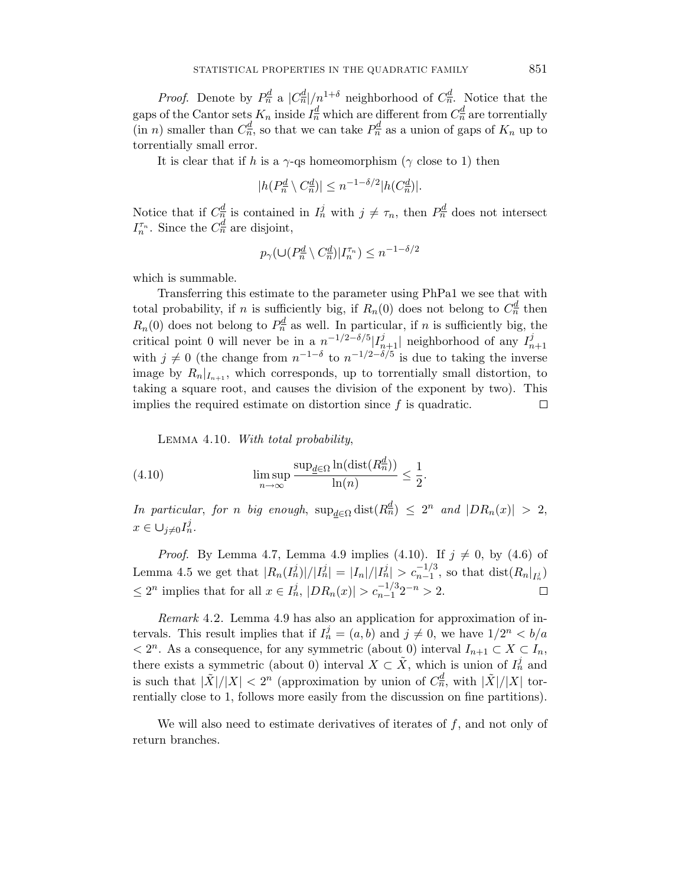*Proof.* Denote by $P_n^{\underline{d}}$ a $|C_n^{\underline{d}}|/n^{1+\delta}$ neighborhood of $C_n^{\underline{d}}$. Notice that the gaps of the Cantor sets $K_n$ inside $I_n^{\underline{d}}$ which are different from $C_n^{\underline{d}}$ are torrentially (in $n$) smaller than $C_n^{\underline{d}}$, so that we can take $P_n^{\underline{d}}$ as a union of gaps of $K_n$ up to torrentially small error.

It is clear that if $h$ is a $\gamma$-qs homeomorphism ($\gamma$ close to 1) then

$$|h(P_n^{\underline{d}} \setminus C_n^{\underline{d}})| \leq n^{-1-\delta/2} |h(C_n^{\underline{d}})|.$$

Notice that if $C_n^{\underline{d}}$ is contained in $I_n^j$ with $j \neq \tau_n$, then $P_n^{\underline{d}}$ does not intersect $I_n^{\tau_n}$. Since the $C_n^{\underline{d}}$ are disjoint,

$$p_\gamma(\cup (P_n^{\underline{d}} \setminus C_n^{\underline{d}}) | I_n^{\tau_n}) \leq n^{-1-\delta/2}$$

which is summable.

Transferring this estimate to the parameter using PhPa1 we see that with total probability, if $n$ is sufficiently big, if $R_n(0)$ does not belong to $C_n^{\underline{d}}$ then $R_n(0)$ does not belong to $P_n^{\underline{d}}$ as well. In particular, if $n$ is sufficiently big, the critical point 0 will never be in a $n^{-1/2-\delta/5}|I_{n+1}^j|$ neighborhood of any $I_{n+1}^j$ with $j \neq 0$ (the change from $n^{-1-\delta}$ to $n^{-1/2-\delta/5}$ is due to taking the inverse image by $R_n|_{I_{n+1}}$, which corresponds, up to torrentially small distortion, to taking a square root, and causes the division of the exponent by two). This implies the required estimate on distortion since $f$ is quadratic. $\square$

Lemma 4.10. *With total probability,*

$$\limsup_{n\to\infty} \frac{\sup_{\underline{d}\in\Omega} \ln(\operatorname{dist}(R_n^{\underline{d}}))}{\ln(n)} \leq \frac{1}{2}. \tag{4.10}$$

*In particular, for $n$ big enough, $\sup_{\underline{d}\in\Omega} \operatorname{dist}(R_n^{\underline{d}}) \leq 2^n$ and $|DR_n(x)| > 2$, $x \in \cup_{j\neq 0} I_n^j$.*

*Proof.* By Lemma 4.7, Lemma 4.9 implies (4.10). If $j \neq 0$, by (4.6) of Lemma 4.5 we get that $|R_n(I_n^j)|/|I_n^j| = |I_n|/|I_n^j| > c_{n-1}^{-1/3}$, so that $\operatorname{dist}(R_n|_{I_n^j}) \leq 2^n$ implies that for all $x \in I_n^j$, $|DR_n(x)| > c_{n-1}^{-1/3} 2^{-n} > 2$. $\square$

*Remark* 4.2. Lemma 4.9 has also an application for approximation of intervals. This result implies that if $I_n^j = (a, b)$ and $j \neq 0$, we have $1/2^n < b/a < 2^n$. As a consequence, for any symmetric (about 0) interval $I_{n+1} \subset X \subset I_n$, there exists a symmetric (about 0) interval $X \subset \tilde{X}$, which is union of $I_n^j$ and is such that $|\tilde{X}|/|X| < 2^n$ (approximation by union of $C_n^{\underline{d}}$, with $|\tilde{X}|/|X|$ torrentially close to 1, follows more easily from the discussion on fine partitions).

We will also need to estimate derivatives of iterates of $f$, and not only of return branches.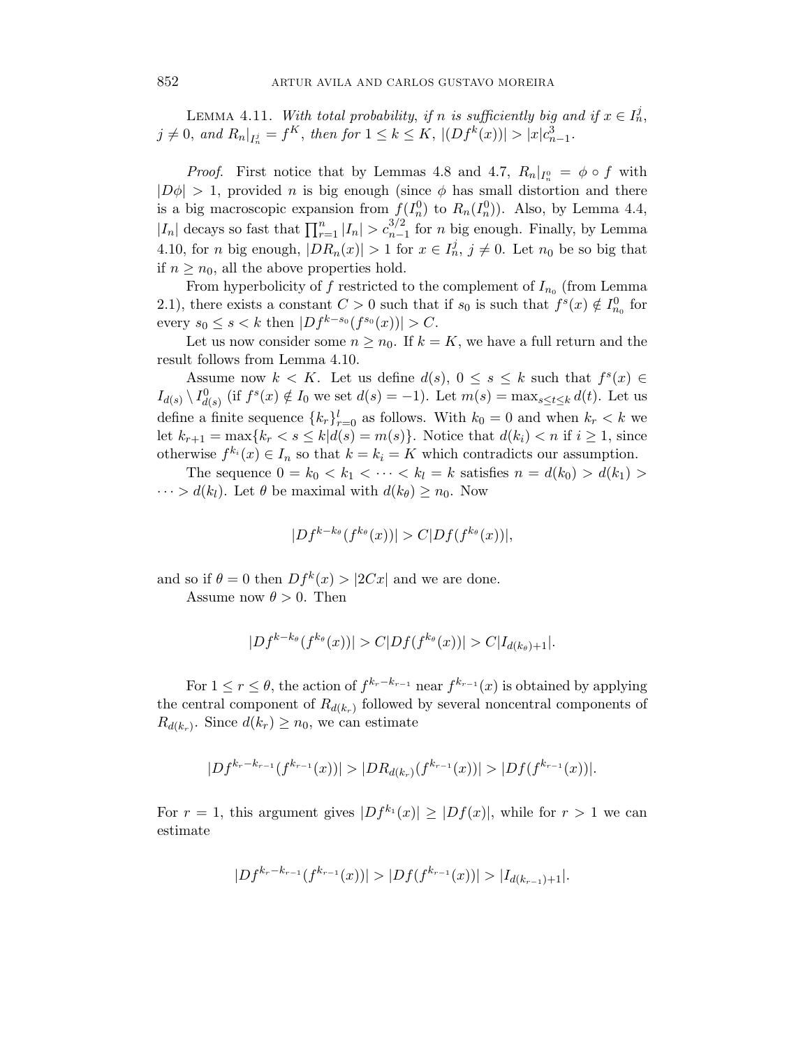Lemma 4.11. *With total probability, if $n$ is sufficiently big and if $x \in I_n^j$, $j \neq 0$, and $R_n|_{I_n^j} = f^K$, then for $1 \leq k \leq K$, $|(Df^k(x))| > |x|c_{n-1}^3$.*

*Proof.* First notice that by Lemmas 4.8 and 4.7, $R_n|_{I_n^0} = \phi \circ f$ with $|D\phi| > 1$, provided $n$ is big enough (since $\phi$ has small distortion and there is a big macroscopic expansion from $f(I_n^0)$ to $R_n(I_n^0)$). Also, by Lemma 4.4, $|I_n|$ decays so fast that $\prod_{r=1}^n |I_n| > c_{n-1}^{3/2}$ for $n$ big enough. Finally, by Lemma 4.10, for $n$ big enough, $|DR_n(x)| > 1$ for $x \in I_n^j$, $j \neq 0$. Let $n_0$ be so big that if $n \geq n_0$, all the above properties hold.

From hyperbolicity of $f$ restricted to the complement of $I_{n_0}$ (from Lemma 2.1), there exists a constant $C > 0$ such that if $s_0$ is such that $f^s(x) \notin I_{n_0}^0$ for every $s_0 \leq s < k$ then $|Df^{k-s_0}(f^{s_0}(x))| > C$.

Let us now consider some $n \geq n_0$. If $k = K$, we have a full return and the result follows from Lemma 4.10.

Assume now $k < K$. Let us define $d(s)$, $0 \leq s \leq k$ such that $f^s(x) \in I_{d(s)} \setminus I_{d(s)}^0$ (if $f^s(x) \notin I_0$ we set $d(s) = -1$). Let $m(s) = \max_{s \leq t \leq k} d(t)$. Let us define a finite sequence $\{k_r\}_{r=0}^l$ as follows. With $k_0 = 0$ and when $k_r < k$ we let $k_{r+1} = \max\{k_r < s \leq k | d(s) = m(s)\}$. Notice that $d(k_i) < n$ if $i \geq 1$, since otherwise $f^{k_i}(x) \in I_n$ so that $k = k_i = K$ which contradicts our assumption.

The sequence $0 = k_0 < k_1 < \cdots < k_l = k$ satisfies $n = d(k_0) > d(k_1) > \cdots > d(k_l)$. Let $\theta$ be maximal with $d(k_\theta) \geq n_0$. Now

$$|Df^{k-k_\theta}(f^{k_\theta}(x))| > C|Df(f^{k_\theta}(x))|,$$

and so if $\theta = 0$ then $Df^k(x) > |2Cx|$ and we are done.

Assume now $\theta > 0$. Then

$$|Df^{k-k_\theta}(f^{k_\theta}(x))| > C|Df(f^{k_\theta}(x))| > C|I_{d(k_\theta)+1}|.$$

For $1 \leq r \leq \theta$, the action of $f^{k_r - k_{r-1}}$ near $f^{k_{r-1}}(x)$ is obtained by applying the central component of $R_{d(k_r)}$ followed by several noncentral components of $R_{d(k_r)}$. Since $d(k_r) \geq n_0$, we can estimate

$$|Df^{k_r - k_{r-1}}(f^{k_{r-1}}(x))| > |DR_{d(k_r)}(f^{k_{r-1}}(x))| > |Df(f^{k_{r-1}}(x))|.$$

For $r = 1$, this argument gives $|Df^{k_1}(x)| \geq |Df(x)|$, while for $r > 1$ we can estimate

$$|Df^{k_r - k_{r-1}}(f^{k_{r-1}}(x))| > |Df(f^{k_{r-1}}(x))| > |I_{d(k_{r-1})+1}|.$$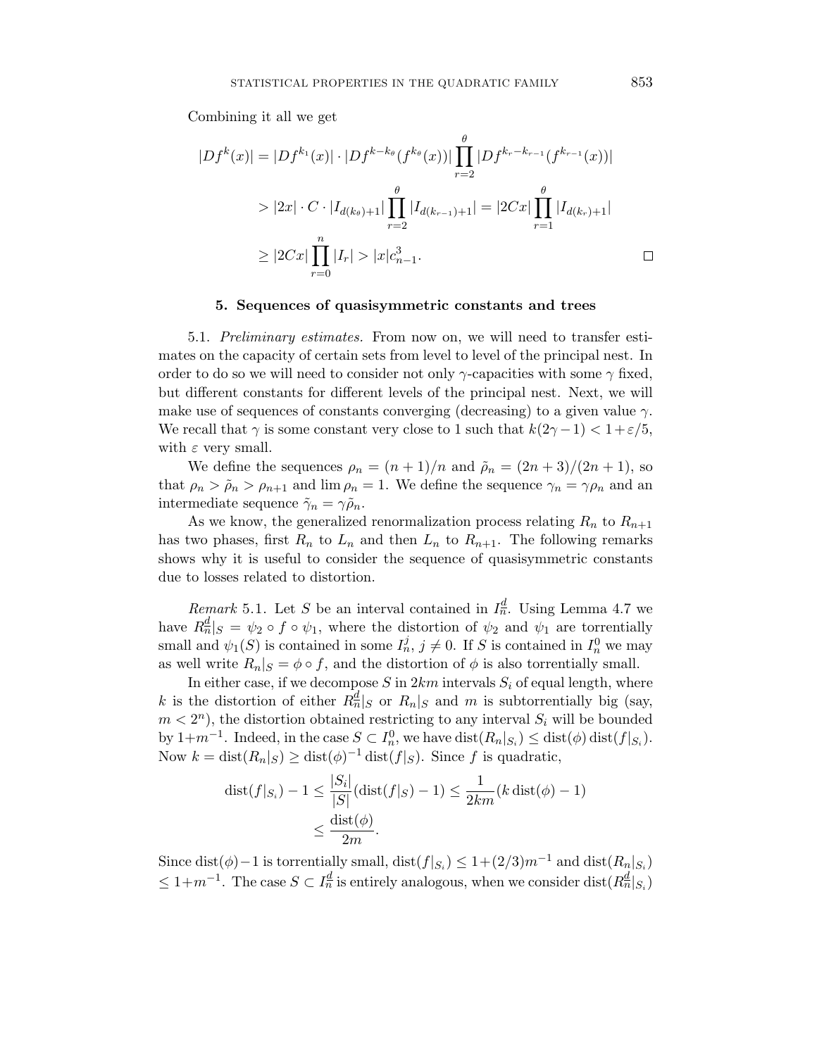Combining it all we get

$$
\begin{aligned}
|Df^k(x)| &= |Df^{k_1}(x)| \cdot |Df^{k-k_\theta}(f^{k_\theta}(x))| \prod_{r=2}^{\theta} |Df^{k_r-k_{r-1}}(f^{k_{r-1}}(x))| \\
&> |2x| \cdot C \cdot |I_{d(k_\theta)+1}| \prod_{r=2}^{\theta} |I_{d(k_{r-1})+1}| = |2Cx| \prod_{r=1}^{\theta} |I_{d(k_r)+1}| \\
&\geq |2Cx| \prod_{r=0}^{n} |I_r| > |x| c_{n-1}^3.
\end{aligned}
$$

□

## 5. Sequences of quasisymmetric constants and trees

5.1. *Preliminary estimates.* From now on, we will need to transfer estimates on the capacity of certain sets from level to level of the principal nest. In order to do so we will need to consider not only $\gamma$-capacities with some $\gamma$ fixed, but different constants for different levels of the principal nest. Next, we will make use of sequences of constants converging (decreasing) to a given value $\gamma$. We recall that $\gamma$ is some constant very close to 1 such that $k(2\gamma-1) < 1+\varepsilon/5$, with $\varepsilon$ very small.

We define the sequences $\rho_n = (n+1)/n$ and $\tilde{\rho}_n = (2n+3)/(2n+1)$, so that $\rho_n > \tilde{\rho}_n > \rho_{n+1}$ and $\lim \rho_n = 1$. We define the sequence $\gamma_n = \gamma\rho_n$ and an intermediate sequence $\tilde{\gamma}_n = \gamma\tilde{\rho}_n$.

As we know, the generalized renormalization process relating $R_n$ to $R_{n+1}$ has two phases, first $R_n$ to $L_n$ and then $L_n$ to $R_{n+1}$. The following remarks shows why it is useful to consider the sequence of quasisymmetric constants due to losses related to distortion.

*Remark* 5.1. Let $S$ be an interval contained in $I_n^d$. Using Lemma 4.7 we have $R_n^d|_S = \psi_2 \circ f \circ \psi_1$, where the distortion of $\psi_2$ and $\psi_1$ are torrentially small and $\psi_1(S)$ is contained in some $I_n^j$, $j \neq 0$. If $S$ is contained in $I_n^0$ we may as well write $R_n|_S = \phi \circ f$, and the distortion of $\phi$ is also torrentially small.

In either case, if we decompose $S$ in $2km$ intervals $S_i$ of equal length, where $k$ is the distortion of either $R_n^d|_S$ or $R_n|_S$ and $m$ is subtorrentially big (say, $m < 2^n$), the distortion obtained restricting to any interval $S_i$ will be bounded by $1+m^{-1}$. Indeed, in the case $S \subset I_n^0$, we have $\operatorname{dist}(R_n|_{S_i}) \leq \operatorname{dist}(\phi)\operatorname{dist}(f|_{S_i})$. Now $k = \operatorname{dist}(R_n|_S) \geq \operatorname{dist}(\phi)^{-1}\operatorname{dist}(f|_S)$. Since $f$ is quadratic,

$$
\begin{aligned}
\operatorname{dist}(f|_{S_i}) - 1 &\leq \frac{|S_i|}{|S|}(\operatorname{dist}(f|_S) - 1) \leq \frac{1}{2km}(k\operatorname{dist}(\phi) - 1) \\
&\leq \frac{\operatorname{dist}(\phi)}{2m}.
\end{aligned}
$$

Since $\operatorname{dist}(\phi)-1$ is torrentially small, $\operatorname{dist}(f|_{S_i}) \leq 1+(2/3)m^{-1}$ and $\operatorname{dist}(R_n|_{S_i}) \leq 1+m^{-1}$. The case $S \subset I_n^d$ is entirely analogous, when we consider $\operatorname{dist}(R_n^d|_{S_i})$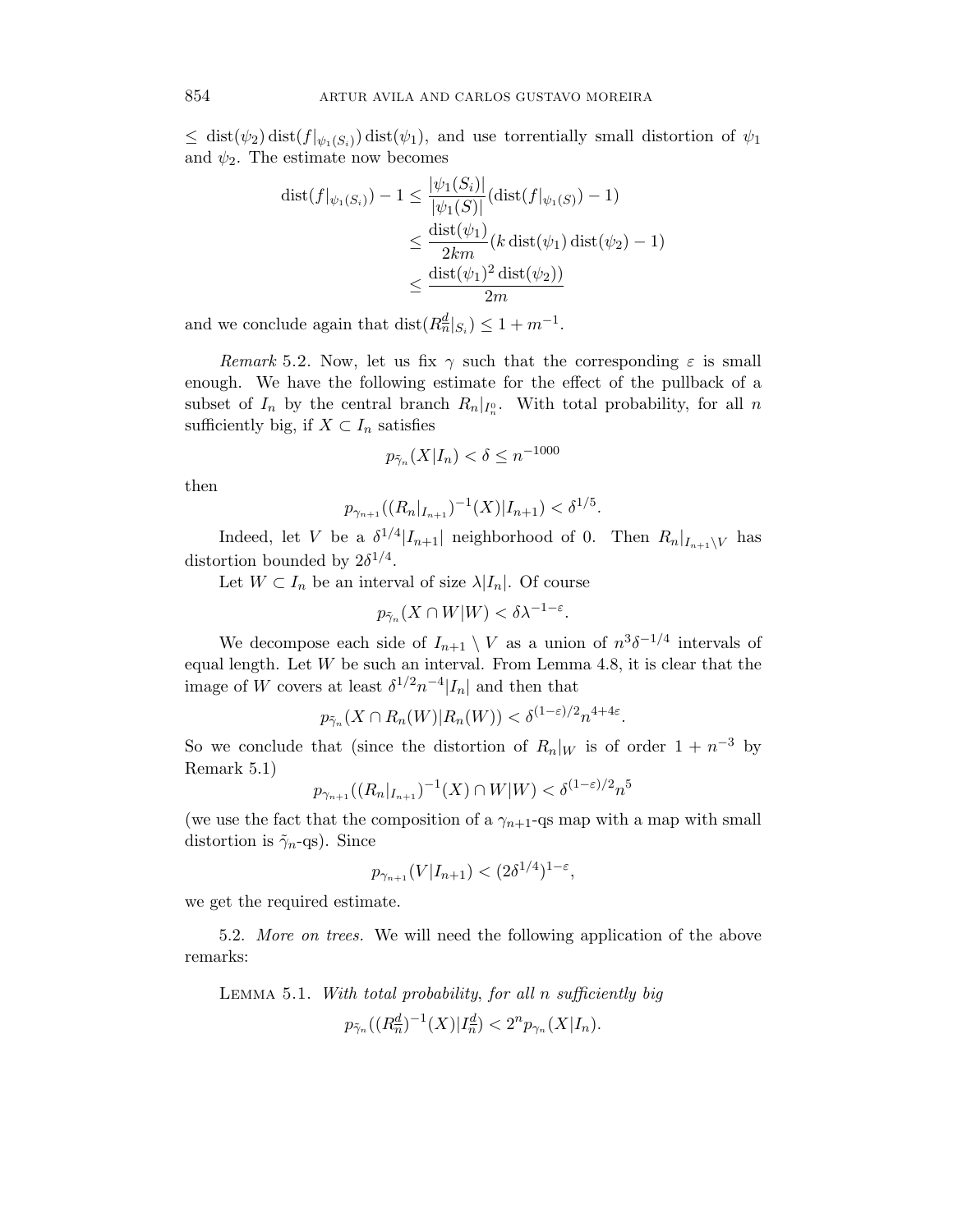$\leq \operatorname{dist}(\psi_2)\operatorname{dist}(f|_{\psi_1(S_i)})\operatorname{dist}(\psi_1)$, and use torrentially small distortion of $\psi_1$ and $\psi_2$. The estimate now becomes

$$
\begin{aligned}
\operatorname{dist}(f|_{\psi_1(S_i)}) - 1 &\leq \frac{|\psi_1(S_i)|}{|\psi_1(S)|}(\operatorname{dist}(f|_{\psi_1(S)}) - 1) \\
&\leq \frac{\operatorname{dist}(\psi_1)}{2km}(k \operatorname{dist}(\psi_1)\operatorname{dist}(\psi_2) - 1) \\
&\leq \frac{\operatorname{dist}(\psi_1)^2 \operatorname{dist}(\psi_2))}{2m}
\end{aligned}
$$

and we conclude again that $\operatorname{dist}(R_n^d|_{S_i}) \leq 1 + m^{-1}$.

*Remark* 5.2. Now, let us fix $\gamma$ such that the corresponding $\varepsilon$ is small enough. We have the following estimate for the effect of the pullback of a subset of $I_n$ by the central branch $R_n|_{I_n^0}$. With total probability, for all $n$ sufficiently big, if $X \subset I_n$ satisfies

$$p_{\tilde{\gamma}_n}(X|I_n) < \delta \leq n^{-1000}$$

then

$$p_{\gamma_{n+1}}((R_n|_{I_{n+1}})^{-1}(X)|I_{n+1}) < \delta^{1/5}.$$

Indeed, let $V$ be a $\delta^{1/4}|I_{n+1}|$ neighborhood of 0. Then $R_n|_{I_{n+1}\setminus V}$ has distortion bounded by $2\delta^{1/4}$.

Let $W \subset I_n$ be an interval of size $\lambda|I_n|$. Of course

$$p_{\tilde{\gamma}_n}(X \cap W|W) < \delta\lambda^{-1-\varepsilon}.$$

We decompose each side of $I_{n+1} \setminus V$ as a union of $n^3\delta^{-1/4}$ intervals of equal length. Let $W$ be such an interval. From Lemma 4.8, it is clear that the image of $W$ covers at least $\delta^{1/2}n^{-4}|I_n|$ and then that

$$p_{\tilde{\gamma}_n}(X \cap R_n(W)|R_n(W)) < \delta^{(1-\varepsilon)/2}n^{4+4\varepsilon}.$$

So we conclude that (since the distortion of $R_n|_W$ is of order $1 + n^{-3}$ by Remark 5.1)

$$p_{\gamma_{n+1}}((R_n|_{I_{n+1}})^{-1}(X) \cap W|W) < \delta^{(1-\varepsilon)/2}n^5$$

(we use the fact that the composition of a $\gamma_{n+1}$-qs map with a map with small distortion is $\tilde{\gamma}_n$-qs). Since

$$p_{\gamma_{n+1}}(V|I_{n+1}) < (2\delta^{1/4})^{1-\varepsilon},$$

we get the required estimate.

5.2. *More on trees.* We will need the following application of the above remarks:

Lemma 5.1. *With total probability, for all $n$ sufficiently big*

$$p_{\tilde{\gamma}_n}((R_n^d)^{-1}(X)|I_n^d) < 2^n p_{\gamma_n}(X|I_n).$$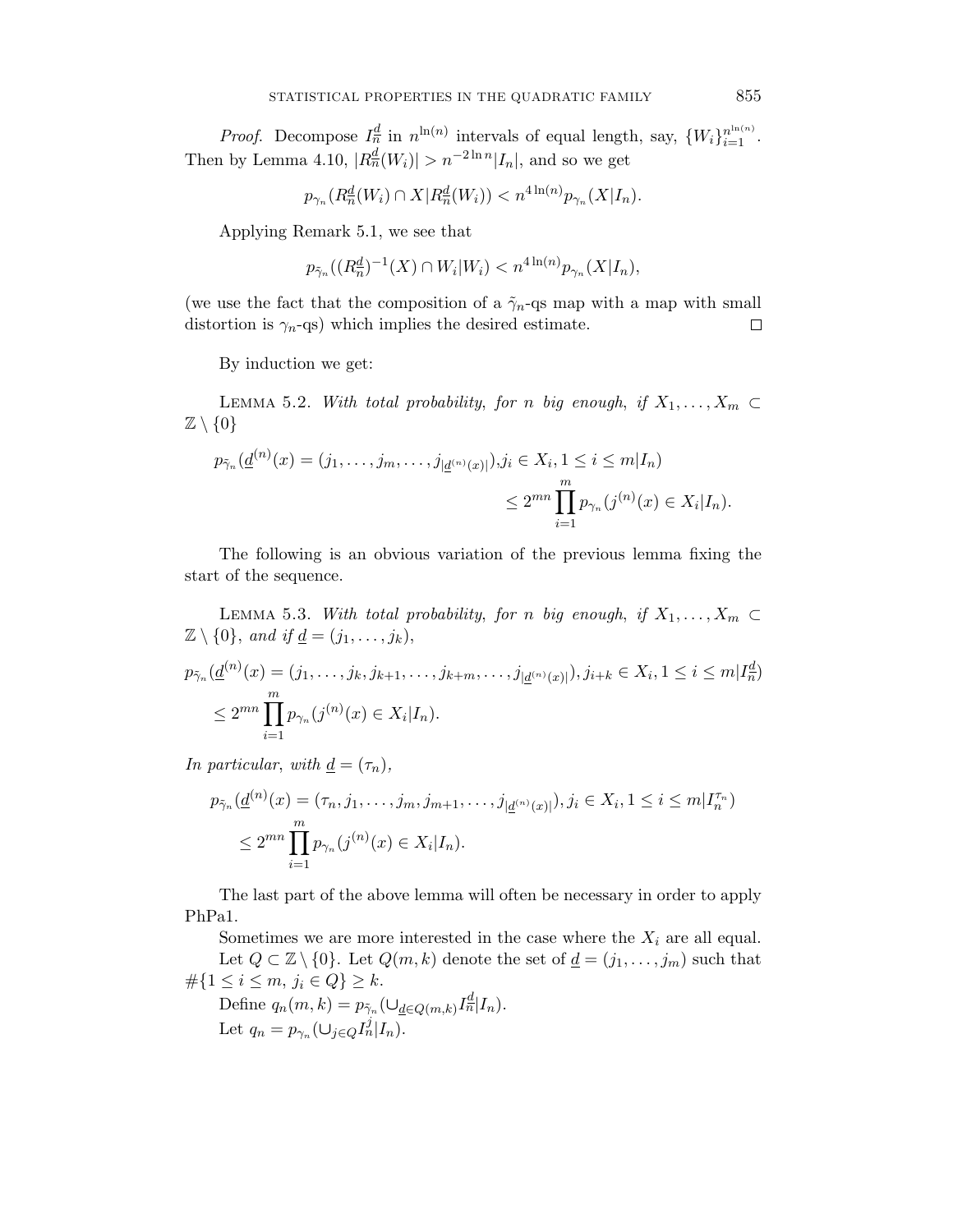*Proof.* Decompose $I_n^{\underline{d}}$ in $n^{\ln(n)}$ intervals of equal length, say, $\{W_i\}_{i=1}^{n^{\ln(n)}}$. Then by Lemma 4.10, $|R_n^{\underline{d}}(W_i)| > n^{-2\ln n}|I_n|$, and so we get

$$p_{\gamma_n}(R_n^{\underline{d}}(W_i) \cap X | R_n^{\underline{d}}(W_i)) < n^{4\ln(n)} p_{\gamma_n}(X|I_n).$$

Applying Remark 5.1, we see that

$$p_{\tilde{\gamma}_n}((R_n^{\underline{d}})^{-1}(X) \cap W_i | W_i) < n^{4\ln(n)} p_{\gamma_n}(X|I_n),$$

(we use the fact that the composition of a $\tilde{\gamma}_n$-qs map with a map with small distortion is $\gamma_n$-qs) which implies the desired estimate. $\square$

By induction we get:

Lemma 5.2. *With total probability, for $n$ big enough, if $X_1, \ldots, X_m \subset \mathbb{Z} \setminus \{0\}$*

$$p_{\tilde{\gamma}_n}(\underline{d}^{(n)}(x) = (j_1, \ldots, j_m, \ldots, j_{|\underline{d}^{(n)}(x)|}), j_i \in X_i, 1 \le i \le m | I_n) \le 2^{mn} \prod_{i=1}^{m} p_{\gamma_n}(j^{(n)}(x) \in X_i | I_n).$$

The following is an obvious variation of the previous lemma fixing the start of the sequence.

Lemma 5.3. *With total probability, for $n$ big enough, if $X_1, \ldots, X_m \subset \mathbb{Z} \setminus \{0\}$, and if $\underline{d} = (j_1, \ldots, j_k)$,*

$$p_{\tilde{\gamma}_n}(\underline{d}^{(n)}(x) = (j_1, \ldots, j_k, j_{k+1}, \ldots, j_{k+m}, \ldots, j_{|\underline{d}^{(n)}(x)|}), j_{i+k} \in X_i, 1 \le i \le m | I_n^{\underline{d}}) \le 2^{mn} \prod_{i=1}^{m} p_{\gamma_n}(j^{(n)}(x) \in X_i | I_n).$$

*In particular, with $\underline{d} = (\tau_n)$,*

$$p_{\tilde{\gamma}_n}(\underline{d}^{(n)}(x) = (\tau_n, j_1, \ldots, j_m, j_{m+1}, \ldots, j_{|\underline{d}^{(n)}(x)|}), j_i \in X_i, 1 \le i \le m | I_n^{\tau_n}) \le 2^{mn} \prod_{i=1}^{m} p_{\gamma_n}(j^{(n)}(x) \in X_i | I_n).$$

The last part of the above lemma will often be necessary in order to apply PhPa1.

Sometimes we are more interested in the case where the $X_i$ are all equal.

Let $Q \subset \mathbb{Z} \setminus \{0\}$. Let $Q(m,k)$ denote the set of $\underline{d} = (j_1, \ldots, j_m)$ such that $\#\{1 \le i \le m,\ j_i \in Q\} \ge k$.

Define $q_n(m,k) = p_{\tilde{\gamma}_n}(\cup_{\underline{d} \in Q(m,k)} I_n^{\underline{d}} | I_n)$.

Let $q_n = p_{\gamma_n}(\cup_{j \in Q} I_n^j | I_n)$.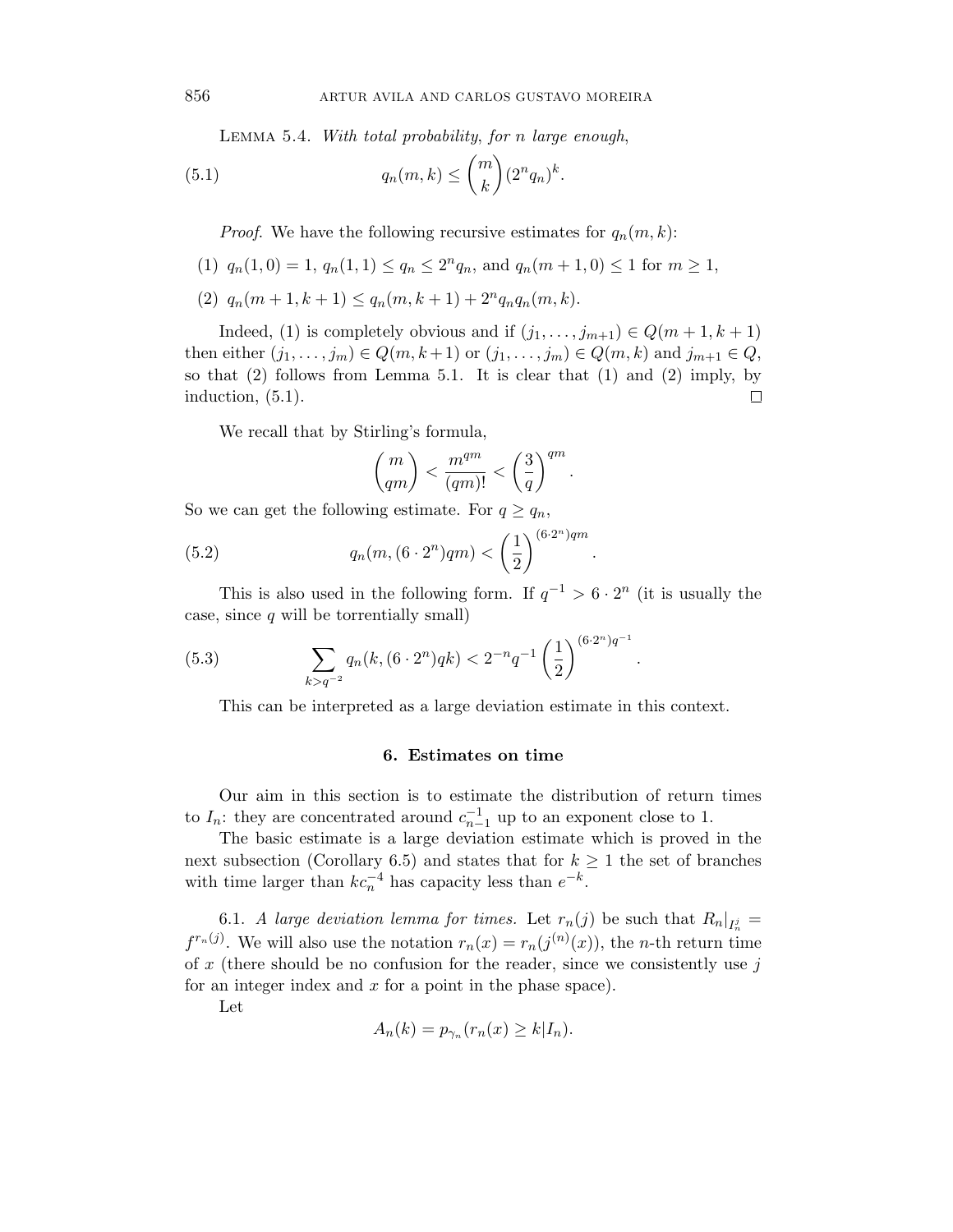LEMMA 5.4. *With total probability, for $n$ large enough,*

$$q_n(m,k) \leq \binom{m}{k}(2^n q_n)^k. \tag{5.1}$$

*Proof.* We have the following recursive estimates for $q_n(m,k)$:

(1) $q_n(1,0)=1$, $q_n(1,1) \leq q_n \leq 2^n q_n$, and $q_n(m+1,0) \leq 1$ for $m \geq 1$,

(2) $q_n(m+1,k+1) \leq q_n(m,k+1) + 2^n q_n q_n(m,k)$.

Indeed, (1) is completely obvious and if $(j_1,\ldots,j_{m+1}) \in Q(m+1,k+1)$ then either $(j_1,\ldots,j_m) \in Q(m,k+1)$ or $(j_1,\ldots,j_m) \in Q(m,k)$ and $j_{m+1} \in Q$, so that (2) follows from Lemma 5.1. It is clear that (1) and (2) imply, by induction, (5.1). $\square$

We recall that by Stirling's formula,

$$\binom{m}{qm} < \frac{m^{qm}}{(qm)!} < \left(\frac{3}{q}\right)^{qm}.$$

So we can get the following estimate. For $q \geq q_n$,

$$q_n(m,(6 \cdot 2^n)qm) < \left(\frac{1}{2}\right)^{(6 \cdot 2^n)qm}. \tag{5.2}$$

This is also used in the following form. If $q^{-1} > 6 \cdot 2^n$ (it is usually the case, since $q$ will be torrentially small)

$$\sum_{k>q^{-2}} q_n(k,(6 \cdot 2^n)qk) < 2^{-n}q^{-1}\left(\frac{1}{2}\right)^{(6 \cdot 2^n)q^{-1}}. \tag{5.3}$$

This can be interpreted as a large deviation estimate in this context.

## 6. Estimates on time

Our aim in this section is to estimate the distribution of return times to $I_n$: they are concentrated around $c_{n-1}^{-1}$ up to an exponent close to 1.

The basic estimate is a large deviation estimate which is proved in the next subsection (Corollary 6.5) and states that for $k \geq 1$ the set of branches with time larger than $kc_n^{-4}$ has capacity less than $e^{-k}$.

6.1. *A large deviation lemma for times.* Let $r_n(j)$ be such that $R_n|_{I_n^j} = f^{r_n(j)}$. We will also use the notation $r_n(x) = r_n(j^{(n)}(x))$, the $n$-th return time of $x$ (there should be no confusion for the reader, since we consistently use $j$ for an integer index and $x$ for a point in the phase space).

Let

$$A_n(k) = p_{\gamma_n}(r_n(x) \geq k | I_n).$$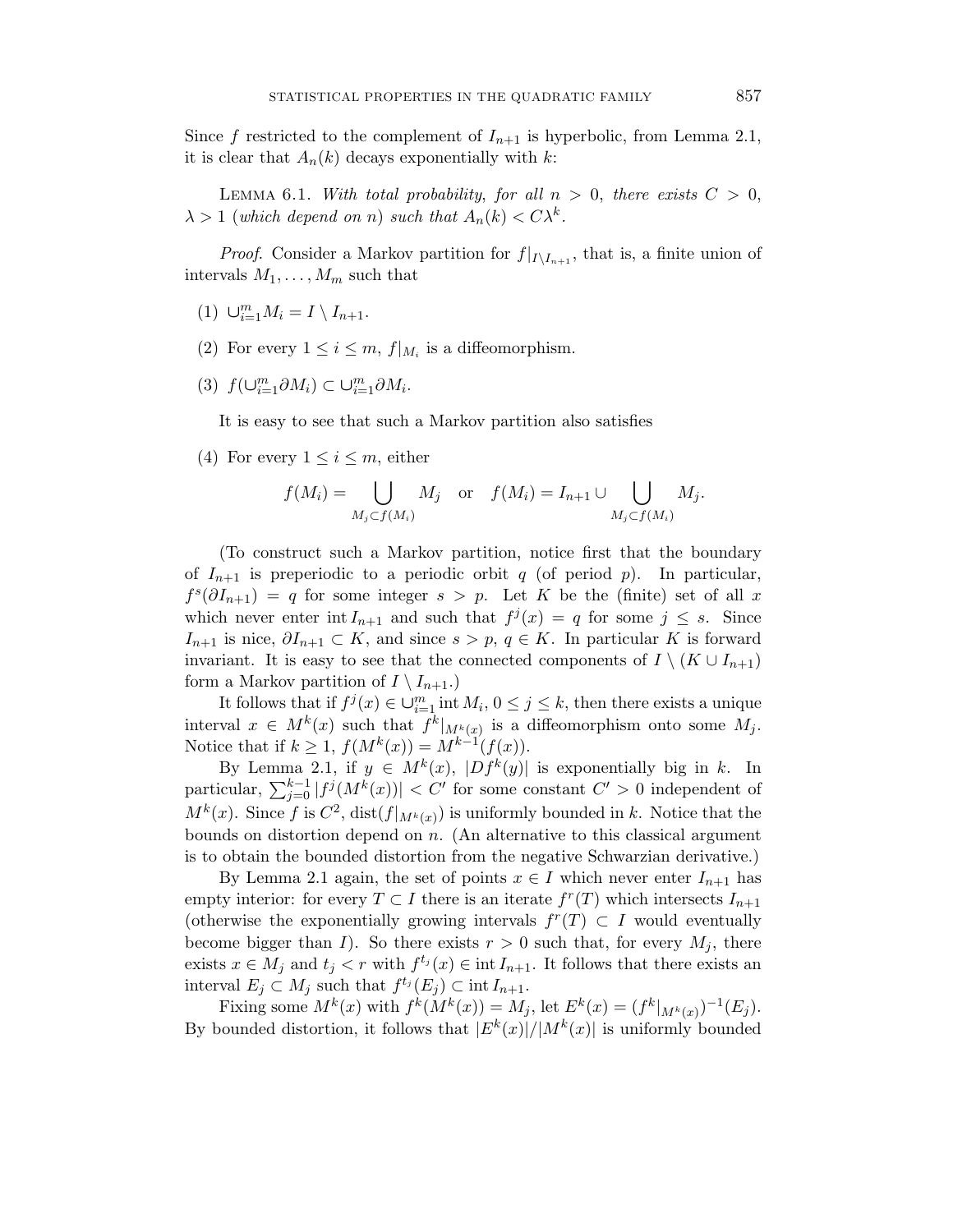Since $f$ restricted to the complement of $I_{n+1}$ is hyperbolic, from Lemma 2.1, it is clear that $A_n(k)$ decays exponentially with $k$:

Lemma 6.1. *With total probability, for all $n > 0$, there exists $C > 0$, $\lambda > 1$ (which depend on $n$) such that $A_n(k) < C\lambda^k$.*

*Proof.* Consider a Markov partition for $f|_{I \setminus I_{n+1}}$, that is, a finite union of intervals $M_1, \dots, M_m$ such that

(1) $\cup_{i=1}^m M_i = I \setminus I_{n+1}$.

(2) For every $1 \leq i \leq m$, $f|_{M_i}$ is a diffeomorphism.

(3) $f(\cup_{i=1}^m \partial M_i) \subset \cup_{i=1}^m \partial M_i$.

It is easy to see that such a Markov partition also satisfies

(4) For every $1 \leq i \leq m$, either

$$f(M_i) = \bigcup_{M_j \subset f(M_i)} M_j \quad \text{or} \quad f(M_i) = I_{n+1} \cup \bigcup_{M_j \subset f(M_i)} M_j.$$

(To construct such a Markov partition, notice first that the boundary of $I_{n+1}$ is preperiodic to a periodic orbit $q$ (of period $p$). In particular, $f^s(\partial I_{n+1}) = q$ for some integer $s > p$. Let $K$ be the (finite) set of all $x$ which never enter $\operatorname{int} I_{n+1}$ and such that $f^j(x) = q$ for some $j \leq s$. Since $I_{n+1}$ is nice, $\partial I_{n+1} \subset K$, and since $s > p$, $q \in K$. In particular $K$ is forward invariant. It is easy to see that the connected components of $I \setminus (K \cup I_{n+1})$ form a Markov partition of $I \setminus I_{n+1}$.)

It follows that if $f^j(x) \in \cup_{i=1}^m \operatorname{int} M_i$, $0 \leq j \leq k$, then there exists a unique interval $x \in M^k(x)$ such that $f^k|_{M^k(x)}$ is a diffeomorphism onto some $M_j$. Notice that if $k \geq 1$, $f(M^k(x)) = M^{k-1}(f(x))$.

By Lemma 2.1, if $y \in M^k(x)$, $|Df^k(y)|$ is exponentially big in $k$. In particular, $\sum_{j=0}^{k-1} |f^j(M^k(x))| < C'$ for some constant $C' > 0$ independent of $M^k(x)$. Since $f$ is $C^2$, $\operatorname{dist}(f|_{M^k(x)})$ is uniformly bounded in $k$. Notice that the bounds on distortion depend on $n$. (An alternative to this classical argument is to obtain the bounded distortion from the negative Schwarzian derivative.)

By Lemma 2.1 again, the set of points $x \in I$ which never enter $I_{n+1}$ has empty interior: for every $T \subset I$ there is an iterate $f^r(T)$ which intersects $I_{n+1}$ (otherwise the exponentially growing intervals $f^r(T) \subset I$ would eventually become bigger than $I$). So there exists $r > 0$ such that, for every $M_j$, there exists $x \in M_j$ and $t_j < r$ with $f^{t_j}(x) \in \operatorname{int} I_{n+1}$. It follows that there exists an interval $E_j \subset M_j$ such that $f^{t_j}(E_j) \subset \operatorname{int} I_{n+1}$.

Fixing some $M^k(x)$ with $f^k(M^k(x)) = M_j$, let $E^k(x) = (f^k|_{M^k(x)})^{-1}(E_j)$. By bounded distortion, it follows that $|E^k(x)|/|M^k(x)|$ is uniformly bounded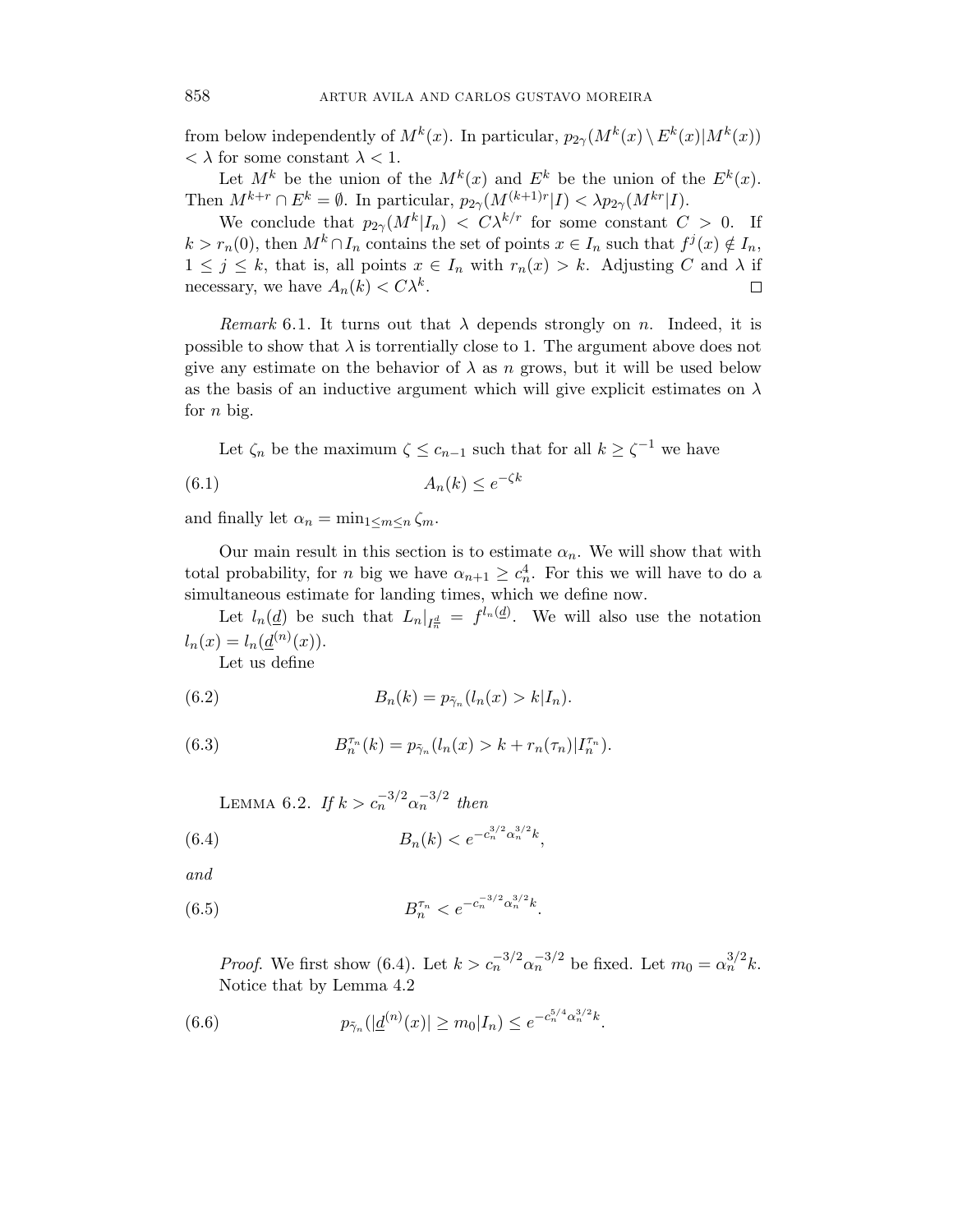from below independently of $M^k(x)$. In particular, $p_{2\gamma}(M^k(x) \setminus E^k(x)|M^k(x)) < \lambda$ for some constant $\lambda < 1$.

Let $M^k$ be the union of the $M^k(x)$ and $E^k$ be the union of the $E^k(x)$. Then $M^{k+r} \cap E^k = \emptyset$. In particular, $p_{2\gamma}(M^{(k+1)r}|I) < \lambda p_{2\gamma}(M^{kr}|I)$.

We conclude that $p_{2\gamma}(M^k|I_n) < C\lambda^{k/r}$ for some constant $C > 0$. If $k > r_n(0)$, then $M^k \cap I_n$ contains the set of points $x \in I_n$ such that $f^j(x) \notin I_n$, $1 \leq j \leq k$, that is, all points $x \in I_n$ with $r_n(x) > k$. Adjusting $C$ and $\lambda$ if necessary, we have $A_n(k) < C\lambda^k$. ◻

*Remark* 6.1. It turns out that $\lambda$ depends strongly on $n$. Indeed, it is possible to show that $\lambda$ is torrentially close to 1. The argument above does not give any estimate on the behavior of $\lambda$ as $n$ grows, but it will be used below as the basis of an inductive argument which will give explicit estimates on $\lambda$ for $n$ big.

Let $\zeta_n$ be the maximum $\zeta \leq c_{n-1}$ such that for all $k \geq \zeta^{-1}$ we have

$$A_n(k) \leq e^{-\zeta k} \tag{6.1}$$

and finally let $\alpha_n = \min_{1 \leq m \leq n} \zeta_m$.

Our main result in this section is to estimate $\alpha_n$. We will show that with total probability, for $n$ big we have $\alpha_{n+1} \geq c_n^4$. For this we will have to do a simultaneous estimate for landing times, which we define now.

Let $l_n(\underline{d})$ be such that $L_n|_{I_n^{\underline{d}}} = f^{l_n(\underline{d})}$. We will also use the notation $l_n(x) = l_n(\underline{d}^{(n)}(x))$.

Let us define

$$B_n(k) = p_{\tilde{\gamma}_n}(l_n(x) > k|I_n). \tag{6.2}$$

$$B_n^{\tau_n}(k) = p_{\tilde{\gamma}_n}(l_n(x) > k + r_n(\tau_n)|I_n^{\tau_n}). \tag{6.3}$$

Lemma 6.2. *If* $k > c_n^{-3/2}\alpha_n^{-3/2}$ *then*

$$B_n(k) < e^{-c_n^{3/2}\alpha_n^{3/2}k}, \tag{6.4}$$

*and*

$$B_n^{\tau_n} < e^{-c_n^{-3/2}\alpha_n^{3/2}k}. \tag{6.5}$$

*Proof.* We first show (6.4). Let $k > c_n^{-3/2}\alpha_n^{-3/2}$ be fixed. Let $m_0 = \alpha_n^{3/2}k$. Notice that by Lemma 4.2

$$p_{\tilde{\gamma}_n}(|\underline{d}^{(n)}(x)| \geq m_0|I_n) \leq e^{-c_n^{5/4}\alpha_n^{3/2}k}. \tag{6.6}$$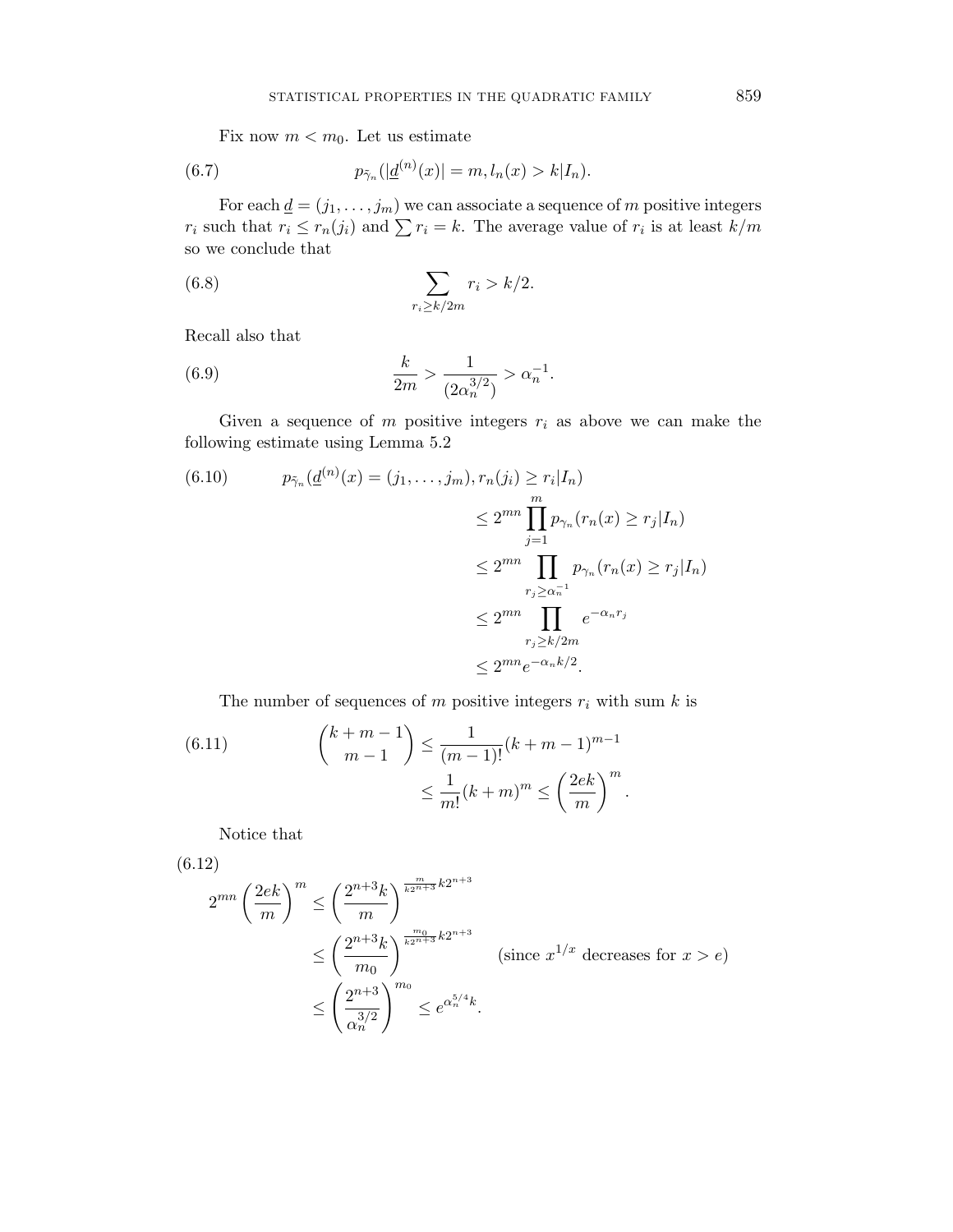Fix now $m < m_0$. Let us estimate

$$p_{\tilde{\gamma}_n}(|\underline{d}^{(n)}(x)| = m, l_n(x) > k | I_n). \tag{6.7}$$

For each $\underline{d} = (j_1, \ldots, j_m)$ we can associate a sequence of $m$ positive integers $r_i$ such that $r_i \leq r_n(j_i)$ and $\sum r_i = k$. The average value of $r_i$ is at least $k/m$ so we conclude that

$$\sum_{r_i \geq k/2m} r_i > k/2. \tag{6.8}$$

Recall also that

$$\frac{k}{2m} > \frac{1}{(2\alpha_n^{3/2})} > \alpha_n^{-1}. \tag{6.9}$$

Given a sequence of $m$ positive integers $r_i$ as above we can make the following estimate using Lemma 5.2

$$\begin{aligned}
p_{\tilde{\gamma}_n}(\underline{d}^{(n)}(x) = (j_1, \ldots, j_m), r_n(j_i) \geq r_i | I_n) & \\
\leq 2^{mn} \prod_{j=1}^{m} p_{\gamma_n}(r_n(x) \geq r_j | I_n) & \\
\leq 2^{mn} \prod_{r_j \geq \alpha_n^{-1}} p_{\gamma_n}(r_n(x) \geq r_j | I_n) & \\
\leq 2^{mn} \prod_{r_j \geq k/2m} e^{-\alpha_n r_j} & \\
\leq 2^{mn} e^{-\alpha_n k/2}. &
\end{aligned} \tag{6.10}$$

The number of sequences of $m$ positive integers $r_i$ with sum $k$ is

$$\begin{aligned}
\binom{k+m-1}{m-1} &\leq \frac{1}{(m-1)!}(k+m-1)^{m-1} \\
&\leq \frac{1}{m!}(k+m)^m \leq \left(\frac{2ek}{m}\right)^m.
\end{aligned} \tag{6.11}$$

Notice that

$$\begin{aligned}
2^{mn}\left(\frac{2ek}{m}\right)^m &\leq \left(\frac{2^{n+3}k}{m}\right)^{\frac{m}{k2^{n+3}}k2^{n+3}} \\
&\leq \left(\frac{2^{n+3}k}{m_0}\right)^{\frac{m_0}{k2^{n+3}}k2^{n+3}} \qquad (\text{since } x^{1/x} \text{ decreases for } x > e) \\
&\leq \left(\frac{2^{n+3}}{\alpha_n^{3/2}}\right)^{m_0} \leq e^{\alpha_n^{5/4}k}.
\end{aligned} \tag{6.12}$$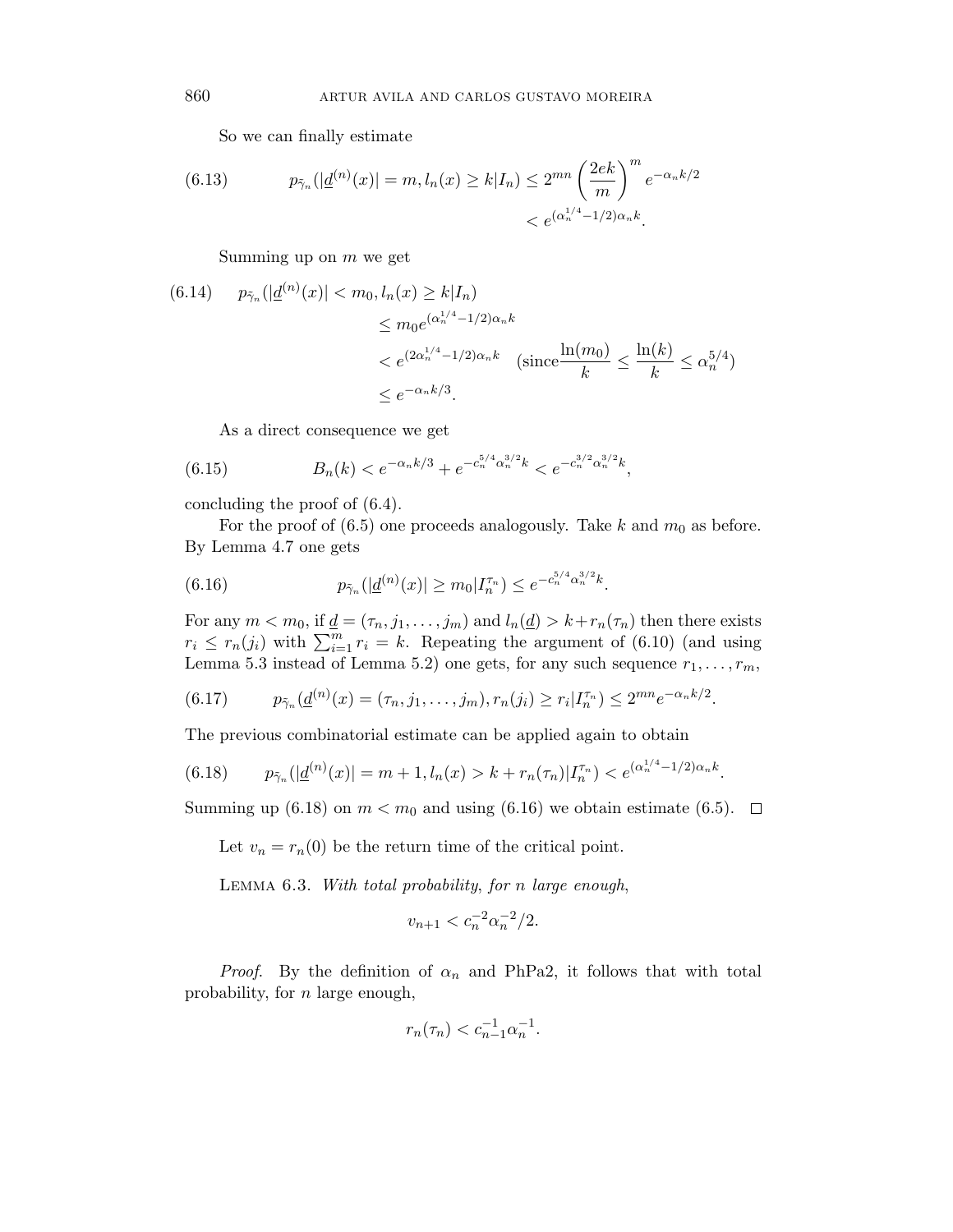So we can finally estimate

$$
(6.13)\qquad p_{\tilde{\gamma}_n}(|\underline{d}^{(n)}(x)| = m, l_n(x) \geq k|I_n) \leq 2^{mn}\left(\frac{2ek}{m}\right)^m e^{-\alpha_n k/2} < e^{(\alpha_n^{1/4}-1/2)\alpha_n k}.
$$

Summing up on $m$ we get

$$
\begin{aligned}
(6.14)\qquad p_{\tilde{\gamma}_n}(|\underline{d}^{(n)}(x)| < m_0, l_n(x) \geq k|I_n) &\leq m_0 e^{(\alpha_n^{1/4}-1/2)\alpha_n k} \\
&< e^{(2\alpha_n^{1/4}-1/2)\alpha_n k} \quad (\text{since} \frac{\ln(m_0)}{k} \leq \frac{\ln(k)}{k} \leq \alpha_n^{5/4}) \\
&\leq e^{-\alpha_n k/3}.
\end{aligned}
$$

As a direct consequence we get

$$
(6.15)\qquad B_n(k) < e^{-\alpha_n k/3} + e^{-c_n^{5/4}\alpha_n^{3/2}k} < e^{-c_n^{3/2}\alpha_n^{3/2}k},
$$

concluding the proof of (6.4).

For the proof of (6.5) one proceeds analogously. Take $k$ and $m_0$ as before. By Lemma 4.7 one gets

$$
(6.16)\qquad p_{\tilde{\gamma}_n}(|\underline{d}^{(n)}(x)| \geq m_0|I_n^{\tau_n}) \leq e^{-c_n^{5/4}\alpha_n^{3/2}k}.
$$

For any $m < m_0$, if $\underline{d} = (\tau_n, j_1, \ldots, j_m)$ and $l_n(\underline{d}) > k + r_n(\tau_n)$ then there exists $r_i \leq r_n(j_i)$ with $\sum_{i=1}^m r_i = k$. Repeating the argument of (6.10) (and using Lemma 5.3 instead of Lemma 5.2) one gets, for any such sequence $r_1, \ldots, r_m$,

$$
(6.17)\qquad p_{\tilde{\gamma}_n}(\underline{d}^{(n)}(x) = (\tau_n, j_1, \ldots, j_m), r_n(j_i) \geq r_i|I_n^{\tau_n}) \leq 2^{mn}e^{-\alpha_n k/2}.
$$

The previous combinatorial estimate can be applied again to obtain

$$
(6.18)\qquad p_{\tilde{\gamma}_n}(|\underline{d}^{(n)}(x)| = m+1, l_n(x) > k + r_n(\tau_n)|I_n^{\tau_n}) < e^{(\alpha_n^{1/4}-1/2)\alpha_n k}.
$$

Summing up (6.18) on $m < m_0$ and using (6.16) we obtain estimate (6.5). $\square$

Let $v_n = r_n(0)$ be the return time of the critical point.

Lemma 6.3. *With total probability, for $n$ large enough,*

$$
v_{n+1} < c_n^{-2}\alpha_n^{-2}/2.
$$

*Proof.* By the definition of $\alpha_n$ and PhPa2, it follows that with total probability, for $n$ large enough,

$$
r_n(\tau_n) < c_{n-1}^{-1}\alpha_n^{-1}.
$$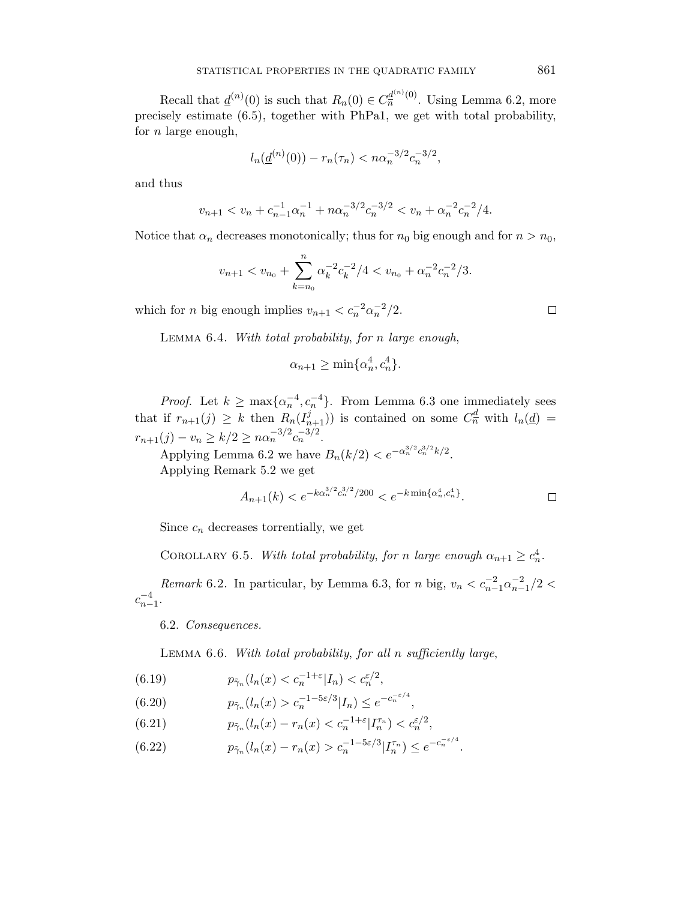Recall that $\underline{d}^{(n)}(0)$ is such that $R_n(0) \in C_{\underline{n}}^{\underline{d}^{(n)}(0)}$. Using Lemma 6.2, more precisely estimate (6.5), together with PhPa1, we get with total probability, for $n$ large enough,

$$l_n(\underline{d}^{(n)}(0)) - r_n(\tau_n) < n\alpha_n^{-3/2} c_n^{-3/2},$$

and thus

$$v_{n+1} < v_n + c_{n-1}^{-1}\alpha_n^{-1} + n\alpha_n^{-3/2}c_n^{-3/2} < v_n + \alpha_n^{-2}c_n^{-2}/4.$$

Notice that $\alpha_n$ decreases monotonically; thus for $n_0$ big enough and for $n > n_0$,

$$v_{n+1} < v_{n_0} + \sum_{k=n_0}^{n} \alpha_k^{-2} c_k^{-2}/4 < v_{n_0} + \alpha_n^{-2}c_n^{-2}/3.$$

which for $n$ big enough implies $v_{n+1} < c_n^{-2}\alpha_n^{-2}/2$. $\square$

Lemma 6.4. *With total probability, for $n$ large enough,*

$$\alpha_{n+1} \geq \min\{\alpha_n^4, c_n^4\}.$$

*Proof.* Let $k \geq \max\{\alpha_n^{-4}, c_n^{-4}\}$. From Lemma 6.3 one immediately sees that if $r_{n+1}(j) \geq k$ then $R_n(I_{n+1}^j))$ is contained on some $C_{\underline{n}}^{\underline{d}}$ with $l_n(\underline{d}) = r_{n+1}(j) - v_n \geq k/2 \geq n\alpha_n^{-3/2}c_n^{-3/2}$.

Applying Lemma 6.2 we have $B_n(k/2) < e^{-\alpha_n^{3/2}c_n^{3/2}k/2}$.

Applying Remark 5.2 we get

$$A_{n+1}(k) < e^{-k\alpha_n^{3/2}c_n^{3/2}/200} < e^{-k\min\{\alpha_n^4, c_n^4\}}. \qquad \square$$

Since $c_n$ decreases torrentially, we get

Corollary 6.5. *With total probability, for $n$ large enough $\alpha_{n+1} \geq c_n^4$.*

*Remark* 6.2. In particular, by Lemma 6.3, for $n$ big, $v_n < c_{n-1}^{-2}\alpha_{n-1}^{-2}/2 < c_{n-1}^{-4}$.

6.2. *Consequences.*

Lemma 6.6. *With total probability, for all $n$ sufficiently large,*

$$p_{\tilde{\gamma}_n}(l_n(x) < c_n^{-1+\varepsilon}|I_n) < c_n^{\varepsilon/2}, \tag{6.19}$$

$$p_{\tilde{\gamma}_n}(l_n(x) > c_n^{-1-5\varepsilon/3}|I_n) \leq e^{-c_n^{-\varepsilon/4}}, \tag{6.20}$$

$$p_{\tilde{\gamma}_n}(l_n(x) - r_n(x) < c_n^{-1+\varepsilon}|I_n^{\tau_n}) < c_n^{\varepsilon/2}, \tag{6.21}$$

$$p_{\tilde{\gamma}_n}(l_n(x) - r_n(x) > c_n^{-1-5\varepsilon/3}|I_n^{\tau_n}) \leq e^{-c_n^{-\varepsilon/4}}. \tag{6.22}$$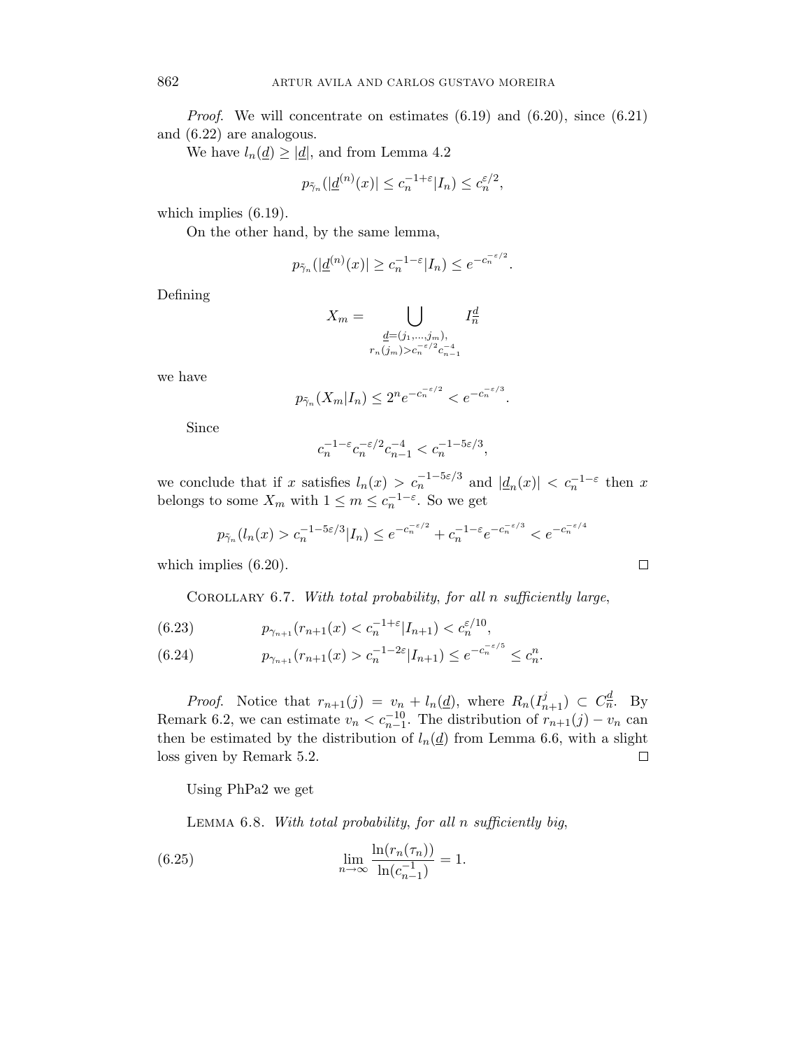*Proof.* We will concentrate on estimates (6.19) and (6.20), since (6.21) and (6.22) are analogous.

We have $l_n(\underline{d}) \geq |\underline{d}|$, and from Lemma 4.2

$$p_{\tilde{\gamma}_n}(|\underline{d}^{(n)}(x)| \leq c_n^{-1+\varepsilon}|I_n) \leq c_n^{\varepsilon/2},$$

which implies (6.19).

On the other hand, by the same lemma,

$$p_{\tilde{\gamma}_n}(|\underline{d}^{(n)}(x)| \geq c_n^{-1-\varepsilon}|I_n) \leq e^{-c_n^{-\varepsilon/2}}.$$

Defining

$$X_m = \bigcup_{\substack{\underline{d}=(j_1,\ldots,j_m),\\ r_n(j_m) > c_n^{-\varepsilon/2}c_{n-1}^{-4}}} I_n^{\underline{d}}$$

we have

$$p_{\tilde{\gamma}_n}(X_m|I_n) \leq 2^n e^{-c_n^{-\varepsilon/2}} < e^{-c_n^{-\varepsilon/3}}.$$

Since

$$c_n^{-1-\varepsilon}c_n^{-\varepsilon/2}c_{n-1}^{-4} < c_n^{-1-5\varepsilon/3},$$

we conclude that if $x$ satisfies $l_n(x) > c_n^{-1-5\varepsilon/3}$ and $|\underline{d}_n(x)| < c_n^{-1-\varepsilon}$ then $x$ belongs to some $X_m$ with $1 \leq m \leq c_n^{-1-\varepsilon}$. So we get

$$p_{\tilde{\gamma}_n}(l_n(x) > c_n^{-1-5\varepsilon/3}|I_n) \leq e^{-c_n^{-\varepsilon/2}} + c_n^{-1-\varepsilon}e^{-c_n^{-\varepsilon/3}} < e^{-c_n^{-\varepsilon/4}}$$

which implies (6.20). $\square$

Corollary 6.7. *With total probability, for all $n$ sufficiently large,*

$$p_{\gamma_{n+1}}(r_{n+1}(x) < c_n^{-1+\varepsilon}|I_{n+1}) < c_n^{\varepsilon/10}, \tag{6.23}$$

$$p_{\gamma_{n+1}}(r_{n+1}(x) > c_n^{-1-2\varepsilon}|I_{n+1}) \leq e^{-c_n^{-\varepsilon/5}} \leq c_n^n. \tag{6.24}$$

*Proof.* Notice that $r_{n+1}(j) = v_n + l_n(\underline{d})$, where $R_n(I_{n+1}^j) \subset C_n^{\underline{d}}$. By Remark 6.2, we can estimate $v_n < c_{n-1}^{-10}$. The distribution of $r_{n+1}(j) - v_n$ can then be estimated by the distribution of $l_n(\underline{d})$ from Lemma 6.6, with a slight loss given by Remark 5.2. $\square$

Using PhPa2 we get

Lemma 6.8. *With total probability, for all $n$ sufficiently big,*

$$\lim_{n\to\infty} \frac{\ln(r_n(\tau_n))}{\ln(c_{n-1}^{-1})} = 1. \tag{6.25}$$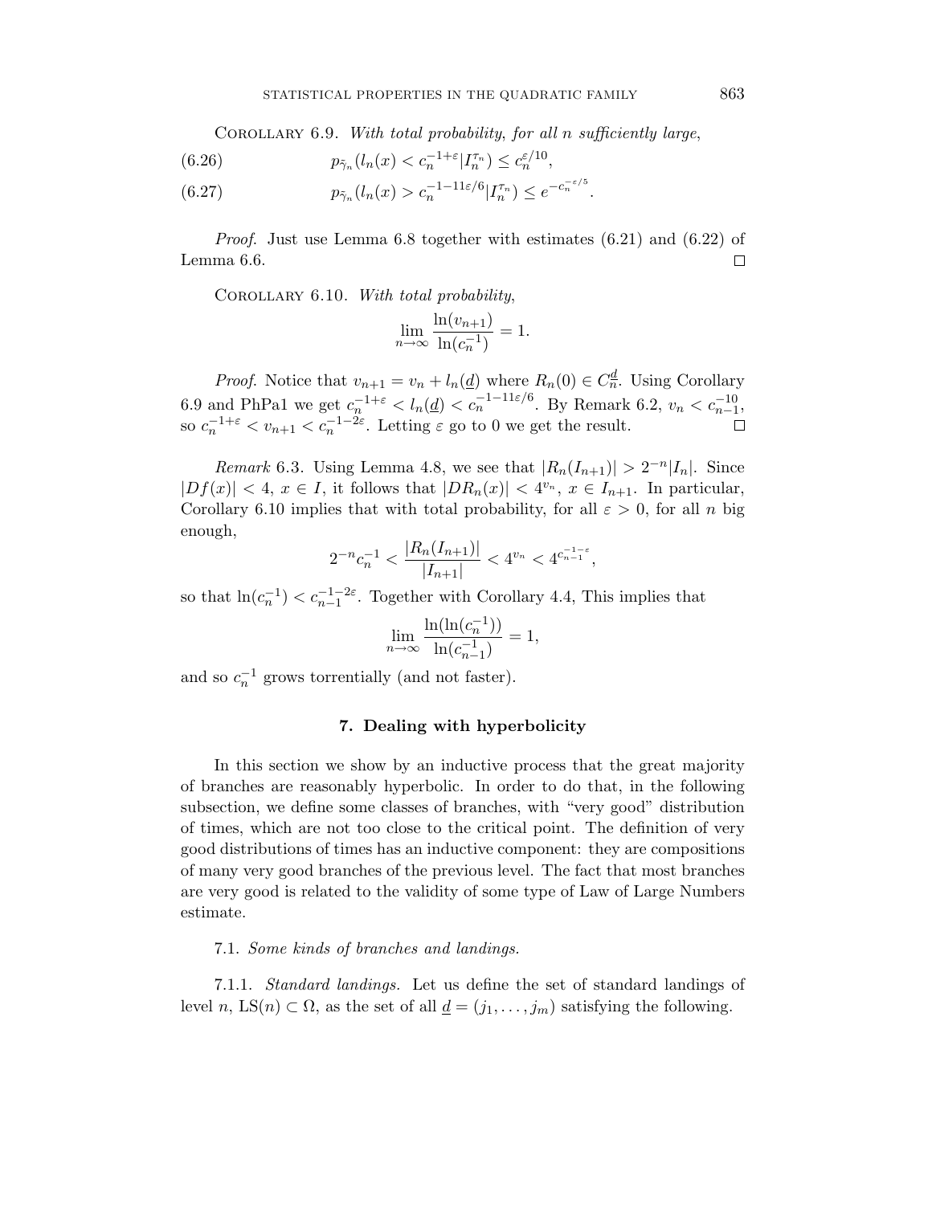Corollary 6.9. *With total probability, for all $n$ sufficiently large,*

$$p_{\tilde{\gamma}_n}(l_n(x) < c_n^{-1+\varepsilon} | I_n^{\tau_n}) \leq c_n^{\varepsilon/10}, \tag{6.26}$$

$$p_{\tilde{\gamma}_n}(l_n(x) > c_n^{-1-11\varepsilon/6} | I_n^{\tau_n}) \leq e^{-c_n^{-\varepsilon/5}}. \tag{6.27}$$

*Proof.* Just use Lemma 6.8 together with estimates (6.21) and (6.22) of Lemma 6.6. □

Corollary 6.10. *With total probability,*

$$\lim_{n\to\infty} \frac{\ln(v_{n+1})}{\ln(c_n^{-1})} = 1.$$

*Proof.* Notice that $v_{n+1} = v_n + l_n(\underline{d})$ where $R_n(0) \in C_n^{\underline{d}}$. Using Corollary 6.9 and PhPa1 we get $c_n^{-1+\varepsilon} < l_n(\underline{d}) < c_n^{-1-11\varepsilon/6}$. By Remark 6.2, $v_n < c_{n-1}^{-10}$, so $c_n^{-1+\varepsilon} < v_{n+1} < c_n^{-1-2\varepsilon}$. Letting $\varepsilon$ go to 0 we get the result. □

*Remark* 6.3. Using Lemma 4.8, we see that $|R_n(I_{n+1})| > 2^{-n}|I_n|$. Since $|Df(x)| < 4$, $x \in I$, it follows that $|DR_n(x)| < 4^{v_n}$, $x \in I_{n+1}$. In particular, Corollary 6.10 implies that with total probability, for all $\varepsilon > 0$, for all $n$ big enough,

$$2^{-n}c_n^{-1} < \frac{|R_n(I_{n+1})|}{|I_{n+1}|} < 4^{v_n} < 4^{c_{n-1}^{-1-\varepsilon}},$$

so that $\ln(c_n^{-1}) < c_{n-1}^{-1-2\varepsilon}$. Together with Corollary 4.4, This implies that

$$\lim_{n\to\infty} \frac{\ln(\ln(c_n^{-1}))}{\ln(c_{n-1}^{-1})} = 1,$$

and so $c_n^{-1}$ grows torrentially (and not faster).

## 7. Dealing with hyperbolicity

In this section we show by an inductive process that the great majority of branches are reasonably hyperbolic. In order to do that, in the following subsection, we define some classes of branches, with "very good" distribution of times, which are not too close to the critical point. The definition of very good distributions of times has an inductive component: they are compositions of many very good branches of the previous level. The fact that most branches are very good is related to the validity of some type of Law of Large Numbers estimate.

### 7.1. *Some kinds of branches and landings.*

7.1.1. *Standard landings.* Let us define the set of standard landings of level $n$, $\mathrm{LS}(n) \subset \Omega$, as the set of all $\underline{d} = (j_1, \ldots, j_m)$ satisfying the following.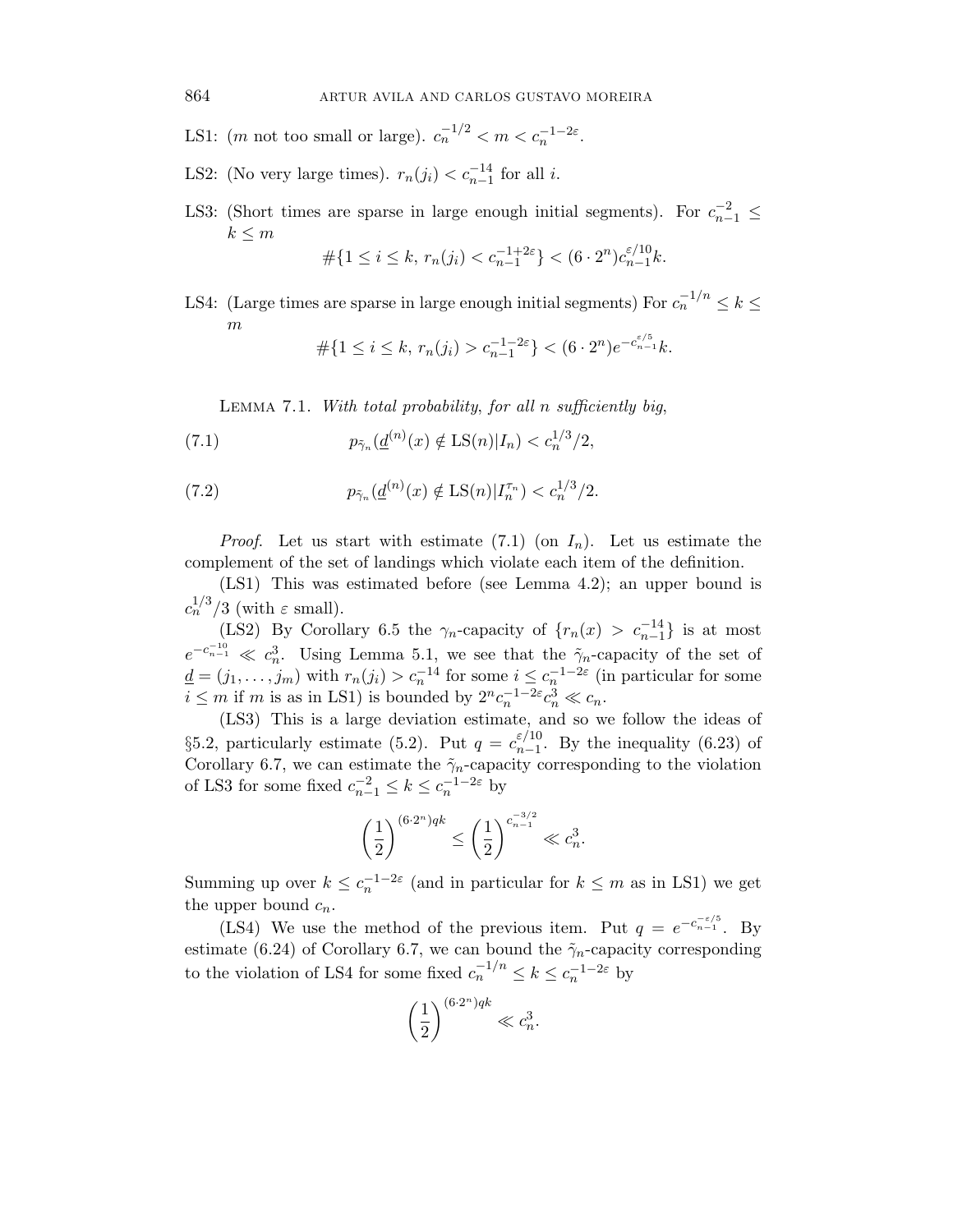LS1: ($m$ not too small or large). $c_n^{-1/2} < m < c_n^{-1-2\varepsilon}$.

LS2: (No very large times). $r_n(j_i) < c_{n-1}^{-14}$ for all $i$.

LS3: (Short times are sparse in large enough initial segments). For $c_{n-1}^{-2} \leq k \leq m$

$$\#\{1 \leq i \leq k,\ r_n(j_i) < c_{n-1}^{-1+2\varepsilon}\} < (6 \cdot 2^n) c_{n-1}^{\varepsilon/10} k.$$

LS4: (Large times are sparse in large enough initial segments) For $c_n^{-1/n} \leq k \leq m$

$$\#\{1 \leq i \leq k,\ r_n(j_i) > c_{n-1}^{-1-2\varepsilon}\} < (6 \cdot 2^n) e^{-c_{n-1}^{\varepsilon/5}} k.$$

Lemma 7.1. *With total probability, for all $n$ sufficiently big,*

$$p_{\tilde{\gamma}_n}(\underline{d}^{(n)}(x) \notin \mathrm{LS}(n) | I_n) < c_n^{1/3}/2, \tag{7.1}$$

$$p_{\tilde{\gamma}_n}(\underline{d}^{(n)}(x) \notin \mathrm{LS}(n) | I_n^{\tau_n}) < c_n^{1/3}/2. \tag{7.2}$$

*Proof.* Let us start with estimate (7.1) (on $I_n$). Let us estimate the complement of the set of landings which violate each item of the definition.

(LS1) This was estimated before (see Lemma 4.2); an upper bound is $c_n^{1/3}/3$ (with $\varepsilon$ small).

(LS2) By Corollary 6.5 the $\gamma_n$-capacity of $\{r_n(x) > c_{n-1}^{-14}\}$ is at most $e^{-c_{n-1}^{-10}} \ll c_n^3$. Using Lemma 5.1, we see that the $\tilde{\gamma}_n$-capacity of the set of $\underline{d} = (j_1, \ldots, j_m)$ with $r_n(j_i) > c_n^{-14}$ for some $i \leq c_n^{-1-2\varepsilon}$ (in particular for some $i \leq m$ if $m$ is as in LS1) is bounded by $2^n c_n^{-1-2\varepsilon} c_n^3 \ll c_n$.

(LS3) This is a large deviation estimate, and so we follow the ideas of §5.2, particularly estimate (5.2). Put $q = c_{n-1}^{\varepsilon/10}$. By the inequality (6.23) of Corollary 6.7, we can estimate the $\tilde{\gamma}_n$-capacity corresponding to the violation of LS3 for some fixed $c_{n-1}^{-2} \leq k \leq c_n^{-1-2\varepsilon}$ by

$$\left(\frac{1}{2}\right)^{(6 \cdot 2^n) qk} \leq \left(\frac{1}{2}\right)^{c_{n-1}^{-3/2}} \ll c_n^3.$$

Summing up over $k \leq c_n^{-1-2\varepsilon}$ (and in particular for $k \leq m$ as in LS1) we get the upper bound $c_n$.

(LS4) We use the method of the previous item. Put $q = e^{-c_{n-1}^{-\varepsilon/5}}$. By estimate (6.24) of Corollary 6.7, we can bound the $\tilde{\gamma}_n$-capacity corresponding to the violation of LS4 for some fixed $c_n^{-1/n} \leq k \leq c_n^{-1-2\varepsilon}$ by

$$\left(\frac{1}{2}\right)^{(6 \cdot 2^n) qk} \ll c_n^3.$$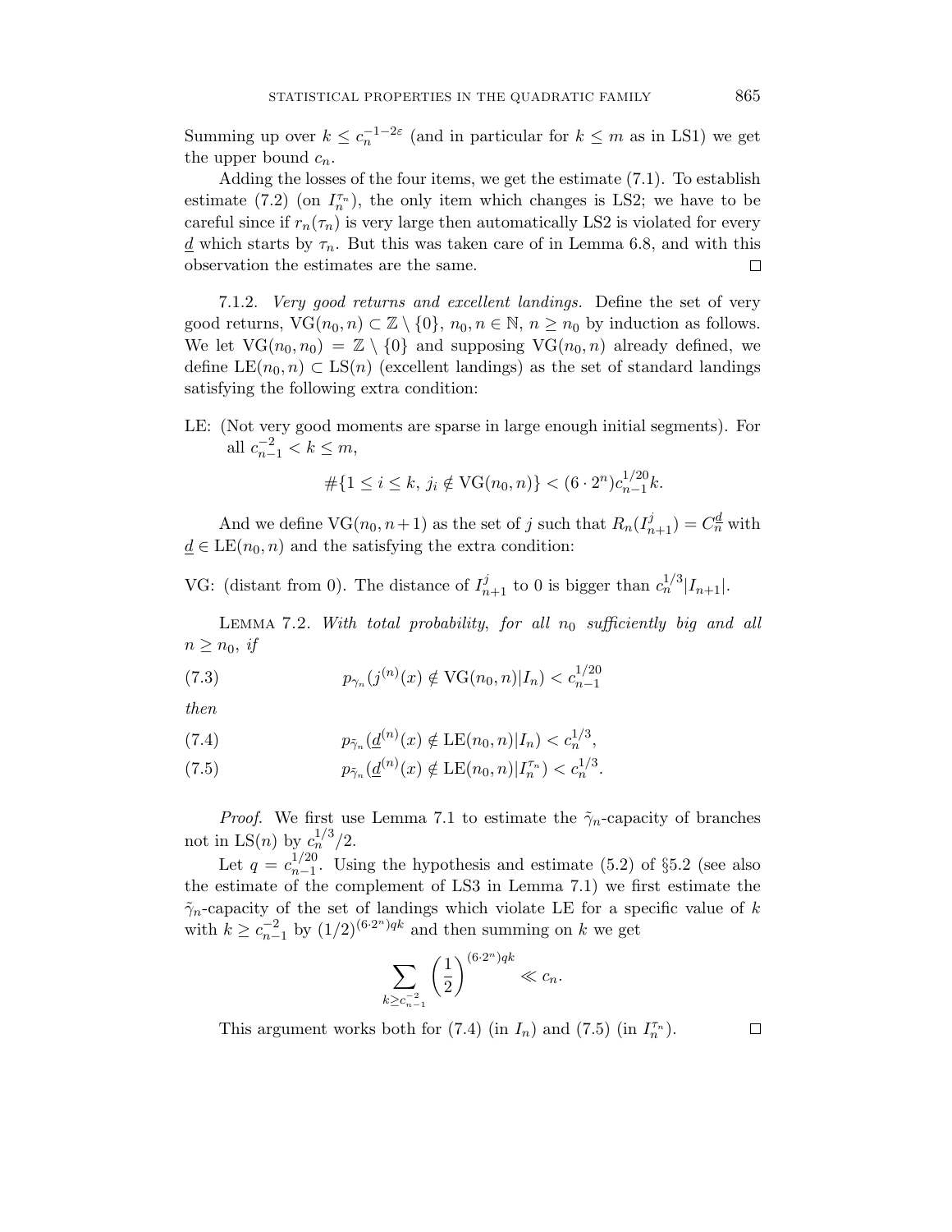Summing up over $k \leq c_n^{-1-2\varepsilon}$ (and in particular for $k \leq m$ as in LS1) we get the upper bound $c_n$.

Adding the losses of the four items, we get the estimate (7.1). To establish estimate (7.2) (on $I_n^{\tau_n}$), the only item which changes is LS2; we have to be careful since if $r_n(\tau_n)$ is very large then automatically LS2 is violated for every $\underline{d}$ which starts by $\tau_n$. But this was taken care of in Lemma 6.8, and with this observation the estimates are the same. $\square$

7.1.2. *Very good returns and excellent landings.* Define the set of very good returns, $\mathrm{VG}(n_0, n) \subset \mathbb{Z} \setminus \{0\}$, $n_0, n \in \mathbb{N}$, $n \geq n_0$ by induction as follows. We let $\mathrm{VG}(n_0, n_0) = \mathbb{Z} \setminus \{0\}$ and supposing $\mathrm{VG}(n_0, n)$ already defined, we define $\mathrm{LE}(n_0, n) \subset \mathrm{LS}(n)$ (excellent landings) as the set of standard landings satisfying the following extra condition:

LE: (Not very good moments are sparse in large enough initial segments). For all $c_{n-1}^{-2} < k \leq m$,

$$\#\{1 \leq i \leq k,\ j_i \notin \mathrm{VG}(n_0, n)\} < (6 \cdot 2^n) c_{n-1}^{1/20} k.$$

And we define $\mathrm{VG}(n_0, n+1)$ as the set of $j$ such that $R_n(I_{n+1}^j) = C_n^{\underline{d}}$ with $\underline{d} \in \mathrm{LE}(n_0, n)$ and the satisfying the extra condition:

VG: (distant from 0). The distance of $I_{n+1}^j$ to 0 is bigger than $c_n^{1/3}|I_{n+1}|$.

Lemma 7.2. *With total probability, for all $n_0$ sufficiently big and all $n \geq n_0$, if*

$$p_{\gamma_n}(j^{(n)}(x) \notin \mathrm{VG}(n_0, n) | I_n) < c_{n-1}^{1/20} \tag{7.3}$$

*then*

$$p_{\tilde{\gamma}_n}(\underline{d}^{(n)}(x) \notin \mathrm{LE}(n_0, n) | I_n) < c_n^{1/3}, \tag{7.4}$$

$$p_{\tilde{\gamma}_n}(\underline{d}^{(n)}(x) \notin \mathrm{LE}(n_0, n) | I_n^{\tau_n}) < c_n^{1/3}. \tag{7.5}$$

*Proof.* We first use Lemma 7.1 to estimate the $\tilde{\gamma}_n$-capacity of branches not in $\mathrm{LS}(n)$ by $c_n^{1/3}/2$.

Let $q = c_{n-1}^{1/20}$. Using the hypothesis and estimate (5.2) of §5.2 (see also the estimate of the complement of LS3 in Lemma 7.1) we first estimate the $\tilde{\gamma}_n$-capacity of the set of landings which violate LE for a specific value of $k$ with $k \geq c_{n-1}^{-2}$ by $(1/2)^{(6 \cdot 2^n)qk}$ and then summing on $k$ we get

$$\sum_{k \geq c_{n-1}^{-2}} \left(\frac{1}{2}\right)^{(6 \cdot 2^n)qk} \ll c_n.$$

This argument works both for (7.4) (in $I_n$) and (7.5) (in $I_n^{\tau_n}$). $\square$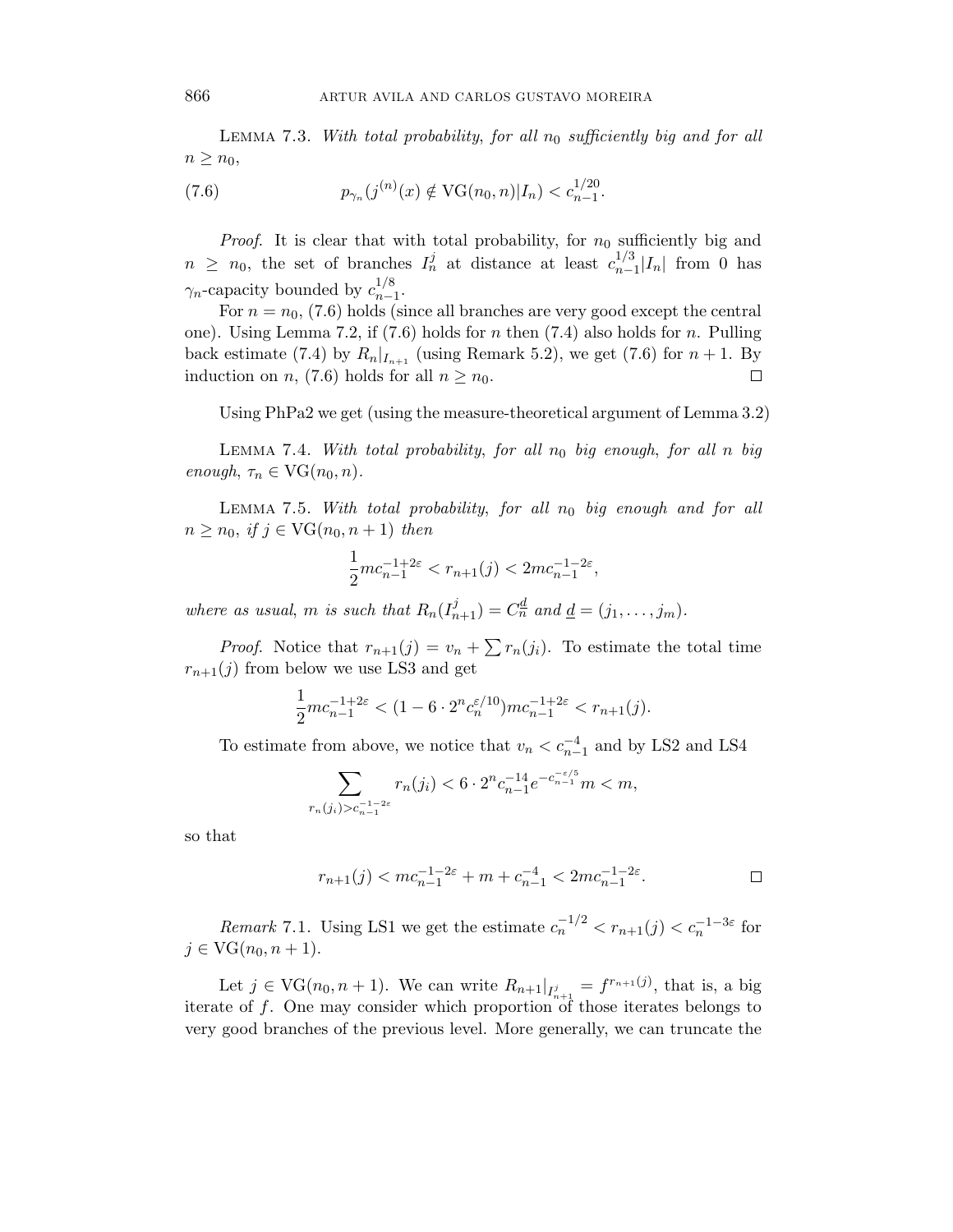Lemma 7.3. *With total probability, for all $n_0$ sufficiently big and for all $n \geq n_0$,*

$$p_{\gamma_n}(j^{(n)}(x) \notin \mathrm{VG}(n_0, n)|I_n) < c_{n-1}^{1/20}. \tag{7.6}$$

*Proof.* It is clear that with total probability, for $n_0$ sufficiently big and $n \geq n_0$, the set of branches $I_n^j$ at distance at least $c_{n-1}^{1/3}|I_n|$ from 0 has $\gamma_n$-capacity bounded by $c_{n-1}^{1/8}$.

For $n = n_0$, (7.6) holds (since all branches are very good except the central one). Using Lemma 7.2, if (7.6) holds for $n$ then (7.4) also holds for $n$. Pulling back estimate (7.4) by $R_n|_{I_{n+1}}$ (using Remark 5.2), we get (7.6) for $n+1$. By induction on $n$, (7.6) holds for all $n \geq n_0$. $\square$

Using PhPa2 we get (using the measure-theoretical argument of Lemma 3.2)

Lemma 7.4. *With total probability, for all $n_0$ big enough, for all $n$ big enough, $\tau_n \in \mathrm{VG}(n_0, n)$.*

Lemma 7.5. *With total probability, for all $n_0$ big enough and for all $n \geq n_0$, if $j \in \mathrm{VG}(n_0, n+1)$ then*

$$\frac{1}{2} m c_{n-1}^{-1+2\varepsilon} < r_{n+1}(j) < 2 m c_{n-1}^{-1-2\varepsilon},$$

*where as usual, $m$ is such that $R_n(I_{n+1}^j) = C_n^{\underline{d}}$ and $\underline{d} = (j_1, \dots, j_m)$.*

*Proof.* Notice that $r_{n+1}(j) = v_n + \sum r_n(j_i)$. To estimate the total time $r_{n+1}(j)$ from below we use LS3 and get

$$\frac{1}{2} m c_{n-1}^{-1+2\varepsilon} < (1 - 6 \cdot 2^n c_n^{\varepsilon/10}) m c_{n-1}^{-1+2\varepsilon} < r_{n+1}(j).$$

To estimate from above, we notice that $v_n < c_{n-1}^{-4}$ and by LS2 and LS4

$$\sum_{r_n(j_i) > c_{n-1}^{-1-2\varepsilon}} r_n(j_i) < 6 \cdot 2^n c_{n-1}^{-14} e^{-c_{n-1}^{-\varepsilon/5}} m < m,$$

so that

$$r_{n+1}(j) < m c_{n-1}^{-1-2\varepsilon} + m + c_{n-1}^{-4} < 2 m c_{n-1}^{-1-2\varepsilon}. \qquad \square$$

*Remark* 7.1. Using LS1 we get the estimate $c_n^{-1/2} < r_{n+1}(j) < c_n^{-1-3\varepsilon}$ for $j \in \mathrm{VG}(n_0, n+1)$.

Let $j \in \mathrm{VG}(n_0, n+1)$. We can write $R_{n+1}|_{I_{n+1}^j} = f^{r_{n+1}(j)}$, that is, a big iterate of $f$. One may consider which proportion of those iterates belongs to very good branches of the previous level. More generally, we can truncate the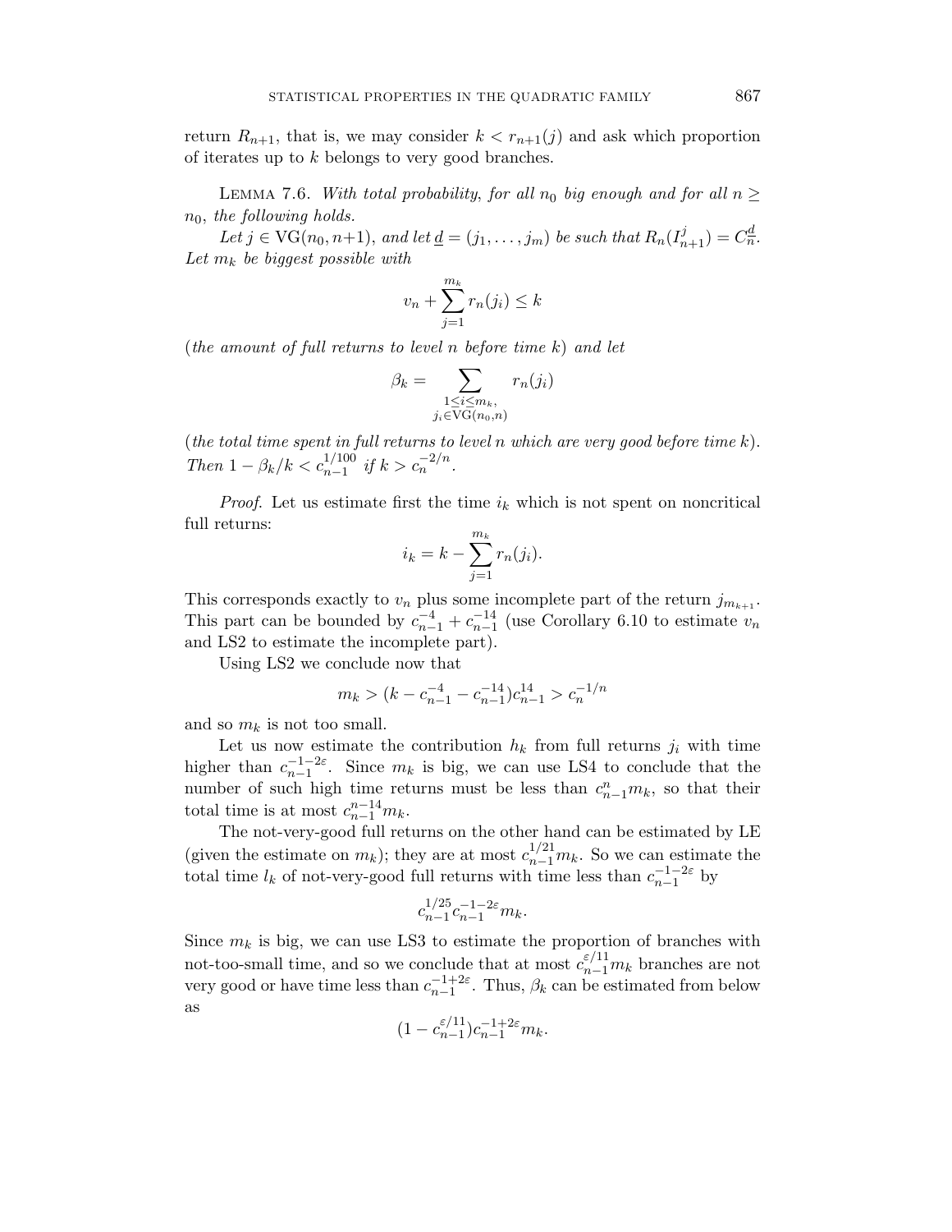return $R_{n+1}$, that is, we may consider $k < r_{n+1}(j)$ and ask which proportion of iterates up to $k$ belongs to very good branches.

Lemma 7.6. *With total probability, for all $n_0$ big enough and for all $n \geq n_0$, the following holds.*

*Let $j \in \mathrm{VG}(n_0, n+1)$, and let $\underline{d} = (j_1, \ldots, j_m)$ be such that $R_n(I^j_{n+1}) = C^{\underline{d}}_n$. Let $m_k$ be biggest possible with*

$$v_n + \sum_{j=1}^{m_k} r_n(j_i) \leq k$$

*(the amount of full returns to level $n$ before time $k$) and let*

$$\beta_k = \sum_{\substack{1 \leq i \leq m_k,\\ j_i \in \mathrm{VG}(n_0,n)}} r_n(j_i)$$

*(the total time spent in full returns to level $n$ which are very good before time $k$). Then $1 - \beta_k/k < c_{n-1}^{1/100}$ if $k > c_n^{-2/n}$.*

*Proof.* Let us estimate first the time $i_k$ which is not spent on noncritical full returns:

$$i_k = k - \sum_{j=1}^{m_k} r_n(j_i).$$

This corresponds exactly to $v_n$ plus some incomplete part of the return $j_{m_{k+1}}$. This part can be bounded by $c_{n-1}^{-4} + c_{n-1}^{-14}$ (use Corollary 6.10 to estimate $v_n$ and LS2 to estimate the incomplete part).

Using LS2 we conclude now that

$$m_k > (k - c_{n-1}^{-4} - c_{n-1}^{-14}) c_{n-1}^{14} > c_n^{-1/n}$$

and so $m_k$ is not too small.

Let us now estimate the contribution $h_k$ from full returns $j_i$ with time higher than $c_{n-1}^{-1-2\varepsilon}$. Since $m_k$ is big, we can use LS4 to conclude that the number of such high time returns must be less than $c_{n-1}^{n} m_k$, so that their total time is at most $c_{n-1}^{n-14} m_k$.

The not-very-good full returns on the other hand can be estimated by LE (given the estimate on $m_k$); they are at most $c_{n-1}^{1/21} m_k$. So we can estimate the total time $l_k$ of not-very-good full returns with time less than $c_{n-1}^{-1-2\varepsilon}$ by

$$c_{n-1}^{1/25} c_{n-1}^{-1-2\varepsilon} m_k.$$

Since $m_k$ is big, we can use LS3 to estimate the proportion of branches with not-too-small time, and so we conclude that at most $c_{n-1}^{\varepsilon/11} m_k$ branches are not very good or have time less than $c_{n-1}^{-1+2\varepsilon}$. Thus, $\beta_k$ can be estimated from below as

$$(1 - c_{n-1}^{\varepsilon/11}) c_{n-1}^{-1+2\varepsilon} m_k.$$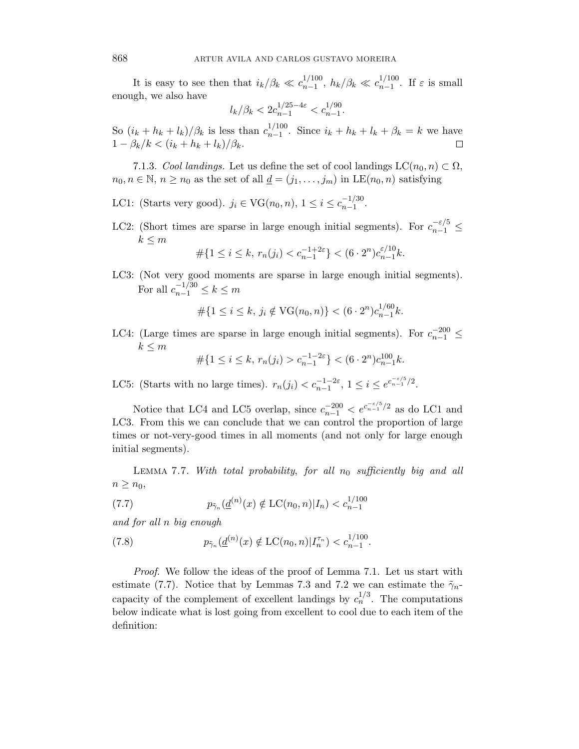It is easy to see then that $i_k/\beta_k \ll c_{n-1}^{1/100}$, $h_k/\beta_k \ll c_{n-1}^{1/100}$. If $\varepsilon$ is small enough, we also have

$$l_k/\beta_k < 2c_{n-1}^{1/25-4\varepsilon} < c_{n-1}^{1/90}.$$

So $(i_k + h_k + l_k)/\beta_k$ is less than $c_{n-1}^{1/100}$. Since $i_k + h_k + l_k + \beta_k = k$ we have $1 - \beta_k/k < (i_k + h_k + l_k)/\beta_k$. $\square$

7.1.3. *Cool landings.* Let us define the set of cool landings $\mathrm{LC}(n_0, n) \subset \Omega$, $n_0, n \in \mathbb{N}$, $n \geq n_0$ as the set of all $\underline{d} = (j_1, \dots, j_m)$ in $\mathrm{LE}(n_0, n)$ satisfying

LC1: (Starts very good). $j_i \in \mathrm{VG}(n_0, n)$, $1 \leq i \leq c_{n-1}^{-1/30}$.

LC2: (Short times are sparse in large enough initial segments). For $c_{n-1}^{-\varepsilon/5} \leq k \leq m$

$$\#\{1 \leq i \leq k,\ r_n(j_i) < c_{n-1}^{-1+2\varepsilon}\} < (6 \cdot 2^n) c_{n-1}^{\varepsilon/10} k.$$

LC3: (Not very good moments are sparse in large enough initial segments). For all $c_{n-1}^{-1/30} \leq k \leq m$

$$\#\{1 \leq i \leq k,\ j_i \notin \mathrm{VG}(n_0, n)\} < (6 \cdot 2^n) c_{n-1}^{1/60} k.$$

LC4: (Large times are sparse in large enough initial segments). For $c_{n-1}^{-200} \leq k \leq m$

$$\#\{1 \leq i \leq k,\ r_n(j_i) > c_{n-1}^{-1-2\varepsilon}\} < (6 \cdot 2^n) c_{n-1}^{100} k.$$

LC5: (Starts with no large times). $r_n(j_i) < c_{n-1}^{-1-2\varepsilon}$, $1 \leq i \leq e^{c_{n-1}^{-\varepsilon/5}/2}$.

Notice that LC4 and LC5 overlap, since $c_{n-1}^{-200} < e^{c_{n-1}^{-\varepsilon/5}/2}$ as do LC1 and LC3. From this we can conclude that we can control the proportion of large times or not-very-good times in all moments (and not only for large enough initial segments).

Lemma 7.7. *With total probability, for all $n_0$ sufficiently big and all $n \geq n_0$,*

$$p_{\tilde{\gamma}_n}(\underline{d}^{(n)}(x) \notin \mathrm{LC}(n_0, n) | I_n) < c_{n-1}^{1/100} \tag{7.7}$$

*and for all $n$ big enough*

$$p_{\tilde{\gamma}_n}(\underline{d}^{(n)}(x) \notin \mathrm{LC}(n_0, n) | I_n^{\tau_n}) < c_{n-1}^{1/100}. \tag{7.8}$$

*Proof.* We follow the ideas of the proof of Lemma 7.1. Let us start with estimate (7.7). Notice that by Lemmas 7.3 and 7.2 we can estimate the $\tilde{\gamma}_n$-capacity of the complement of excellent landings by $c_n^{1/3}$. The computations below indicate what is lost going from excellent to cool due to each item of the definition: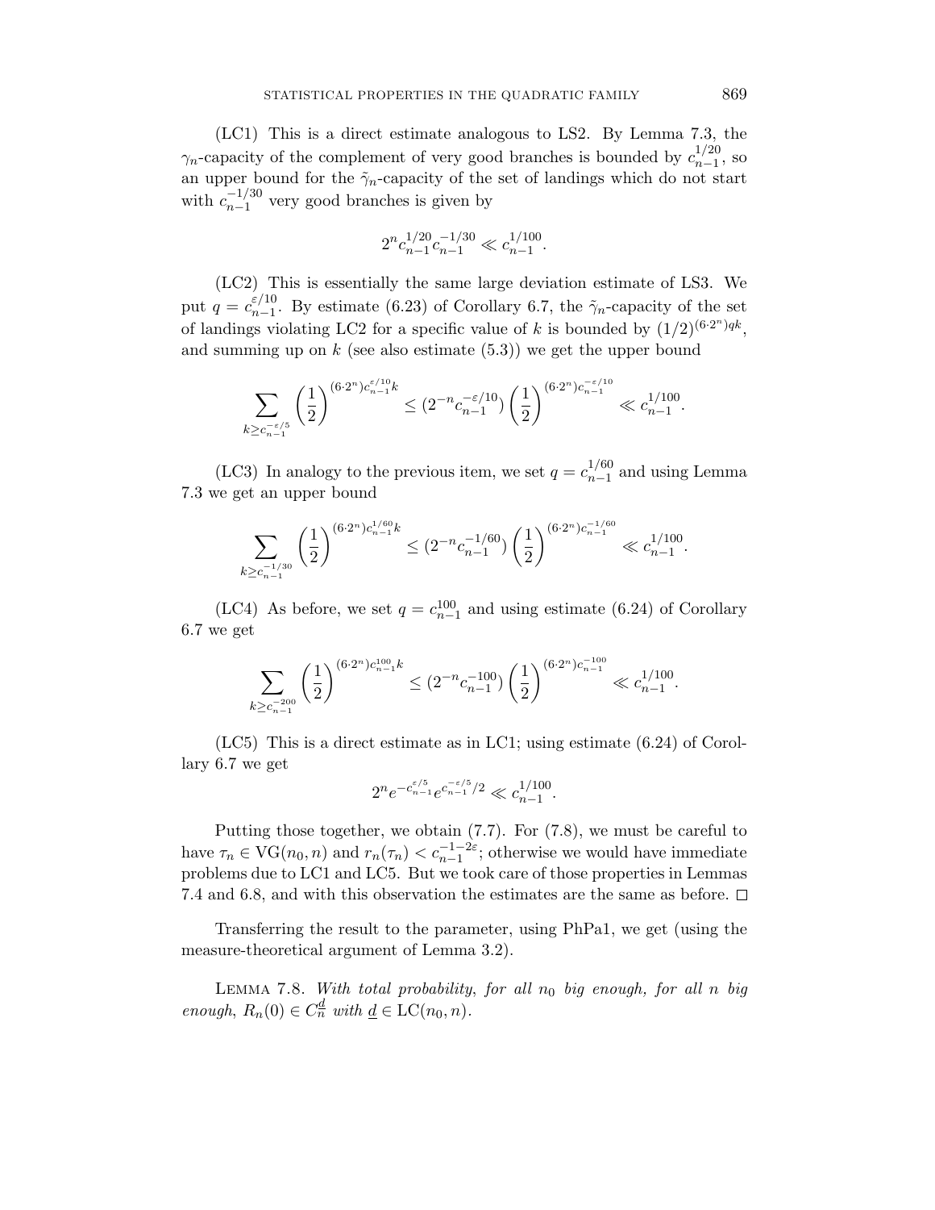(LC1) This is a direct estimate analogous to LS2. By Lemma 7.3, the $\gamma_n$-capacity of the complement of very good branches is bounded by $c_{n-1}^{1/20}$, so an upper bound for the $\tilde{\gamma}_n$-capacity of the set of landings which do not start with $c_{n-1}^{-1/30}$ very good branches is given by

$$2^n c_{n-1}^{1/20} c_{n-1}^{-1/30} \ll c_{n-1}^{1/100}.$$

(LC2) This is essentially the same large deviation estimate of LS3. We put $q = c_{n-1}^{\varepsilon/10}$. By estimate (6.23) of Corollary 6.7, the $\tilde{\gamma}_n$-capacity of the set of landings violating LC2 for a specific value of $k$ is bounded by $(1/2)^{(6\cdot 2^n)qk}$, and summing up on $k$ (see also estimate (5.3)) we get the upper bound

$$\sum_{k \geq c_{n-1}^{-\varepsilon/5}} \left(\frac{1}{2}\right)^{(6\cdot 2^n) c_{n-1}^{\varepsilon/10} k} \leq (2^{-n} c_{n-1}^{-\varepsilon/10}) \left(\frac{1}{2}\right)^{(6\cdot 2^n) c_{n-1}^{-\varepsilon/10}} \ll c_{n-1}^{1/100}.$$

(LC3) In analogy to the previous item, we set $q = c_{n-1}^{1/60}$ and using Lemma 7.3 we get an upper bound

$$\sum_{k \geq c_{n-1}^{-1/30}} \left(\frac{1}{2}\right)^{(6\cdot 2^n) c_{n-1}^{1/60} k} \leq (2^{-n} c_{n-1}^{-1/60}) \left(\frac{1}{2}\right)^{(6\cdot 2^n) c_{n-1}^{-1/60}} \ll c_{n-1}^{1/100}.$$

(LC4) As before, we set $q = c_{n-1}^{100}$ and using estimate (6.24) of Corollary 6.7 we get

$$\sum_{k \geq c_{n-1}^{-200}} \left(\frac{1}{2}\right)^{(6\cdot 2^n) c_{n-1}^{100} k} \leq (2^{-n} c_{n-1}^{-100}) \left(\frac{1}{2}\right)^{(6\cdot 2^n) c_{n-1}^{-100}} \ll c_{n-1}^{1/100}.$$

(LC5) This is a direct estimate as in LC1; using estimate (6.24) of Corollary 6.7 we get

$$2^n e^{-c_{n-1}^{\varepsilon/5}} e^{c_{n-1}^{-\varepsilon/5}/2} \ll c_{n-1}^{1/100}.$$

Putting those together, we obtain (7.7). For (7.8), we must be careful to have $\tau_n \in \mathrm{VG}(n_0, n)$ and $r_n(\tau_n) < c_{n-1}^{-1-2\varepsilon}$; otherwise we would have immediate problems due to LC1 and LC5. But we took care of those properties in Lemmas 7.4 and 6.8, and with this observation the estimates are the same as before. □

Transferring the result to the parameter, using PhPa1, we get (using the measure-theoretical argument of Lemma 3.2).

Lemma 7.8. *With total probability, for all $n_0$ big enough, for all $n$ big enough, $R_n(0) \in C_n^{\underline{d}}$ with $\underline{d} \in \mathrm{LC}(n_0, n)$.*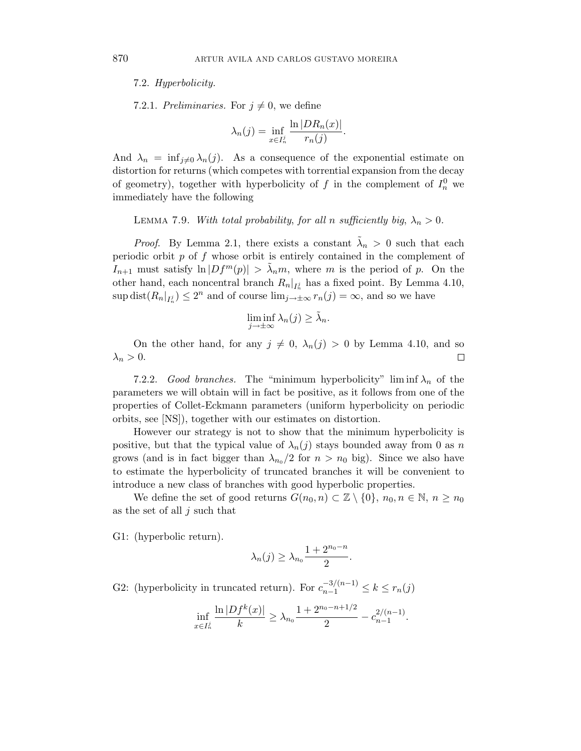7.2. *Hyperbolicity.*

7.2.1. *Preliminaries.* For $j \neq 0$, we define

$$\lambda_n(j) = \inf_{x \in I_n^j} \frac{\ln |DR_n(x)|}{r_n(j)}.$$

And $\lambda_n = \inf_{j \neq 0} \lambda_n(j)$. As a consequence of the exponential estimate on distortion for returns (which competes with torrential expansion from the decay of geometry), together with hyperbolicity of $f$ in the complement of $I_n^0$ we immediately have the following

LEMMA 7.9. *With total probability, for all n sufficiently big,* $\lambda_n > 0$.

*Proof.* By Lemma 2.1, there exists a constant $\tilde{\lambda}_n > 0$ such that each periodic orbit $p$ of $f$ whose orbit is entirely contained in the complement of $I_{n+1}$ must satisfy $\ln |Df^m(p)| > \tilde{\lambda}_n m$, where $m$ is the period of $p$. On the other hand, each noncentral branch $R_n|_{I_n^j}$ has a fixed point. By Lemma 4.10, $\sup \operatorname{dist}(R_n|_{I_n^j}) \leq 2^n$ and of course $\lim_{j \to \pm\infty} r_n(j) = \infty$, and so we have

$$\liminf_{j \to \pm\infty} \lambda_n(j) \geq \tilde{\lambda}_n.$$

On the other hand, for any $j \neq 0$, $\lambda_n(j) > 0$ by Lemma 4.10, and so $\lambda_n > 0$. $\square$

7.2.2. *Good branches.* The "minimum hyperbolicity" $\liminf \lambda_n$ of the parameters we will obtain will in fact be positive, as it follows from one of the properties of Collet-Eckmann parameters (uniform hyperbolicity on periodic orbits, see [NS]), together with our estimates on distortion.

However our strategy is not to show that the minimum hyperbolicity is positive, but that the typical value of $\lambda_n(j)$ stays bounded away from 0 as $n$ grows (and is in fact bigger than $\lambda_{n_0}/2$ for $n > n_0$ big). Since we also have to estimate the hyperbolicity of truncated branches it will be convenient to introduce a new class of branches with good hyperbolic properties.

We define the set of good returns $G(n_0, n) \subset \mathbb{Z} \setminus \{0\}$, $n_0, n \in \mathbb{N}$, $n \geq n_0$ as the set of all $j$ such that

G1: (hyperbolic return).

$$\lambda_n(j) \geq \lambda_{n_0} \frac{1 + 2^{n_0 - n}}{2}.$$

G2: (hyperbolicity in truncated return). For $c_{n-1}^{-3/(n-1)} \leq k \leq r_n(j)$

$$\inf_{x \in I_n^j} \frac{\ln |Df^k(x)|}{k} \geq \lambda_{n_0} \frac{1 + 2^{n_0 - n + 1/2}}{2} - c_{n-1}^{2/(n-1)}.$$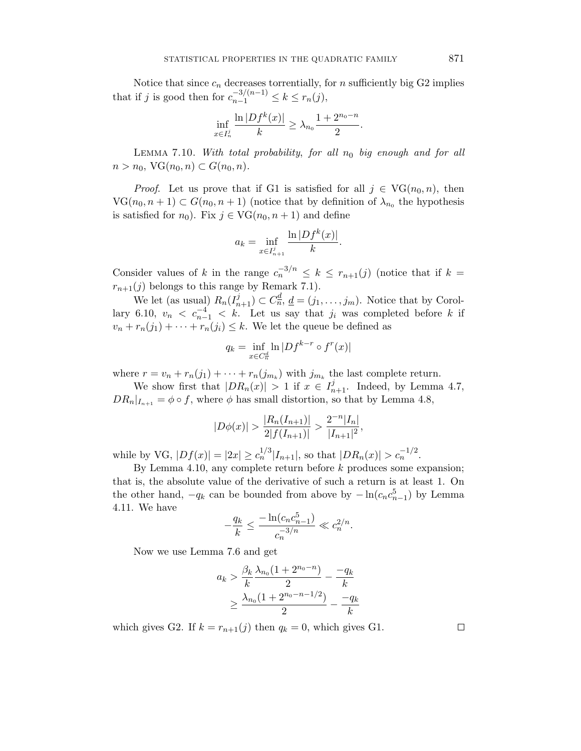Notice that since $c_n$ decreases torrentially, for $n$ sufficiently big G2 implies that if $j$ is good then for $c_{n-1}^{-3/(n-1)} \leq k \leq r_n(j)$,

$$\inf_{x \in I_n^j} \frac{\ln |Df^k(x)|}{k} \geq \lambda_{n_0} \frac{1 + 2^{n_0 - n}}{2}.$$

Lemma 7.10. *With total probability, for all $n_0$ big enough and for all $n > n_0$, $\mathrm{VG}(n_0, n) \subset G(n_0, n)$.*

*Proof.* Let us prove that if G1 is satisfied for all $j \in \mathrm{VG}(n_0, n)$, then $\mathrm{VG}(n_0, n+1) \subset G(n_0, n+1)$ (notice that by definition of $\lambda_{n_0}$ the hypothesis is satisfied for $n_0$). Fix $j \in \mathrm{VG}(n_0, n+1)$ and define

$$a_k = \inf_{x \in I_{n+1}^j} \frac{\ln |Df^k(x)|}{k}.$$

Consider values of $k$ in the range $c_n^{-3/n} \leq k \leq r_{n+1}(j)$ (notice that if $k = r_{n+1}(j)$ belongs to this range by Remark 7.1).

We let (as usual) $R_n(I_{n+1}^j) \subset C_n^{\underline{d}}$, $\underline{d} = (j_1, \ldots, j_m)$. Notice that by Corollary 6.10, $v_n < c_{n-1}^{-4} < k$. Let us say that $j_i$ was completed before $k$ if $v_n + r_n(j_1) + \cdots + r_n(j_i) \leq k$. We let the queue be defined as

$$q_k = \inf_{x \in C_n^{\underline{d}}} \ln |Df^{k-r} \circ f^r(x)|$$

where $r = v_n + r_n(j_1) + \cdots + r_n(j_{m_k})$ with $j_{m_k}$ the last complete return.

We show first that $|DR_n(x)| > 1$ if $x \in I_{n+1}^j$. Indeed, by Lemma 4.7, $DR_n|_{I_{n+1}} = \phi \circ f$, where $\phi$ has small distortion, so that by Lemma 4.8,

$$|D\phi(x)| > \frac{|R_n(I_{n+1})|}{2|f(I_{n+1})|} > \frac{2^{-n}|I_n|}{|I_{n+1}|^2},$$

while by VG, $|Df(x)| = |2x| \geq c_n^{1/3}|I_{n+1}|$, so that $|DR_n(x)| > c_n^{-1/2}$.

By Lemma 4.10, any complete return before $k$ produces some expansion; that is, the absolute value of the derivative of such a return is at least 1. On the other hand, $-q_k$ can be bounded from above by $-\ln(c_n c_{n-1}^5)$ by Lemma 4.11. We have

$$-\frac{q_k}{k} \leq \frac{-\ln(c_n c_{n-1}^5)}{c_n^{-3/n}} \ll c_n^{2/n}.$$

Now we use Lemma 7.6 and get

$$\begin{aligned}
a_k &> \frac{\beta_k}{k} \frac{\lambda_{n_0}(1 + 2^{n_0 - n})}{2} - \frac{-q_k}{k} \\
&\geq \frac{\lambda_{n_0}(1 + 2^{n_0 - n - 1/2})}{2} - \frac{-q_k}{k}
\end{aligned}$$

which gives G2. If $k = r_{n+1}(j)$ then $q_k = 0$, which gives G1. $\square$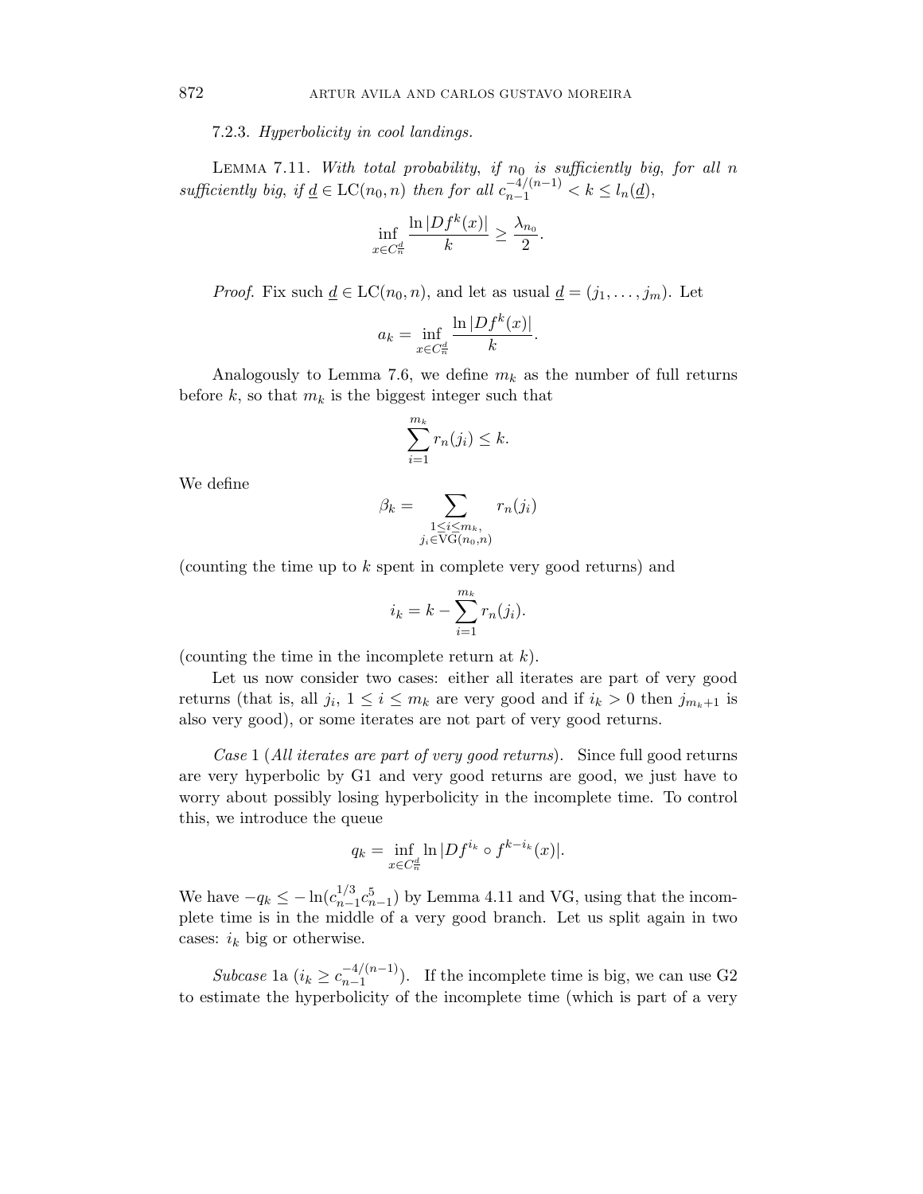#### 7.2.3. *Hyperbolicity in cool landings.*

LEMMA 7.11. *With total probability, if $n_0$ is sufficiently big, for all $n$ sufficiently big, if $\underline{d} \in \mathrm{LC}(n_0, n)$ then for all $c_{n-1}^{-4/(n-1)} < k \leq l_n(\underline{d})$,*

$$\inf_{x \in C_n^{\underline{d}}} \frac{\ln |Df^k(x)|}{k} \geq \frac{\lambda_{n_0}}{2}.$$

*Proof.* Fix such $\underline{d} \in \mathrm{LC}(n_0, n)$, and let as usual $\underline{d} = (j_1, \dots, j_m)$. Let

$$a_k = \inf_{x \in C_n^{\underline{d}}} \frac{\ln |Df^k(x)|}{k}.$$

Analogously to Lemma 7.6, we define $m_k$ as the number of full returns before $k$, so that $m_k$ is the biggest integer such that

$$\sum_{i=1}^{m_k} r_n(j_i) \leq k.$$

We define

$$\beta_k = \sum_{\substack{1 \leq i \leq m_k, \\ j_i \in \mathrm{VG}(n_0,n)}} r_n(j_i)$$

(counting the time up to $k$ spent in complete very good returns) and

$$i_k = k - \sum_{i=1}^{m_k} r_n(j_i).$$

(counting the time in the incomplete return at $k$).

Let us now consider two cases: either all iterates are part of very good returns (that is, all $j_i$, $1 \leq i \leq m_k$ are very good and if $i_k > 0$ then $j_{m_k+1}$ is also very good), or some iterates are not part of very good returns.

*Case* 1 (*All iterates are part of very good returns*). Since full good returns are very hyperbolic by G1 and very good returns are good, we just have to worry about possibly losing hyperbolicity in the incomplete time. To control this, we introduce the queue

$$q_k = \inf_{x \in C_n^{\underline{d}}} \ln |Df^{i_k} \circ f^{k-i_k}(x)|.$$

We have $-q_k \leq -\ln(c_{n-1}^{1/3} c_{n-1}^5)$ by Lemma 4.11 and VG, using that the incomplete time is in the middle of a very good branch. Let us split again in two cases: $i_k$ big or otherwise.

*Subcase* 1a ($i_k \geq c_{n-1}^{-4/(n-1)}$). If the incomplete time is big, we can use G2 to estimate the hyperbolicity of the incomplete time (which is part of a very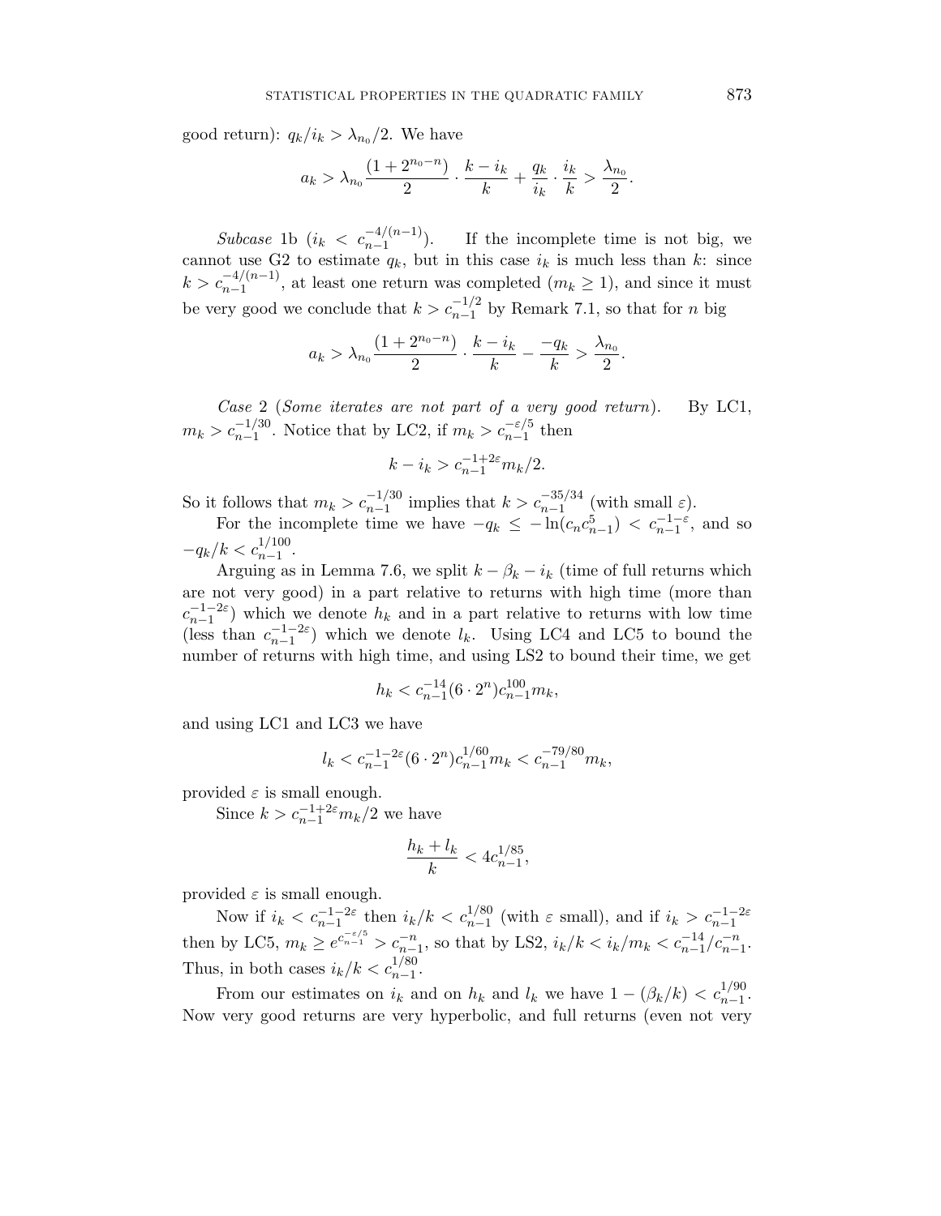good return): $q_k/i_k > \lambda_{n_0}/2$. We have

$$a_k > \lambda_{n_0} \frac{(1+2^{n_0-n})}{2} \cdot \frac{k-i_k}{k} + \frac{q_k}{i_k} \cdot \frac{i_k}{k} > \frac{\lambda_{n_0}}{2}.$$

*Subcase* 1b ($i_k < c_{n-1}^{-4/(n-1)}$). If the incomplete time is not big, we cannot use G2 to estimate $q_k$, but in this case $i_k$ is much less than $k$: since $k > c_{n-1}^{-4/(n-1)}$, at least one return was completed ($m_k \geq 1$), and since it must be very good we conclude that $k > c_{n-1}^{-1/2}$ by Remark 7.1, so that for $n$ big

$$a_k > \lambda_{n_0} \frac{(1+2^{n_0-n})}{2} \cdot \frac{k-i_k}{k} - \frac{-q_k}{k} > \frac{\lambda_{n_0}}{2}.$$

*Case* 2 (*Some iterates are not part of a very good return*). By LC1, $m_k > c_{n-1}^{-1/30}$. Notice that by LC2, if $m_k > c_{n-1}^{-\varepsilon/5}$ then

$$k - i_k > c_{n-1}^{-1+2\varepsilon} m_k/2.$$

So it follows that $m_k > c_{n-1}^{-1/30}$ implies that $k > c_{n-1}^{-35/34}$ (with small $\varepsilon$).

For the incomplete time we have $-q_k \leq -\ln(c_n c_{n-1}^5) < c_{n-1}^{-1-\varepsilon}$, and so $-q_k/k < c_{n-1}^{1/100}$.

Arguing as in Lemma 7.6, we split $k - \beta_k - i_k$ (time of full returns which are not very good) in a part relative to returns with high time (more than $c_{n-1}^{-1-2\varepsilon}$) which we denote $h_k$ and in a part relative to returns with low time (less than $c_{n-1}^{-1-2\varepsilon}$) which we denote $l_k$. Using LC4 and LC5 to bound the number of returns with high time, and using LS2 to bound their time, we get

$$h_k < c_{n-1}^{-14}(6 \cdot 2^n) c_{n-1}^{100} m_k,$$

and using LC1 and LC3 we have

$$l_k < c_{n-1}^{-1-2\varepsilon}(6 \cdot 2^n) c_{n-1}^{1/60} m_k < c_{n-1}^{-79/80} m_k,$$

provided $\varepsilon$ is small enough.

Since $k > c_{n-1}^{-1+2\varepsilon} m_k/2$ we have

$$\frac{h_k + l_k}{k} < 4 c_{n-1}^{1/85},$$

provided $\varepsilon$ is small enough.

Now if $i_k < c_{n-1}^{-1-2\varepsilon}$ then $i_k/k < c_{n-1}^{1/80}$ (with $\varepsilon$ small), and if $i_k > c_{n-1}^{-1-2\varepsilon}$ then by LC5, $m_k \geq e^{c_{n-1}^{-\varepsilon/5}} > c_{n-1}^{-n}$, so that by LS2, $i_k/k < i_k/m_k < c_{n-1}^{-14}/c_{n-1}^{-n}$. Thus, in both cases $i_k/k < c_{n-1}^{1/80}$.

From our estimates on $i_k$ and on $h_k$ and $l_k$ we have $1 - (\beta_k/k) < c_{n-1}^{1/90}$. Now very good returns are very hyperbolic, and full returns (even not very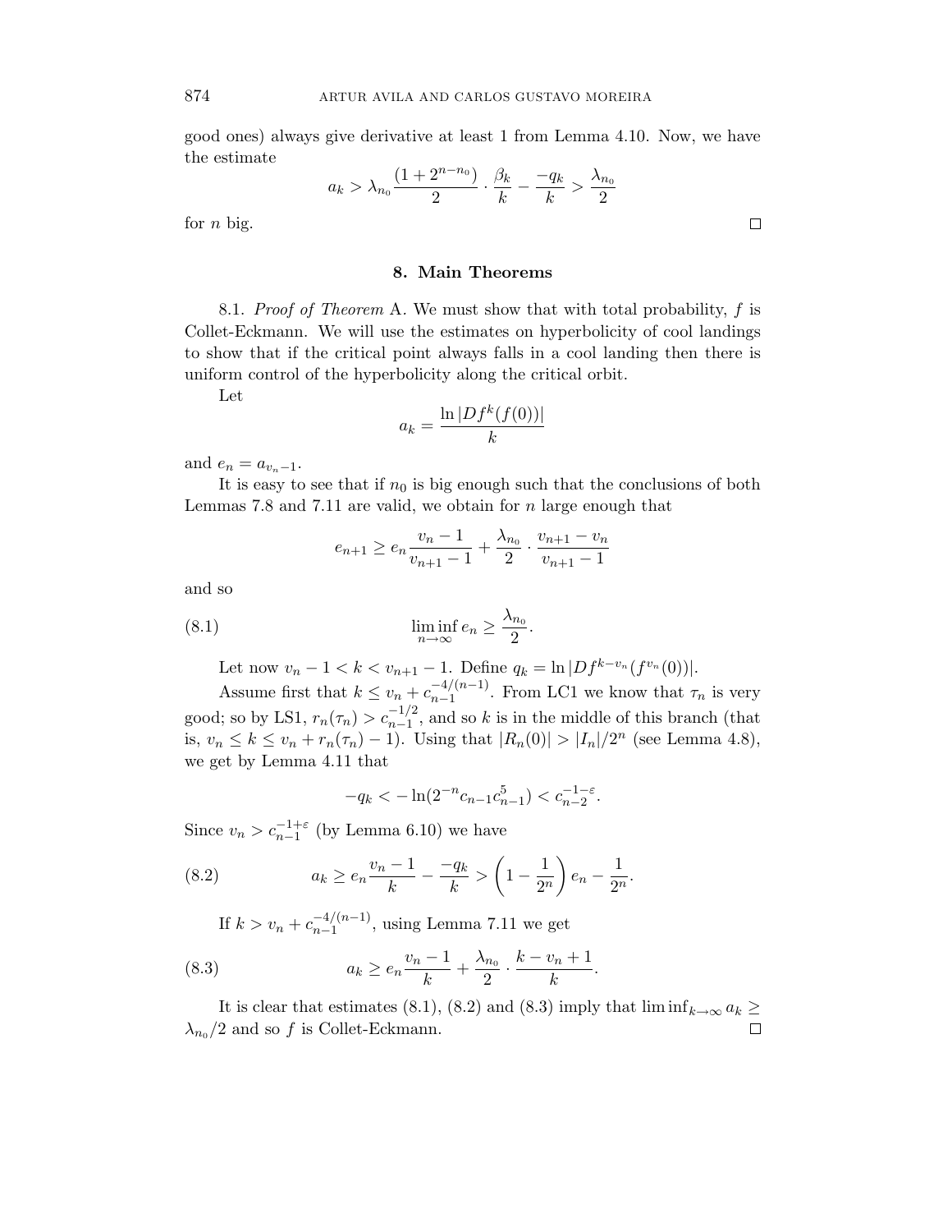good ones) always give derivative at least 1 from Lemma 4.10. Now, we have the estimate

$$a_k > \lambda_{n_0} \frac{(1+2^{n-n_0})}{2} \cdot \frac{\beta_k}{k} - \frac{-q_k}{k} > \frac{\lambda_{n_0}}{2}$$

for $n$ big. □

## 8. Main Theorems

8.1. *Proof of Theorem* A. We must show that with total probability, $f$ is Collet-Eckmann. We will use the estimates on hyperbolicity of cool landings to show that if the critical point always falls in a cool landing then there is uniform control of the hyperbolicity along the critical orbit.

Let

$$a_k = \frac{\ln |Df^k(f(0))|}{k}$$

and $e_n = a_{v_n - 1}$.

It is easy to see that if $n_0$ is big enough such that the conclusions of both Lemmas 7.8 and 7.11 are valid, we obtain for $n$ large enough that

$$e_{n+1} \geq e_n \frac{v_n - 1}{v_{n+1} - 1} + \frac{\lambda_{n_0}}{2} \cdot \frac{v_{n+1} - v_n}{v_{n+1} - 1}$$

and so

$$\liminf_{n \to \infty} e_n \geq \frac{\lambda_{n_0}}{2}. \tag{8.1}$$

Let now $v_n - 1 < k < v_{n+1} - 1$. Define $q_k = \ln |Df^{k - v_n}(f^{v_n}(0))|$.

Assume first that $k \leq v_n + c_{n-1}^{-4/(n-1)}$. From LC1 we know that $\tau_n$ is very good; so by LS1, $r_n(\tau_n) > c_{n-1}^{-1/2}$, and so $k$ is in the middle of this branch (that is, $v_n \leq k \leq v_n + r_n(\tau_n) - 1$). Using that $|R_n(0)| > |I_n|/2^n$ (see Lemma 4.8), we get by Lemma 4.11 that

$$-q_k < -\ln(2^{-n} c_{n-1} c_{n-1}^5) < c_{n-2}^{-1-\varepsilon}.$$

Since $v_n > c_{n-1}^{-1+\varepsilon}$ (by Lemma 6.10) we have

$$a_k \geq e_n \frac{v_n - 1}{k} - \frac{-q_k}{k} > \left(1 - \frac{1}{2^n}\right) e_n - \frac{1}{2^n}. \tag{8.2}$$

If $k > v_n + c_{n-1}^{-4/(n-1)}$, using Lemma 7.11 we get

$$a_k \geq e_n \frac{v_n - 1}{k} + \frac{\lambda_{n_0}}{2} \cdot \frac{k - v_n + 1}{k}. \tag{8.3}$$

It is clear that estimates (8.1), (8.2) and (8.3) imply that $\liminf_{k \to \infty} a_k \geq \lambda_{n_0}/2$ and so $f$ is Collet-Eckmann. □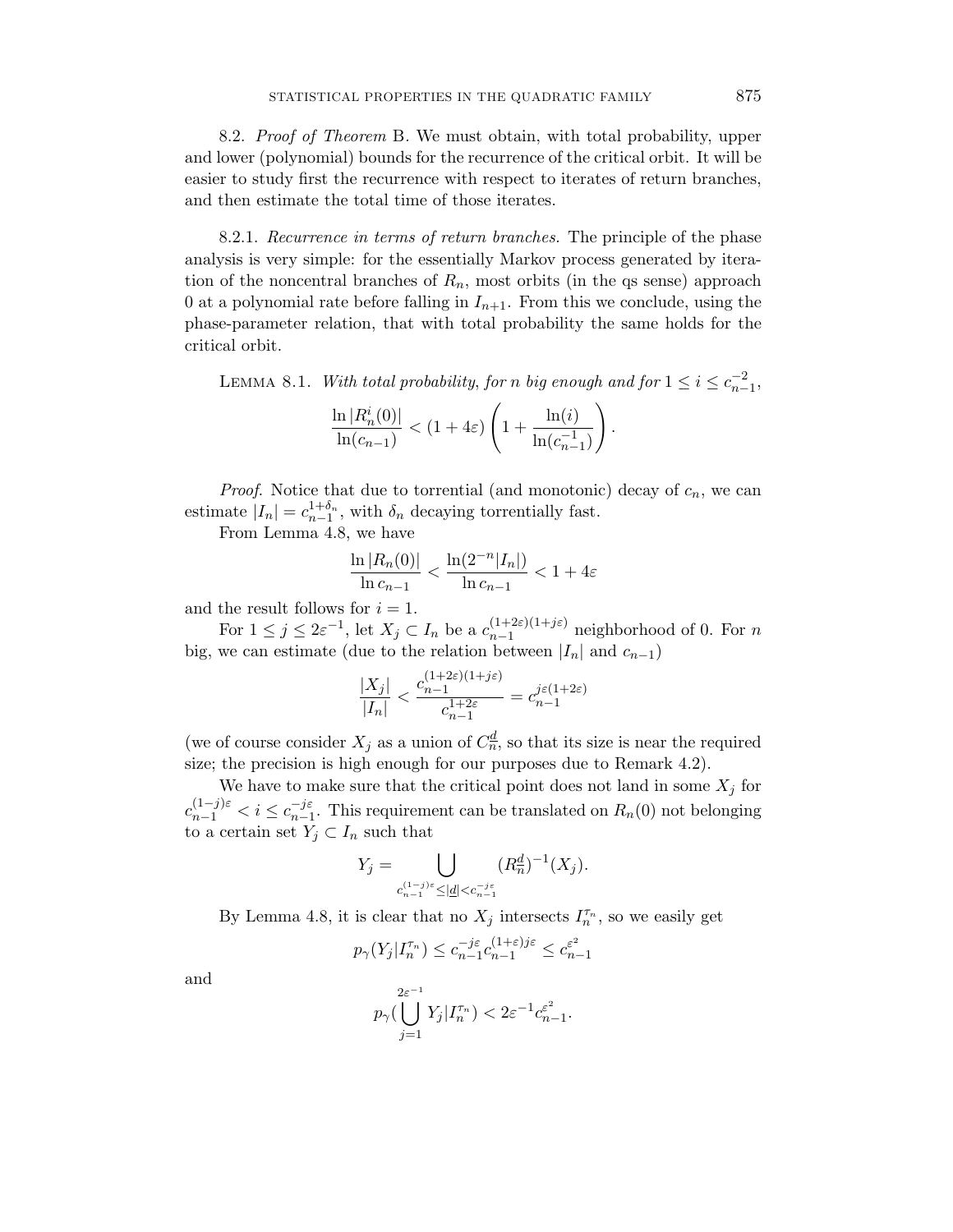8.2. *Proof of Theorem* B. We must obtain, with total probability, upper and lower (polynomial) bounds for the recurrence of the critical orbit. It will be easier to study first the recurrence with respect to iterates of return branches, and then estimate the total time of those iterates.

8.2.1. *Recurrence in terms of return branches.* The principle of the phase analysis is very simple: for the essentially Markov process generated by iteration of the noncentral branches of $R_n$, most orbits (in the qs sense) approach 0 at a polynomial rate before falling in $I_{n+1}$. From this we conclude, using the phase-parameter relation, that with total probability the same holds for the critical orbit.

Lemma 8.1. *With total probability, for $n$ big enough and for $1 \leq i \leq c_{n-1}^{-2}$,*

$$\frac{\ln |R_n^i(0)|}{\ln(c_{n-1})} < (1+4\varepsilon)\left(1+\frac{\ln(i)}{\ln(c_{n-1}^{-1})}\right).$$

*Proof.* Notice that due to torrential (and monotonic) decay of $c_n$, we can estimate $|I_n| = c_{n-1}^{1+\delta_n}$, with $\delta_n$ decaying torrentially fast.

From Lemma 4.8, we have

$$\frac{\ln |R_n(0)|}{\ln c_{n-1}} < \frac{\ln(2^{-n}|I_n|)}{\ln c_{n-1}} < 1+4\varepsilon$$

and the result follows for $i = 1$.

For $1 \leq j \leq 2\varepsilon^{-1}$, let $X_j \subset I_n$ be a $c_{n-1}^{(1+2\varepsilon)(1+j\varepsilon)}$ neighborhood of 0. For $n$ big, we can estimate (due to the relation between $|I_n|$ and $c_{n-1}$)

$$\frac{|X_j|}{|I_n|} < \frac{c_{n-1}^{(1+2\varepsilon)(1+j\varepsilon)}}{c_{n-1}^{1+2\varepsilon}} = c_{n-1}^{j\varepsilon(1+2\varepsilon)}$$

(we of course consider $X_j$ as a union of $C_n^{\underline{d}}$, so that its size is near the required size; the precision is high enough for our purposes due to Remark 4.2).

We have to make sure that the critical point does not land in some $X_j$ for $c_{n-1}^{(1-j)\varepsilon} < i \leq c_{n-1}^{-j\varepsilon}$. This requirement can be translated on $R_n(0)$ not belonging to a certain set $Y_j \subset I_n$ such that

$$Y_j = \bigcup_{c_{n-1}^{(1-j)\varepsilon} \leq |\underline{d}| < c_{n-1}^{-j\varepsilon}} (R_n^{\underline{d}})^{-1}(X_j).$$

By Lemma 4.8, it is clear that no $X_j$ intersects $I_n^{\tau_n}$, so we easily get

$$p_\gamma(Y_j | I_n^{\tau_n}) \leq c_{n-1}^{-j\varepsilon} c_{n-1}^{(1+\varepsilon)j\varepsilon} \leq c_{n-1}^{\varepsilon^2}$$

and

$$p_\gamma\Big(\bigcup_{j=1}^{2\varepsilon^{-1}} Y_j | I_n^{\tau_n}\Big) < 2\varepsilon^{-1} c_{n-1}^{\varepsilon^2}.$$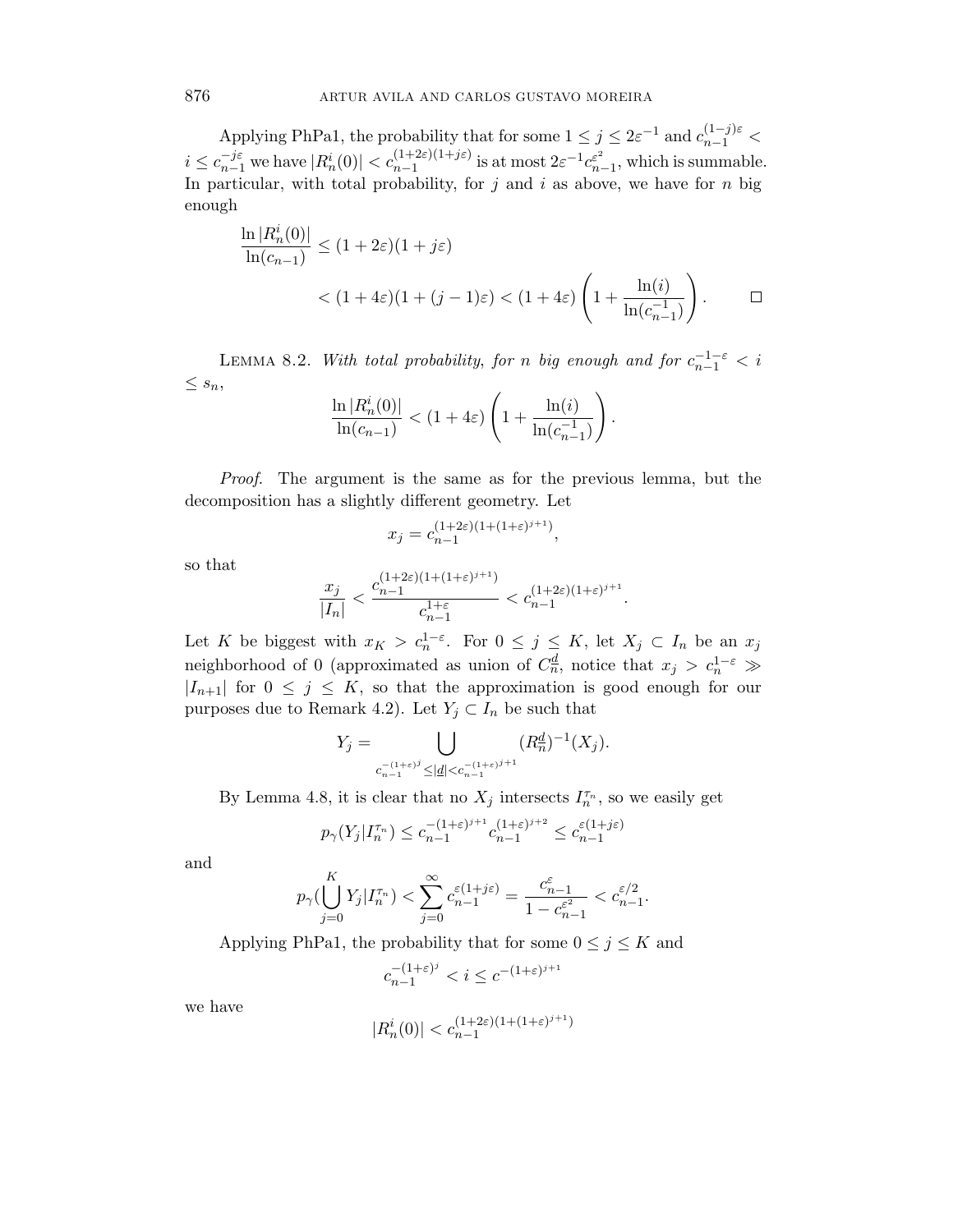Applying PhPa1, the probability that for some $1 \le j \le 2\varepsilon^{-1}$ and $c_{n-1}^{(1-j)\varepsilon} < i \le c_{n-1}^{-j\varepsilon}$ we have $|R_n^i(0)| < c_{n-1}^{(1+2\varepsilon)(1+j\varepsilon)}$ is at most $2\varepsilon^{-1} c_{n-1}^{\varepsilon^2}$, which is summable. In particular, with total probability, for $j$ and $i$ as above, we have for $n$ big enough

$$\frac{\ln |R_n^i(0)|}{\ln(c_{n-1})} \le (1+2\varepsilon)(1+j\varepsilon)$$
$$< (1+4\varepsilon)(1+(j-1)\varepsilon) < (1+4\varepsilon)\left(1+\frac{\ln(i)}{\ln(c_{n-1}^{-1})}\right). \qquad \square$$

LEMMA 8.2. *With total probability, for $n$ big enough and for $c_{n-1}^{-1-\varepsilon} < i \le s_n$,*

$$\frac{\ln |R_n^i(0)|}{\ln(c_{n-1})} < (1+4\varepsilon)\left(1+\frac{\ln(i)}{\ln(c_{n-1}^{-1})}\right).$$

*Proof.* The argument is the same as for the previous lemma, but the decomposition has a slightly different geometry. Let

$$x_j = c_{n-1}^{(1+2\varepsilon)(1+(1+\varepsilon)^{j+1})},$$

so that

$$\frac{x_j}{|I_n|} < \frac{c_{n-1}^{(1+2\varepsilon)(1+(1+\varepsilon)^{j+1})}}{c_{n-1}^{1+\varepsilon}} < c_{n-1}^{(1+2\varepsilon)(1+\varepsilon)^{j+1}}.$$

Let $K$ be biggest with $x_K > c_n^{1-\varepsilon}$. For $0 \le j \le K$, let $X_j \subset I_n$ be an $x_j$ neighborhood of 0 (approximated as union of $C_n^{\underline{d}}$, notice that $x_j > c_n^{1-\varepsilon} \gg |I_{n+1}|$ for $0 \le j \le K$, so that the approximation is good enough for our purposes due to Remark 4.2). Let $Y_j \subset I_n$ be such that

$$Y_j = \bigcup_{c_{n-1}^{-(1+\varepsilon)^j} \le |\underline{d}| < c_{n-1}^{-(1+\varepsilon)^{j+1}}} (R_n^{\underline{d}})^{-1}(X_j).$$

By Lemma 4.8, it is clear that no $X_j$ intersects $I_n^{\tau_n}$, so we easily get

$$p_\gamma(Y_j | I_n^{\tau_n}) \le c_{n-1}^{-(1+\varepsilon)^{j+1}} c_{n-1}^{(1+\varepsilon)^{j+2}} \le c_{n-1}^{\varepsilon(1+j\varepsilon)}$$

and

$$p_\gamma(\bigcup_{j=0}^K Y_j | I_n^{\tau_n}) < \sum_{j=0}^\infty c_{n-1}^{\varepsilon(1+j\varepsilon)} = \frac{c_{n-1}^\varepsilon}{1-c_{n-1}^{\varepsilon^2}} < c_{n-1}^{\varepsilon/2}.$$

Applying PhPa1, the probability that for some $0 \le j \le K$ and

$$c_{n-1}^{-(1+\varepsilon)^j} < i \le c^{-(1+\varepsilon)^{j+1}}$$

we have

$$|R_n^i(0)| < c_{n-1}^{(1+2\varepsilon)(1+(1+\varepsilon)^{j+1})}$$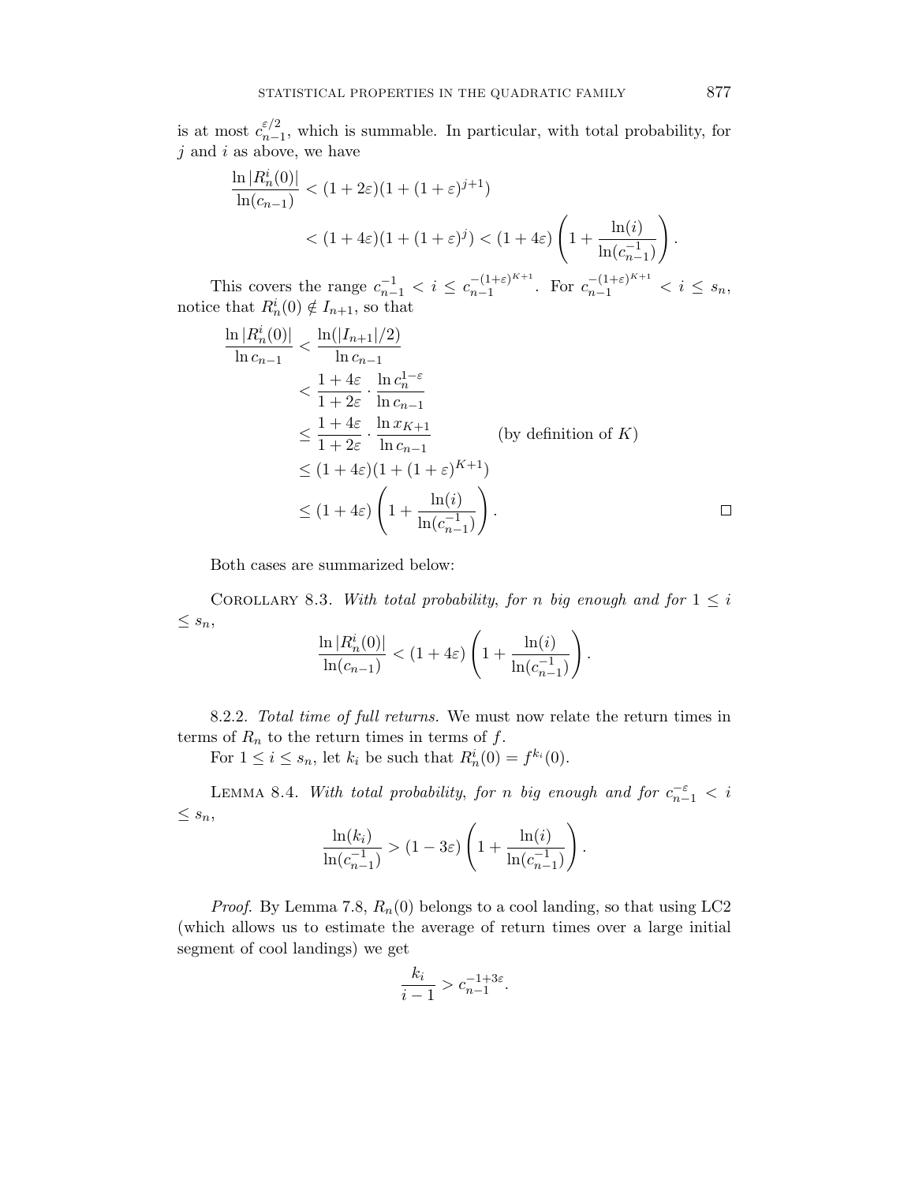is at most $c_{n-1}^{\varepsilon/2}$, which is summable. In particular, with total probability, for $j$ and $i$ as above, we have

$$\frac{\ln |R_n^i(0)|}{\ln(c_{n-1})} < (1+2\varepsilon)(1+(1+\varepsilon)^{j+1})$$
$$< (1+4\varepsilon)(1+(1+\varepsilon)^{j}) < (1+4\varepsilon)\left(1+\frac{\ln(i)}{\ln(c_{n-1}^{-1})}\right).$$

This covers the range $c_{n-1}^{-1} < i \le c_{n-1}^{-(1+\varepsilon)^{K+1}}$. For $c_{n-1}^{-(1+\varepsilon)^{K+1}} < i \le s_n$, notice that $R_n^i(0) \notin I_{n+1}$, so that

$$\begin{aligned}
\frac{\ln |R_n^i(0)|}{\ln c_{n-1}} &< \frac{\ln(|I_{n+1}|/2)}{\ln c_{n-1}} \\
&< \frac{1+4\varepsilon}{1+2\varepsilon} \cdot \frac{\ln c_n^{1-\varepsilon}}{\ln c_{n-1}} \\
&\le \frac{1+4\varepsilon}{1+2\varepsilon} \cdot \frac{\ln x_{K+1}}{\ln c_{n-1}} \qquad \text{(by definition of } K\text{)} \\
&\le (1+4\varepsilon)(1+(1+\varepsilon)^{K+1}) \\
&\le (1+4\varepsilon)\left(1+\frac{\ln(i)}{\ln(c_{n-1}^{-1})}\right).
\end{aligned}$$

□

Both cases are summarized below:

COROLLARY 8.3. *With total probability, for $n$ big enough and for $1 \le i \le s_n$,*

$$\frac{\ln |R_n^i(0)|}{\ln(c_{n-1})} < (1+4\varepsilon)\left(1+\frac{\ln(i)}{\ln(c_{n-1}^{-1})}\right).$$

8.2.2. *Total time of full returns.* We must now relate the return times in terms of $R_n$ to the return times in terms of $f$.

For $1 \le i \le s_n$, let $k_i$ be such that $R_n^i(0) = f^{k_i}(0)$.

LEMMA 8.4. *With total probability, for $n$ big enough and for $c_{n-1}^{-\varepsilon} < i \le s_n$,*

$$\frac{\ln(k_i)}{\ln(c_{n-1}^{-1})} > (1-3\varepsilon)\left(1+\frac{\ln(i)}{\ln(c_{n-1}^{-1})}\right).$$

*Proof.* By Lemma 7.8, $R_n(0)$ belongs to a cool landing, so that using LC2 (which allows us to estimate the average of return times over a large initial segment of cool landings) we get

$$\frac{k_i}{i-1} > c_{n-1}^{-1+3\varepsilon}.$$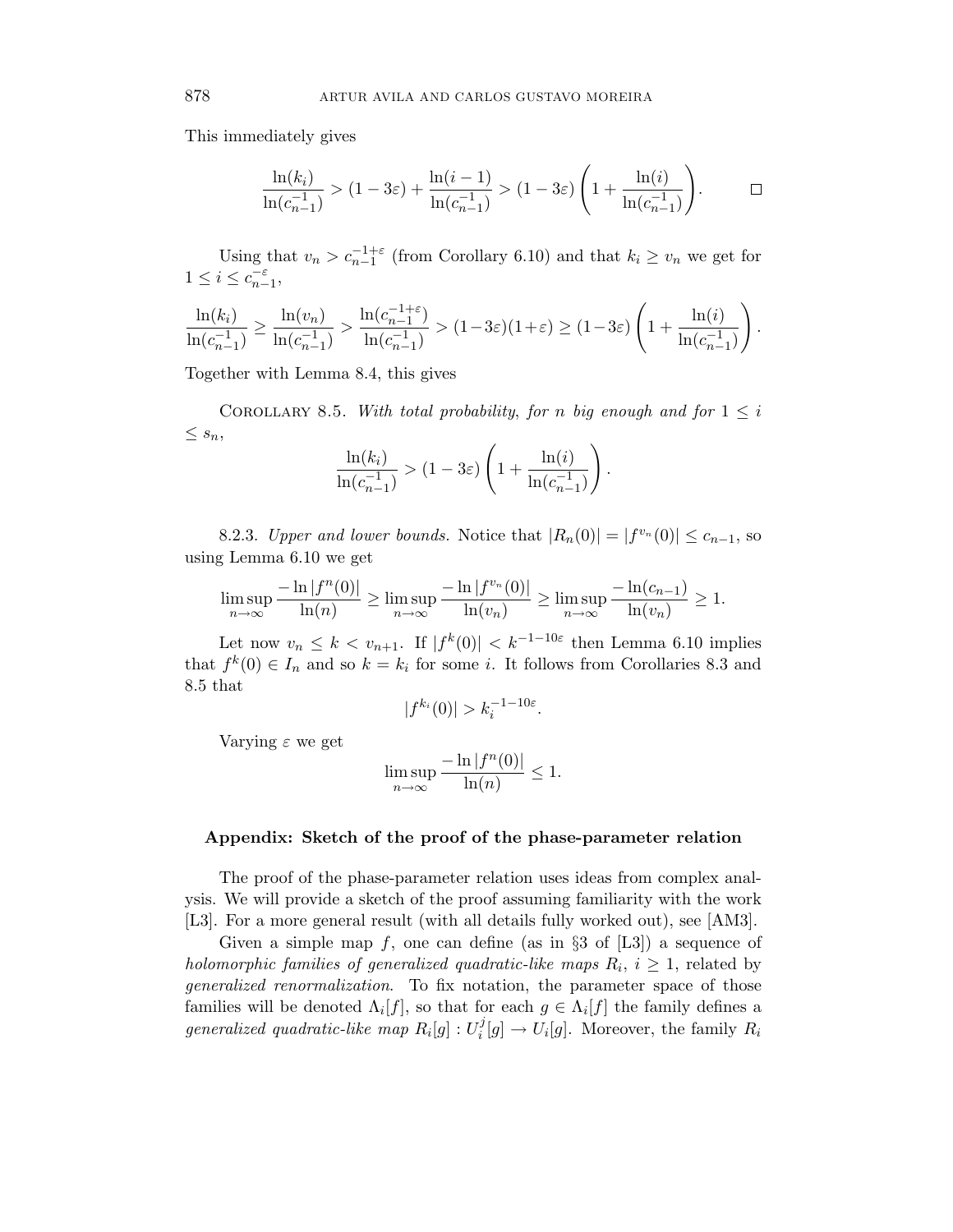This immediately gives

$$\frac{\ln(k_i)}{\ln(c_{n-1}^{-1})} > (1-3\varepsilon) + \frac{\ln(i-1)}{\ln(c_{n-1}^{-1})} > (1-3\varepsilon)\left(1 + \frac{\ln(i)}{\ln(c_{n-1}^{-1})}\right). \qquad \square$$

Using that $v_n > c_{n-1}^{-1+\varepsilon}$ (from Corollary 6.10) and that $k_i \geq v_n$ we get for $1 \leq i \leq c_{n-1}^{-\varepsilon}$,

$$\frac{\ln(k_i)}{\ln(c_{n-1}^{-1})} \geq \frac{\ln(v_n)}{\ln(c_{n-1}^{-1})} > \frac{\ln(c_{n-1}^{-1+\varepsilon})}{\ln(c_{n-1}^{-1})} > (1-3\varepsilon)(1+\varepsilon) \geq (1-3\varepsilon)\left(1 + \frac{\ln(i)}{\ln(c_{n-1}^{-1})}\right).$$

Together with Lemma 8.4, this gives

Corollary 8.5. *With total probability, for $n$ big enough and for $1 \leq i \leq s_n$,*

$$\frac{\ln(k_i)}{\ln(c_{n-1}^{-1})} > (1-3\varepsilon)\left(1 + \frac{\ln(i)}{\ln(c_{n-1}^{-1})}\right).$$

8.2.3. *Upper and lower bounds.* Notice that $|R_n(0)| = |f^{v_n}(0)| \leq c_{n-1}$, so using Lemma 6.10 we get

$$\limsup_{n\to\infty} \frac{-\ln|f^n(0)|}{\ln(n)} \geq \limsup_{n\to\infty} \frac{-\ln|f^{v_n}(0)|}{\ln(v_n)} \geq \limsup_{n\to\infty} \frac{-\ln(c_{n-1})}{\ln(v_n)} \geq 1.$$

Let now $v_n \leq k < v_{n+1}$. If $|f^k(0)| < k^{-1-10\varepsilon}$ then Lemma 6.10 implies that $f^k(0) \in I_n$ and so $k = k_i$ for some $i$. It follows from Corollaries 8.3 and 8.5 that

$$|f^{k_i}(0)| > k_i^{-1-10\varepsilon}.$$

Varying $\varepsilon$ we get

$$\limsup_{n\to\infty} \frac{-\ln|f^n(0)|}{\ln(n)} \leq 1.$$

## Appendix: Sketch of the proof of the phase-parameter relation

The proof of the phase-parameter relation uses ideas from complex analysis. We will provide a sketch of the proof assuming familiarity with the work [L3]. For a more general result (with all details fully worked out), see [AM3].

Given a simple map $f$, one can define (as in §3 of [L3]) a sequence of *holomorphic families of generalized quadratic-like maps* $R_i$, $i \geq 1$, related by *generalized renormalization*. To fix notation, the parameter space of those families will be denoted $\Lambda_i[f]$, so that for each $g \in \Lambda_i[f]$ the family defines a *generalized quadratic-like map* $R_i[g] : U_i^j[g] \to U_i[g]$. Moreover, the family $R_i$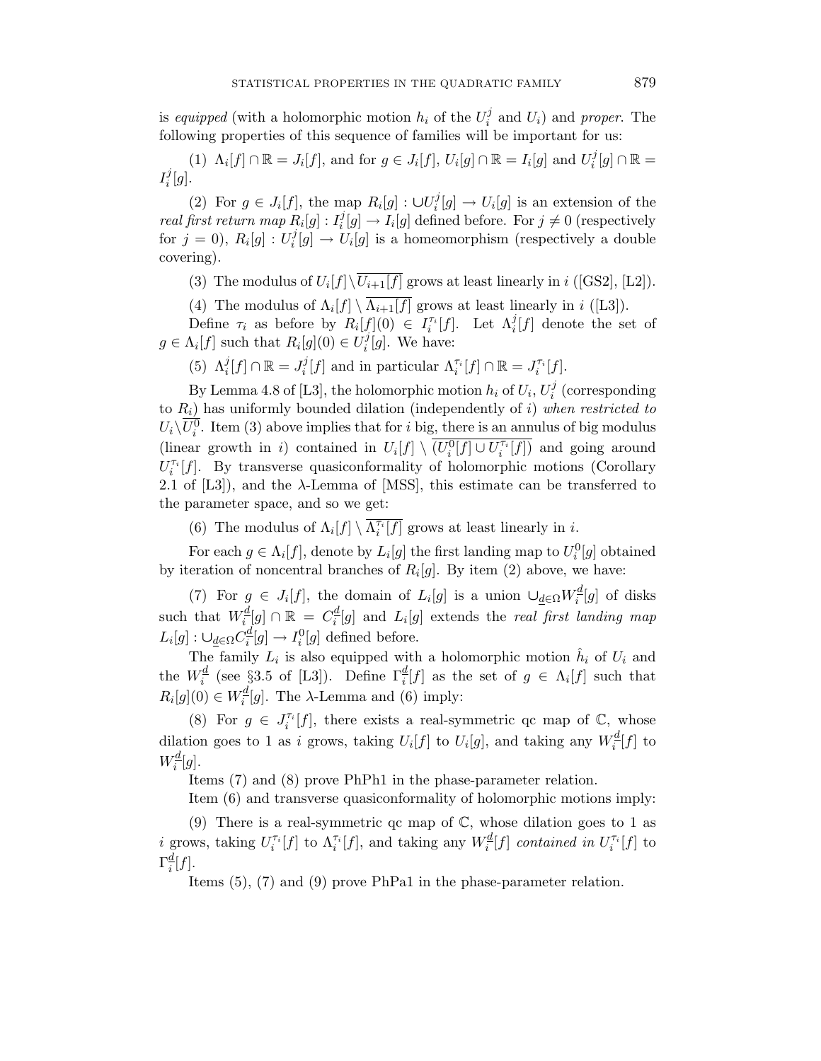is *equipped* (with a holomorphic motion $h_i$ of the $U_i^j$ and $U_i$) and *proper*. The following properties of this sequence of families will be important for us:

(1) $\Lambda_i[f] \cap \mathbb{R} = J_i[f]$, and for $g \in J_i[f]$, $U_i[g] \cap \mathbb{R} = I_i[g]$ and $U_i^j[g] \cap \mathbb{R} = I_i^j[g]$.

(2) For $g \in J_i[f]$, the map $R_i[g] : \cup U_i^j[g] \to U_i[g]$ is an extension of the *real first return map* $R_i[g] : I_i^j[g] \to I_i[g]$ defined before. For $j \neq 0$ (respectively for $j = 0$), $R_i[g] : U_i^j[g] \to U_i[g]$ is a homeomorphism (respectively a double covering).

(3) The modulus of $U_i[f] \backslash \overline{U_{i+1}[f]}$ grows at least linearly in $i$ ([GS2], [L2]).

(4) The modulus of $\Lambda_i[f] \setminus \overline{\Lambda_{i+1}[f]}$ grows at least linearly in $i$ ([L3]).

Define $\tau_i$ as before by $R_i[f](0) \in I_i^{\tau_i}[f]$. Let $\Lambda_i^j[f]$ denote the set of $g \in \Lambda_i[f]$ such that $R_i[g](0) \in U_i^j[g]$. We have:

(5) $\Lambda_i^j[f] \cap \mathbb{R} = J_i^j[f]$ and in particular $\Lambda_i^{\tau_i}[f] \cap \mathbb{R} = J_i^{\tau_i}[f]$.

By Lemma 4.8 of [L3], the holomorphic motion $h_i$ of $U_i$, $U_i^j$ (corresponding to $R_i$) has uniformly bounded dilation (independently of $i$) *when restricted to* $U_i \backslash \overline{U_i^0}$. Item (3) above implies that for $i$ big, there is an annulus of big modulus (linear growth in $i$) contained in $U_i[f] \setminus \overline{(U_i^0[f] \cup U_i^{\tau_i}[f])}$ and going around $U_i^{\tau_i}[f]$. By transverse quasiconformality of holomorphic motions (Corollary 2.1 of [L3]), and the $\lambda$-Lemma of [MSS], this estimate can be transferred to the parameter space, and so we get:

(6) The modulus of $\Lambda_i[f] \setminus \overline{\Lambda_i^{\tau_i}[f]}$ grows at least linearly in $i$.

For each $g \in \Lambda_i[f]$, denote by $L_i[g]$ the first landing map to $U_i^0[g]$ obtained by iteration of noncentral branches of $R_i[g]$. By item (2) above, we have:

(7) For $g \in J_i[f]$, the domain of $L_i[g]$ is a union $\cup_{\underline{d} \in \Omega} W_i^{\underline{d}}[g]$ of disks such that $W_i^{\underline{d}}[g] \cap \mathbb{R} = C_i^{\underline{d}}[g]$ and $L_i[g]$ extends the *real first landing map* $L_i[g] : \cup_{\underline{d} \in \Omega} C_i^{\underline{d}}[g] \to I_i^0[g]$ defined before.

The family $L_i$ is also equipped with a holomorphic motion $\hat{h}_i$ of $U_i$ and the $W_i^{\underline{d}}$ (see §3.5 of [L3]). Define $\Gamma_i^{\underline{d}}[f]$ as the set of $g \in \Lambda_i[f]$ such that $R_i[g](0) \in W_i^{\underline{d}}[g]$. The $\lambda$-Lemma and (6) imply:

(8) For $g \in J_i^{\tau_i}[f]$, there exists a real-symmetric qc map of $\mathbb{C}$, whose dilation goes to 1 as $i$ grows, taking $U_i[f]$ to $U_i[g]$, and taking any $W_i^{\underline{d}}[f]$ to $W_i^{\underline{d}}[g]$.

Items (7) and (8) prove PhPh1 in the phase-parameter relation.

Item (6) and transverse quasiconformality of holomorphic motions imply:

(9) There is a real-symmetric qc map of $\mathbb{C}$, whose dilation goes to 1 as $i$ grows, taking $U_i^{\tau_i}[f]$ to $\Lambda_i^{\tau_i}[f]$, and taking any $W_i^{\underline{d}}[f]$ *contained in* $U_i^{\tau_i}[f]$ to $\Gamma_i^{\underline{d}}[f]$.

Items (5), (7) and (9) prove PhPa1 in the phase-parameter relation.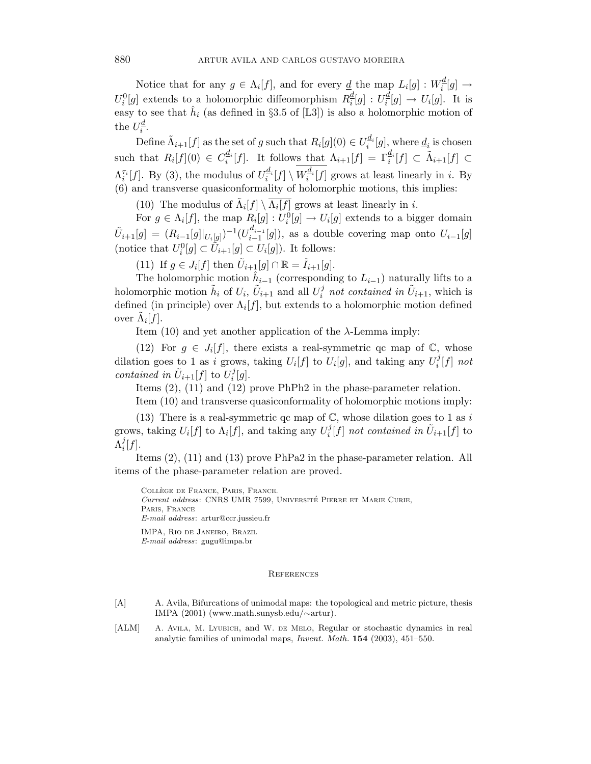Notice that for any $g \in \Lambda_i[f]$, and for every $\underline{d}$ the map $L_i[g] : W_i^{\underline{d}}[g] \to U_i^0[g]$ extends to a holomorphic diffeomorphism $R_i^{\underline{d}}[g] : U_i^{\underline{d}}[g] \to U_i[g]$. It is easy to see that $\hat{h}_i$ (as defined in §3.5 of [L3]) is also a holomorphic motion of the $U_i^{\underline{d}}$.

Define $\tilde{\Lambda}_{i+1}[f]$ as the set of $g$ such that $R_i[g](0) \in U_i^{\underline{d}_i}[g]$, where $\underline{d}_i$ is chosen such that $R_i[f](0) \in C_i^{\underline{d}_i}[f]$. It follows that $\Lambda_{i+1}[f] = \Gamma_i^{\underline{d}_i}[f] \subset \tilde{\Lambda}_{i+1}[f] \subset \Lambda_i^{\tau_i}[f]$. By (3), the modulus of $U_i^{\underline{d}_i}[f] \setminus \overline{W_i^{\underline{d}_i}[f]}$ grows at least linearly in $i$. By (6) and transverse quasiconformality of holomorphic motions, this implies:

(10) The modulus of $\tilde{\Lambda}_i[f] \setminus \overline{\Lambda_i[f]}$ grows at least linearly in $i$.

For $g \in \Lambda_i[f]$, the map $R_i[g] : U_i^0[g] \to U_i[g]$ extends to a bigger domain $\tilde{U}_{i+1}[g] = (R_{i-1}[g]|_{U_i[g]})^{-1}(U_{i-1}^{\underline{d}_{i-1}}[g])$, as a double covering map onto $U_{i-1}[g]$ (notice that $U_i^0[g] \subset \tilde{U}_{i+1}[g] \subset U_i[g]$). It follows:

(11) If $g \in J_i[f]$ then $\tilde{U}_{i+1}[g] \cap \mathbb{R} = \tilde{I}_{i+1}[g]$.

The holomorphic motion $\hat{h}_{i-1}$ (corresponding to $L_{i-1}$) naturally lifts to a holomorphic motion $\tilde{h}_i$ of $U_i$, $\tilde{U}_{i+1}$ and all $U_i^j$ *not contained in* $\tilde{U}_{i+1}$, which is defined (in principle) over $\Lambda_i[f]$, but extends to a holomorphic motion defined over $\tilde{\Lambda}_i[f]$.

Item (10) and yet another application of the $\lambda$-Lemma imply:

(12) For $g \in J_i[f]$, there exists a real-symmetric qc map of $\mathbb{C}$, whose dilation goes to 1 as $i$ grows, taking $U_i[f]$ to $U_i[g]$, and taking any $U_i^j[f]$ *not contained in* $\tilde{U}_{i+1}[f]$ to $U_i^j[g]$.

Items (2), (11) and (12) prove PhPh2 in the phase-parameter relation.

Item (10) and transverse quasiconformality of holomorphic motions imply:

(13) There is a real-symmetric qc map of $\mathbb{C}$, whose dilation goes to 1 as $i$ grows, taking $U_i[f]$ to $\Lambda_i[f]$, and taking any $U_i^j[f]$ *not contained in* $\tilde{U}_{i+1}[f]$ to $\Lambda_i^j[f]$.

Items (2), (11) and (13) prove PhPa2 in the phase-parameter relation. All items of the phase-parameter relation are proved.

Collège de France, Paris, France.
*Current address*: CNRS UMR 7599, Université Pierre et Marie Curie, Paris, France
*E-mail address*: artur@ccr.jussieu.fr

IMPA, Rio de Janeiro, Brazil
*E-mail address*: gugu@impa.br

## References

[A] A. Avila, Bifurcations of unimodal maps: the topological and metric picture, thesis IMPA (2001) (www.math.sunysb.edu/∼artur).

[ALM] A. Avila, M. Lyubich, and W. de Melo, Regular or stochastic dynamics in real analytic families of unimodal maps, *Invent. Math.* **154** (2003), 451–550.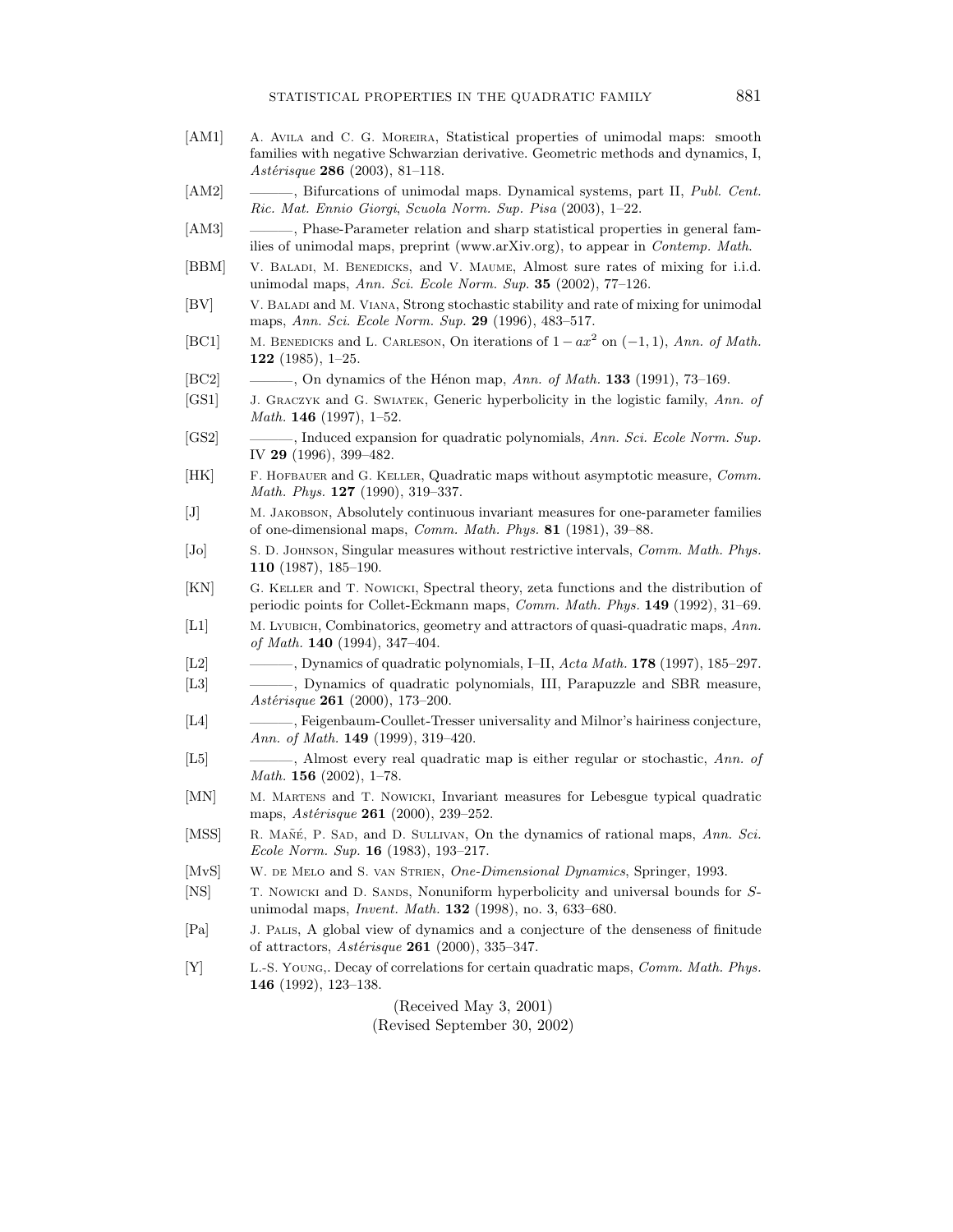[AM1] A. Avila and C. G. Moreira, Statistical properties of unimodal maps: smooth families with negative Schwarzian derivative. Geometric methods and dynamics, I, *Astérisque* **286** (2003), 81–118.

[AM2] ———, Bifurcations of unimodal maps. Dynamical systems, part II, *Publ. Cent. Ric. Mat. Ennio Giorgi*, *Scuola Norm. Sup. Pisa* (2003), 1–22.

[AM3] ———, Phase-Parameter relation and sharp statistical properties in general families of unimodal maps, preprint (www.arXiv.org), to appear in *Contemp. Math*.

[BBM] V. Baladi, M. Benedicks, and V. Maume, Almost sure rates of mixing for i.i.d. unimodal maps, *Ann. Sci. Ecole Norm. Sup.* **35** (2002), 77–126.

[BV] V. Baladi and M. Viana, Strong stochastic stability and rate of mixing for unimodal maps, *Ann. Sci. Ecole Norm. Sup.* **29** (1996), 483–517.

[BC1] M. Benedicks and L. Carleson, On iterations of $1 - ax^2$ on $(-1, 1)$, *Ann. of Math.* **122** (1985), 1–25.

[BC2] ———, On dynamics of the Hénon map, *Ann. of Math.* **133** (1991), 73–169.

[GS1] J. Graczyk and G. Swiatek, Generic hyperbolicity in the logistic family, *Ann. of Math.* **146** (1997), 1–52.

[GS2] ———, Induced expansion for quadratic polynomials, *Ann. Sci. Ecole Norm. Sup.* IV **29** (1996), 399–482.

[HK] F. Hofbauer and G. Keller, Quadratic maps without asymptotic measure, *Comm. Math. Phys.* **127** (1990), 319–337.

[J] M. Jakobson, Absolutely continuous invariant measures for one-parameter families of one-dimensional maps, *Comm. Math. Phys.* **81** (1981), 39–88.

[Jo] S. D. Johnson, Singular measures without restrictive intervals, *Comm. Math. Phys.* **110** (1987), 185–190.

[KN] G. Keller and T. Nowicki, Spectral theory, zeta functions and the distribution of periodic points for Collet-Eckmann maps, *Comm. Math. Phys.* **149** (1992), 31–69.

[L1] M. Lyubich, Combinatorics, geometry and attractors of quasi-quadratic maps, *Ann. of Math.* **140** (1994), 347–404.

[L2] ———, Dynamics of quadratic polynomials, I–II, *Acta Math.* **178** (1997), 185–297.

[L3] ———, Dynamics of quadratic polynomials, III, Parapuzzle and SBR measure, *Astérisque* **261** (2000), 173–200.

[L4] ———, Feigenbaum-Coullet-Tresser universality and Milnor's hairiness conjecture, *Ann. of Math.* **149** (1999), 319–420.

[L5] ———, Almost every real quadratic map is either regular or stochastic, *Ann. of Math.* **156** (2002), 1–78.

[MN] M. Martens and T. Nowicki, Invariant measures for Lebesgue typical quadratic maps, *Astérisque* **261** (2000), 239–252.

[MSS] R. Mañé, P. Sad, and D. Sullivan, On the dynamics of rational maps, *Ann. Sci. Ecole Norm. Sup.* **16** (1983), 193–217.

[MvS] W. de Melo and S. van Strien, *One-Dimensional Dynamics*, Springer, 1993.

[NS] T. Nowicki and D. Sands, Nonuniform hyperbolicity and universal bounds for $S$-unimodal maps, *Invent. Math.* **132** (1998), no. 3, 633–680.

[Pa] J. Palis, A global view of dynamics and a conjecture of the denseness of finitude of attractors, *Astérisque* **261** (2000), 335–347.

[Y] L.-S. Young,. Decay of correlations for certain quadratic maps, *Comm. Math. Phys.* **146** (1992), 123–138.

(Received May 3, 2001)
(Revised September 30, 2002)